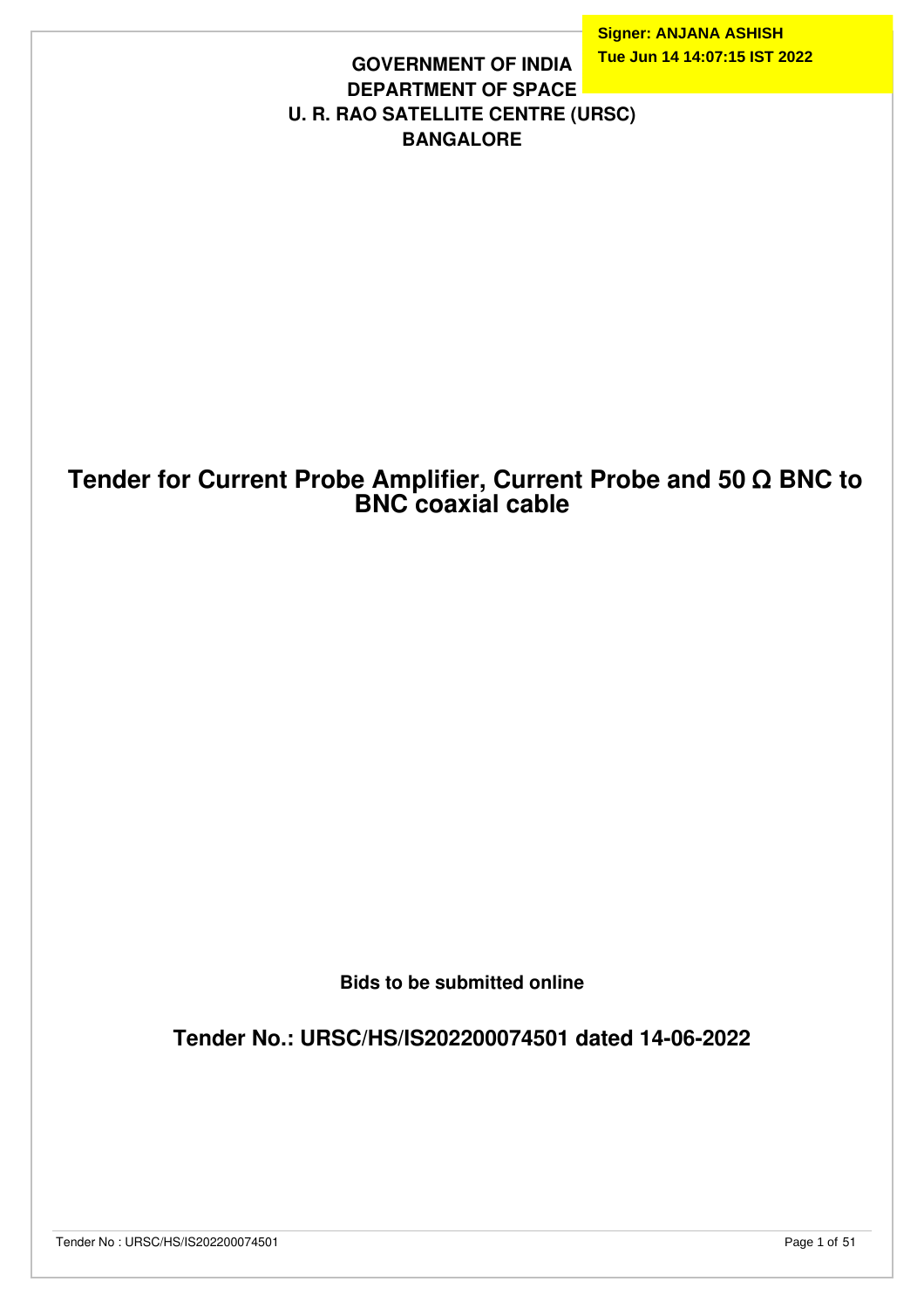Signer: ANJANA ASHISH
Tue Jun 14 14:07:15 IST 2022

**GOVERNMENT OF INDIA**
**DEPARTMENT OF SPACE**
**U. R. RAO SATELLITE CENTRE (URSC)**
**BANGALORE**

# Tender for Current Probe Amplifier, Current Probe and 50 Ω BNC to BNC coaxial cable

**Bids to be submitted online**

## Tender No.: URSC/HS/IS202200074501 dated 14-06-2022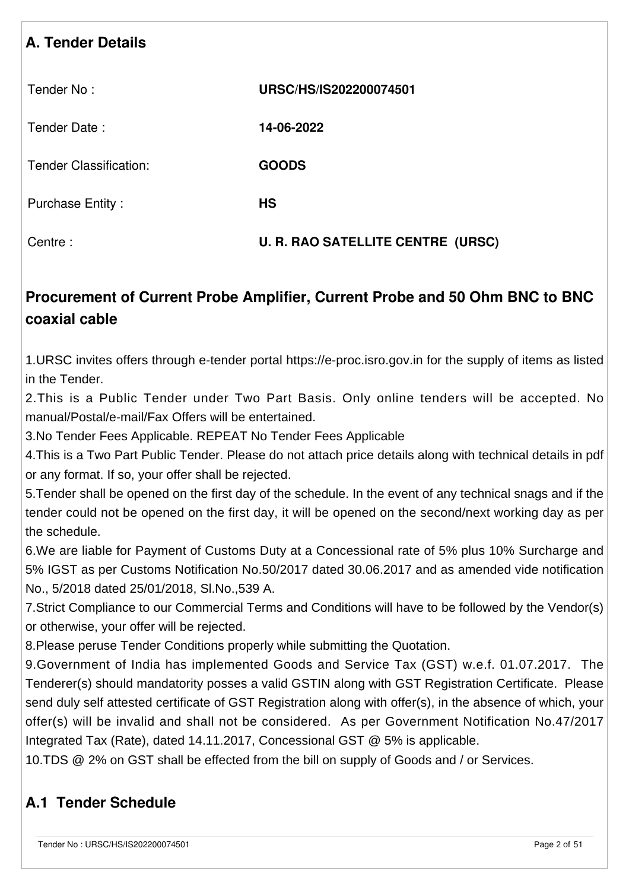## A. Tender Details

| | |
|---|---|
| Tender No : | **URSC/HS/IS202200074501** |
| Tender Date : | **14-06-2022** |
| Tender Classification: | **GOODS** |
| Purchase Entity : | **HS** |
| Centre : | **U. R. RAO SATELLITE CENTRE (URSC)** |

## Procurement of Current Probe Amplifier, Current Probe and 50 Ohm BNC to BNC coaxial cable

1.URSC invites offers through e-tender portal https://e-proc.isro.gov.in for the supply of items as listed in the Tender.
2.This is a Public Tender under Two Part Basis. Only online tenders will be accepted. No manual/Postal/e-mail/Fax Offers will be entertained.
3.No Tender Fees Applicable. REPEAT No Tender Fees Applicable
4.This is a Two Part Public Tender. Please do not attach price details along with technical details in pdf or any format. If so, your offer shall be rejected.
5.Tender shall be opened on the first day of the schedule. In the event of any technical snags and if the tender could not be opened on the first day, it will be opened on the second/next working day as per the schedule.
6.We are liable for Payment of Customs Duty at a Concessional rate of 5% plus 10% Surcharge and 5% IGST as per Customs Notification No.50/2017 dated 30.06.2017 and as amended vide notification No., 5/2018 dated 25/01/2018, Sl.No.,539 A.
7.Strict Compliance to our Commercial Terms and Conditions will have to be followed by the Vendor(s) or otherwise, your offer will be rejected.
8.Please peruse Tender Conditions properly while submitting the Quotation.
9.Government of India has implemented Goods and Service Tax (GST) w.e.f. 01.07.2017. The Tenderer(s) should mandatority posses a valid GSTIN along with GST Registration Certificate. Please send duly self attested certificate of GST Registration along with offer(s), in the absence of which, your offer(s) will be invalid and shall not be considered. As per Government Notification No.47/2017 Integrated Tax (Rate), dated 14.11.2017, Concessional GST @ 5% is applicable.
10.TDS @ 2% on GST shall be effected from the bill on supply of Goods and / or Services.

## A.1 Tender Schedule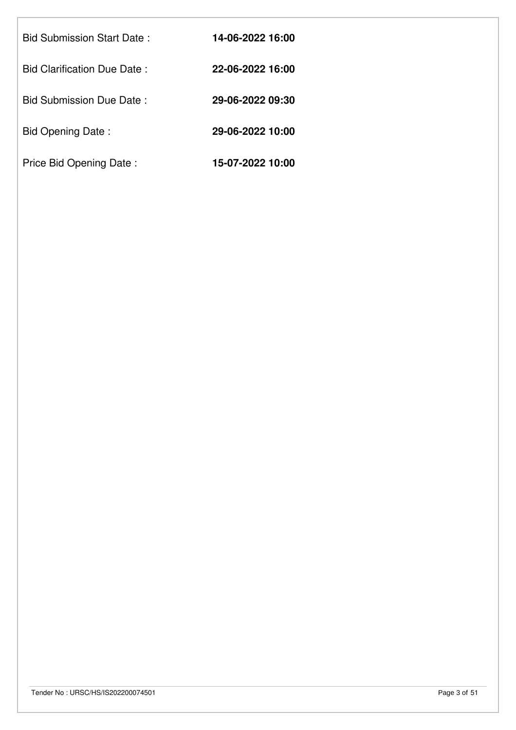| | |
|---|---|
| Bid Submission Start Date : | **14-06-2022 16:00** |
| Bid Clarification Due Date : | **22-06-2022 16:00** |
| Bid Submission Due Date : | **29-06-2022 09:30** |
| Bid Opening Date : | **29-06-2022 10:00** |
| Price Bid Opening Date : | **15-07-2022 10:00** |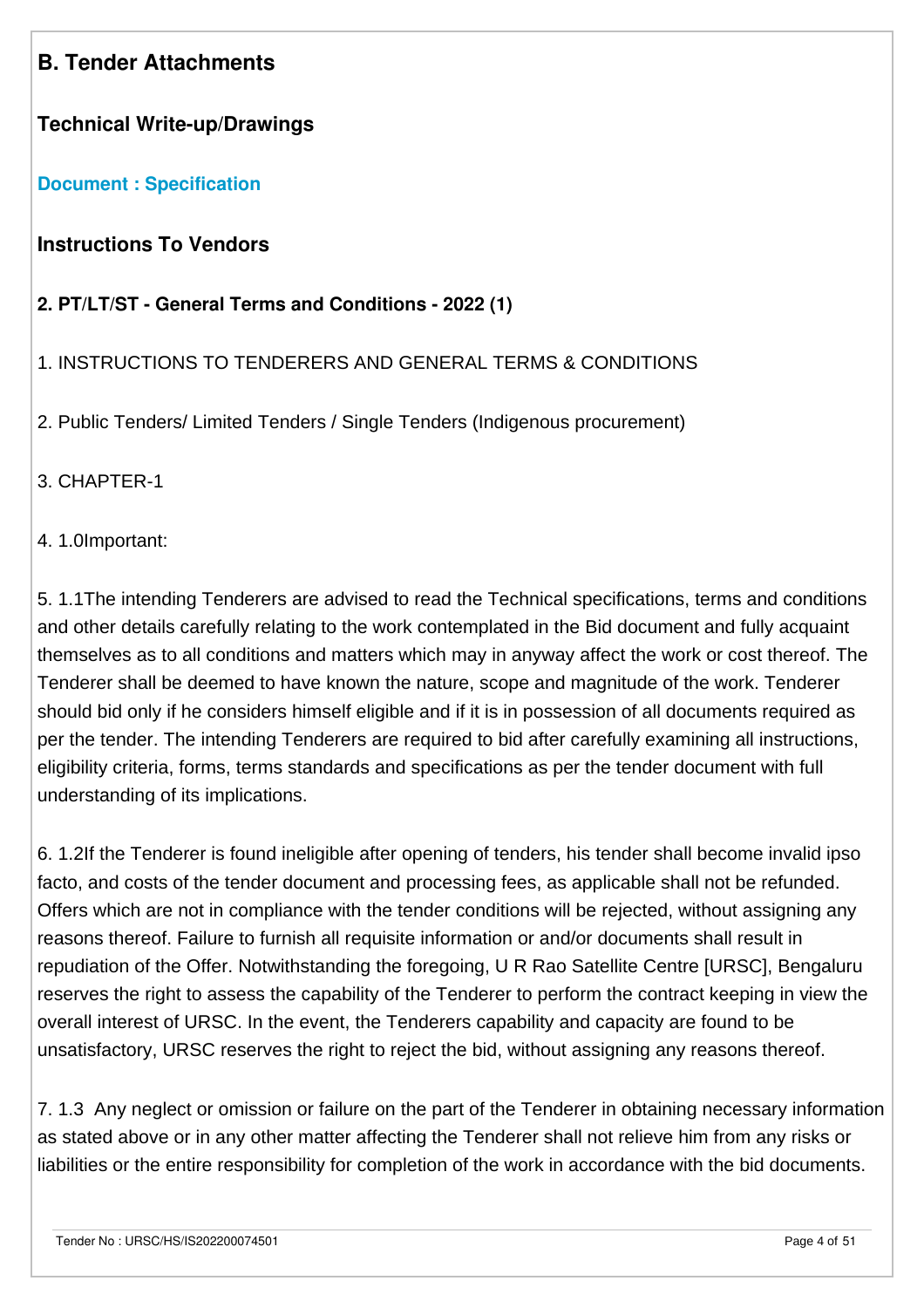## B. Tender Attachments

### Technical Write-up/Drawings

**Document : Specification**

### Instructions To Vendors

**2. PT/LT/ST - General Terms and Conditions - 2022 (1)**

1. INSTRUCTIONS TO TENDERERS AND GENERAL TERMS & CONDITIONS

2. Public Tenders/ Limited Tenders / Single Tenders (Indigenous procurement)

3. CHAPTER-1

4. 1.0Important:

5. 1.1The intending Tenderers are advised to read the Technical specifications, terms and conditions and other details carefully relating to the work contemplated in the Bid document and fully acquaint themselves as to all conditions and matters which may in anyway affect the work or cost thereof. The Tenderer shall be deemed to have known the nature, scope and magnitude of the work. Tenderer should bid only if he considers himself eligible and if it is in possession of all documents required as per the tender. The intending Tenderers are required to bid after carefully examining all instructions, eligibility criteria, forms, terms standards and specifications as per the tender document with full understanding of its implications.

6. 1.2If the Tenderer is found ineligible after opening of tenders, his tender shall become invalid ipso facto, and costs of the tender document and processing fees, as applicable shall not be refunded. Offers which are not in compliance with the tender conditions will be rejected, without assigning any reasons thereof. Failure to furnish all requisite information or and/or documents shall result in repudiation of the Offer. Notwithstanding the foregoing, U R Rao Satellite Centre [URSC], Bengaluru reserves the right to assess the capability of the Tenderer to perform the contract keeping in view the overall interest of URSC. In the event, the Tenderers capability and capacity are found to be unsatisfactory, URSC reserves the right to reject the bid, without assigning any reasons thereof.

7. 1.3 Any neglect or omission or failure on the part of the Tenderer in obtaining necessary information as stated above or in any other matter affecting the Tenderer shall not relieve him from any risks or liabilities or the entire responsibility for completion of the work in accordance with the bid documents.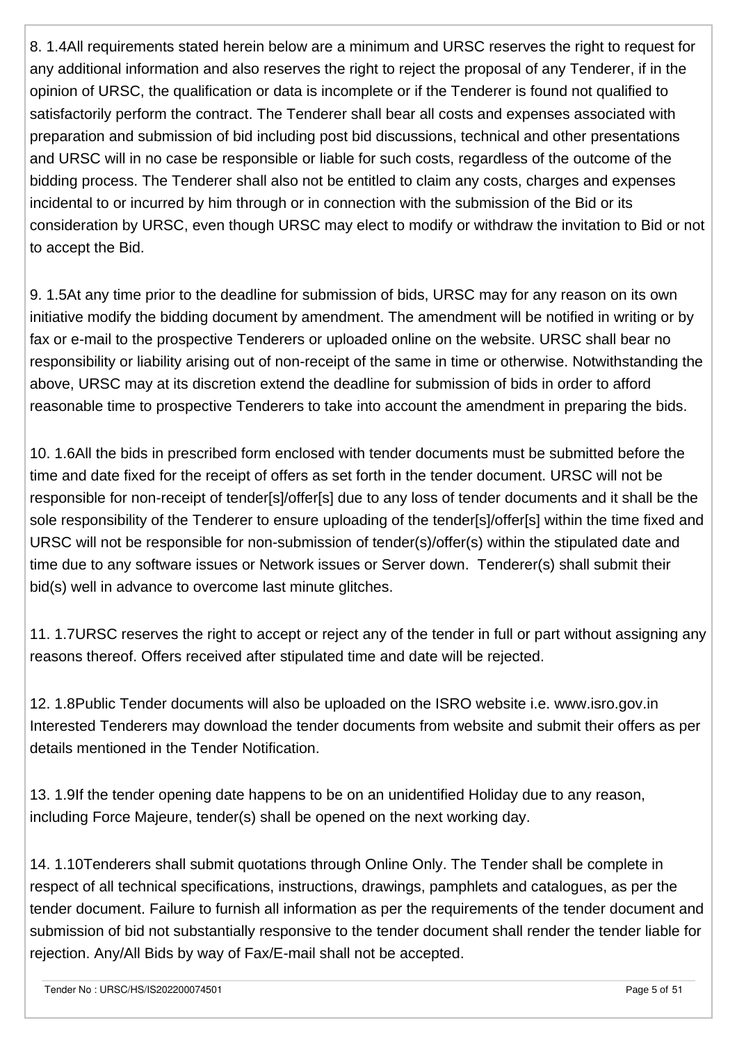8. 1.4All requirements stated herein below are a minimum and URSC reserves the right to request for any additional information and also reserves the right to reject the proposal of any Tenderer, if in the opinion of URSC, the qualification or data is incomplete or if the Tenderer is found not qualified to satisfactorily perform the contract. The Tenderer shall bear all costs and expenses associated with preparation and submission of bid including post bid discussions, technical and other presentations and URSC will in no case be responsible or liable for such costs, regardless of the outcome of the bidding process. The Tenderer shall also not be entitled to claim any costs, charges and expenses incidental to or incurred by him through or in connection with the submission of the Bid or its consideration by URSC, even though URSC may elect to modify or withdraw the invitation to Bid or not to accept the Bid.

9. 1.5At any time prior to the deadline for submission of bids, URSC may for any reason on its own initiative modify the bidding document by amendment. The amendment will be notified in writing or by fax or e-mail to the prospective Tenderers or uploaded online on the website. URSC shall bear no responsibility or liability arising out of non-receipt of the same in time or otherwise. Notwithstanding the above, URSC may at its discretion extend the deadline for submission of bids in order to afford reasonable time to prospective Tenderers to take into account the amendment in preparing the bids.

10. 1.6All the bids in prescribed form enclosed with tender documents must be submitted before the time and date fixed for the receipt of offers as set forth in the tender document. URSC will not be responsible for non-receipt of tender[s]/offer[s] due to any loss of tender documents and it shall be the sole responsibility of the Tenderer to ensure uploading of the tender[s]/offer[s] within the time fixed and URSC will not be responsible for non-submission of tender(s)/offer(s) within the stipulated date and time due to any software issues or Network issues or Server down. Tenderer(s) shall submit their bid(s) well in advance to overcome last minute glitches.

11. 1.7URSC reserves the right to accept or reject any of the tender in full or part without assigning any reasons thereof. Offers received after stipulated time and date will be rejected.

12. 1.8Public Tender documents will also be uploaded on the ISRO website i.e. www.isro.gov.in Interested Tenderers may download the tender documents from website and submit their offers as per details mentioned in the Tender Notification.

13. 1.9If the tender opening date happens to be on an unidentified Holiday due to any reason, including Force Majeure, tender(s) shall be opened on the next working day.

14. 1.10Tenderers shall submit quotations through Online Only. The Tender shall be complete in respect of all technical specifications, instructions, drawings, pamphlets and catalogues, as per the tender document. Failure to furnish all information as per the requirements of the tender document and submission of bid not substantially responsive to the tender document shall render the tender liable for rejection. Any/All Bids by way of Fax/E-mail shall not be accepted.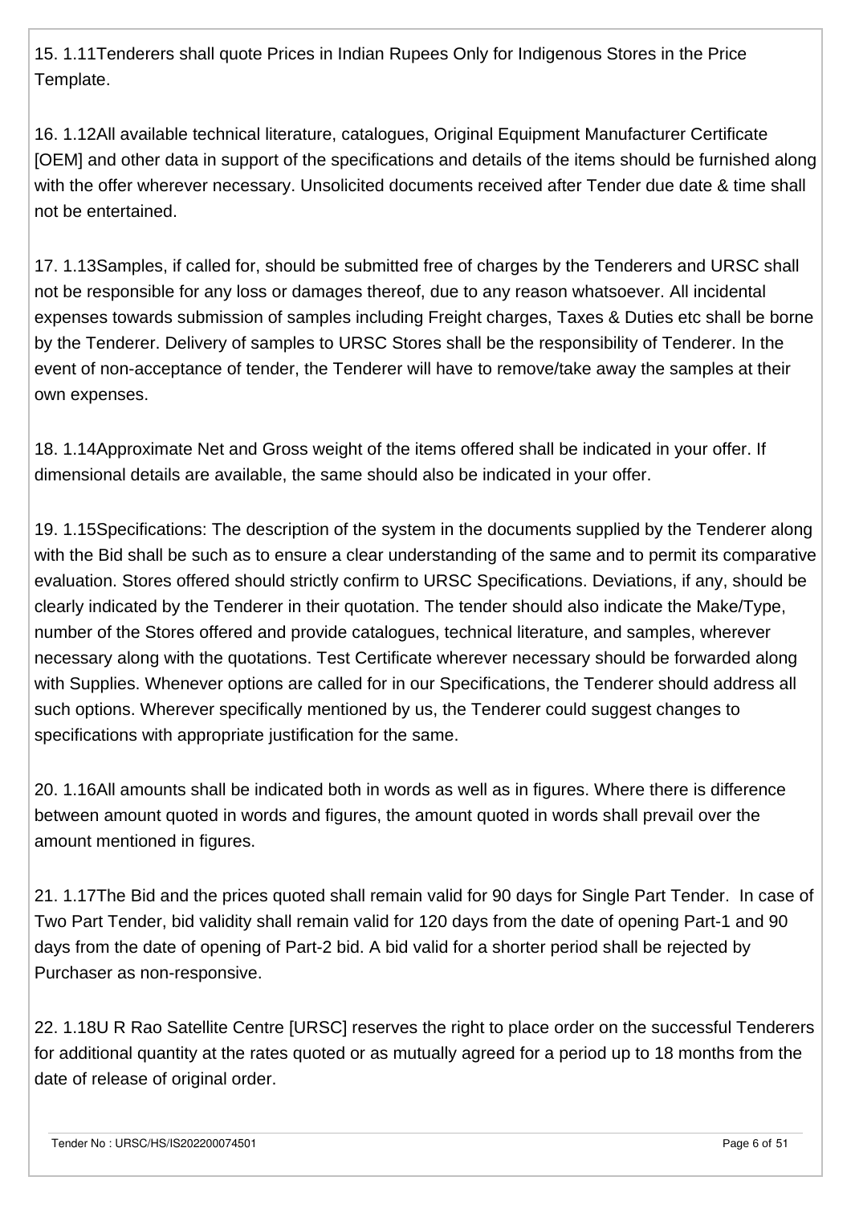15. 1.11Tenderers shall quote Prices in Indian Rupees Only for Indigenous Stores in the Price Template.

16. 1.12All available technical literature, catalogues, Original Equipment Manufacturer Certificate [OEM] and other data in support of the specifications and details of the items should be furnished along with the offer wherever necessary. Unsolicited documents received after Tender due date & time shall not be entertained.

17. 1.13Samples, if called for, should be submitted free of charges by the Tenderers and URSC shall not be responsible for any loss or damages thereof, due to any reason whatsoever. All incidental expenses towards submission of samples including Freight charges, Taxes & Duties etc shall be borne by the Tenderer. Delivery of samples to URSC Stores shall be the responsibility of Tenderer. In the event of non-acceptance of tender, the Tenderer will have to remove/take away the samples at their own expenses.

18. 1.14Approximate Net and Gross weight of the items offered shall be indicated in your offer. If dimensional details are available, the same should also be indicated in your offer.

19. 1.15Specifications: The description of the system in the documents supplied by the Tenderer along with the Bid shall be such as to ensure a clear understanding of the same and to permit its comparative evaluation. Stores offered should strictly confirm to URSC Specifications. Deviations, if any, should be clearly indicated by the Tenderer in their quotation. The tender should also indicate the Make/Type, number of the Stores offered and provide catalogues, technical literature, and samples, wherever necessary along with the quotations. Test Certificate wherever necessary should be forwarded along with Supplies. Whenever options are called for in our Specifications, the Tenderer should address all such options. Wherever specifically mentioned by us, the Tenderer could suggest changes to specifications with appropriate justification for the same.

20. 1.16All amounts shall be indicated both in words as well as in figures. Where there is difference between amount quoted in words and figures, the amount quoted in words shall prevail over the amount mentioned in figures.

21. 1.17The Bid and the prices quoted shall remain valid for 90 days for Single Part Tender. In case of Two Part Tender, bid validity shall remain valid for 120 days from the date of opening Part-1 and 90 days from the date of opening of Part-2 bid. A bid valid for a shorter period shall be rejected by Purchaser as non-responsive.

22. 1.18U R Rao Satellite Centre [URSC] reserves the right to place order on the successful Tenderers for additional quantity at the rates quoted or as mutually agreed for a period up to 18 months from the date of release of original order.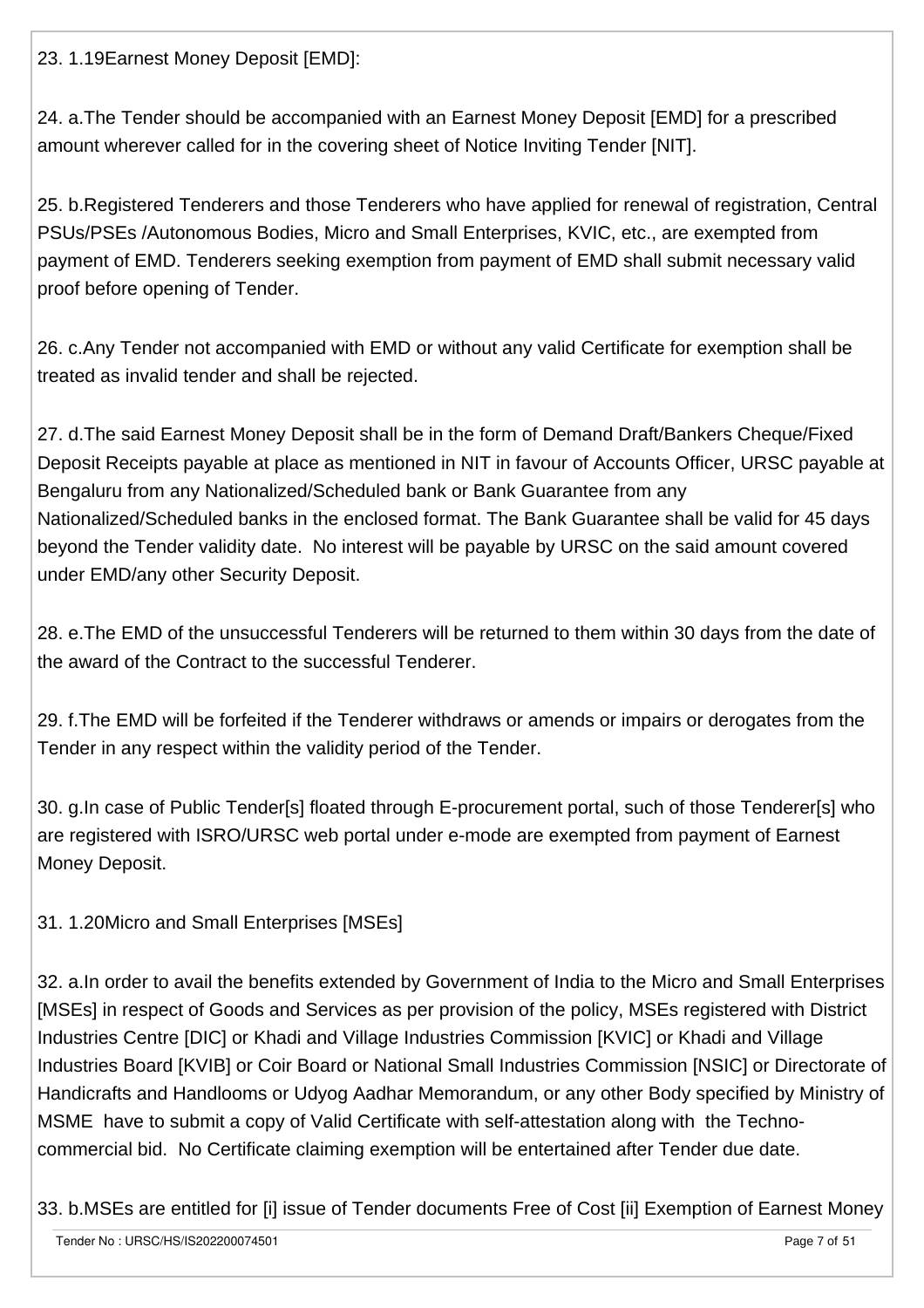23. 1.19Earnest Money Deposit [EMD]:

24. a.The Tender should be accompanied with an Earnest Money Deposit [EMD] for a prescribed amount wherever called for in the covering sheet of Notice Inviting Tender [NIT].

25. b.Registered Tenderers and those Tenderers who have applied for renewal of registration, Central PSUs/PSEs /Autonomous Bodies, Micro and Small Enterprises, KVIC, etc., are exempted from payment of EMD. Tenderers seeking exemption from payment of EMD shall submit necessary valid proof before opening of Tender.

26. c.Any Tender not accompanied with EMD or without any valid Certificate for exemption shall be treated as invalid tender and shall be rejected.

27. d.The said Earnest Money Deposit shall be in the form of Demand Draft/Bankers Cheque/Fixed Deposit Receipts payable at place as mentioned in NIT in favour of Accounts Officer, URSC payable at Bengaluru from any Nationalized/Scheduled bank or Bank Guarantee from any Nationalized/Scheduled banks in the enclosed format. The Bank Guarantee shall be valid for 45 days beyond the Tender validity date. No interest will be payable by URSC on the said amount covered under EMD/any other Security Deposit.

28. e.The EMD of the unsuccessful Tenderers will be returned to them within 30 days from the date of the award of the Contract to the successful Tenderer.

29. f.The EMD will be forfeited if the Tenderer withdraws or amends or impairs or derogates from the Tender in any respect within the validity period of the Tender.

30. g.In case of Public Tender[s] floated through E-procurement portal, such of those Tenderer[s] who are registered with ISRO/URSC web portal under e-mode are exempted from payment of Earnest Money Deposit.

31. 1.20Micro and Small Enterprises [MSEs]

32. a.In order to avail the benefits extended by Government of India to the Micro and Small Enterprises [MSEs] in respect of Goods and Services as per provision of the policy, MSEs registered with District Industries Centre [DIC] or Khadi and Village Industries Commission [KVIC] or Khadi and Village Industries Board [KVIB] or Coir Board or National Small Industries Commission [NSIC] or Directorate of Handicrafts and Handlooms or Udyog Aadhar Memorandum, or any other Body specified by Ministry of MSME have to submit a copy of Valid Certificate with self-attestation along with the Techno-commercial bid. No Certificate claiming exemption will be entertained after Tender due date.

33. b.MSEs are entitled for [i] issue of Tender documents Free of Cost [ii] Exemption of Earnest Money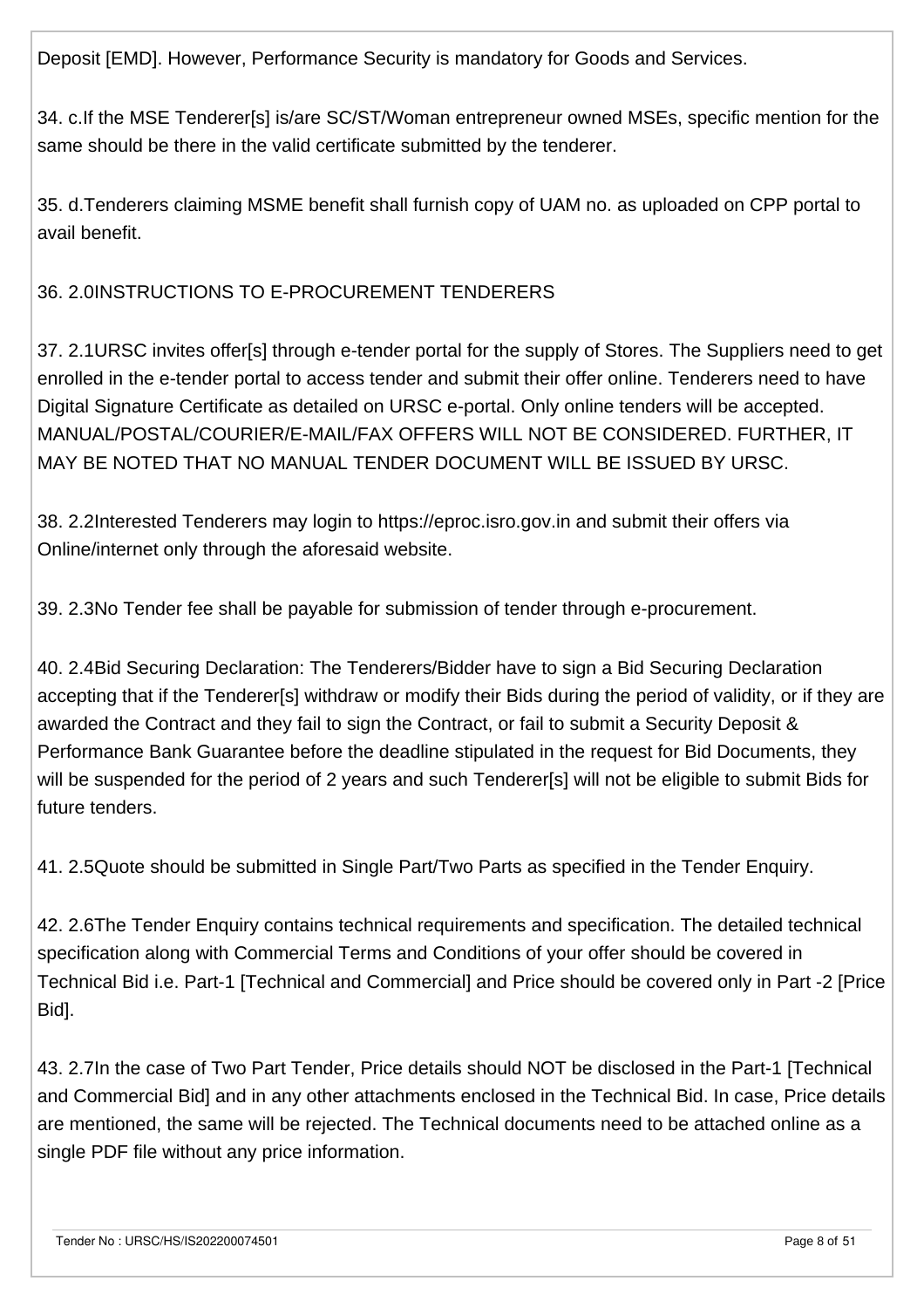Deposit [EMD]. However, Performance Security is mandatory for Goods and Services.

34. c.If the MSE Tenderer[s] is/are SC/ST/Woman entrepreneur owned MSEs, specific mention for the same should be there in the valid certificate submitted by the tenderer.

35. d.Tenderers claiming MSME benefit shall furnish copy of UAM no. as uploaded on CPP portal to avail benefit.

36. 2.0INSTRUCTIONS TO E-PROCUREMENT TENDERERS

37. 2.1URSC invites offer[s] through e-tender portal for the supply of Stores. The Suppliers need to get enrolled in the e-tender portal to access tender and submit their offer online. Tenderers need to have Digital Signature Certificate as detailed on URSC e-portal. Only online tenders will be accepted. MANUAL/POSTAL/COURIER/E-MAIL/FAX OFFERS WILL NOT BE CONSIDERED. FURTHER, IT MAY BE NOTED THAT NO MANUAL TENDER DOCUMENT WILL BE ISSUED BY URSC.

38. 2.2Interested Tenderers may login to https://eproc.isro.gov.in and submit their offers via Online/internet only through the aforesaid website.

39. 2.3No Tender fee shall be payable for submission of tender through e-procurement.

40. 2.4Bid Securing Declaration: The Tenderers/Bidder have to sign a Bid Securing Declaration accepting that if the Tenderer[s] withdraw or modify their Bids during the period of validity, or if they are awarded the Contract and they fail to sign the Contract, or fail to submit a Security Deposit & Performance Bank Guarantee before the deadline stipulated in the request for Bid Documents, they will be suspended for the period of 2 years and such Tenderer[s] will not be eligible to submit Bids for future tenders.

41. 2.5Quote should be submitted in Single Part/Two Parts as specified in the Tender Enquiry.

42. 2.6The Tender Enquiry contains technical requirements and specification. The detailed technical specification along with Commercial Terms and Conditions of your offer should be covered in Technical Bid i.e. Part-1 [Technical and Commercial] and Price should be covered only in Part -2 [Price Bid].

43. 2.7In the case of Two Part Tender, Price details should NOT be disclosed in the Part-1 [Technical and Commercial Bid] and in any other attachments enclosed in the Technical Bid. In case, Price details are mentioned, the same will be rejected. The Technical documents need to be attached online as a single PDF file without any price information.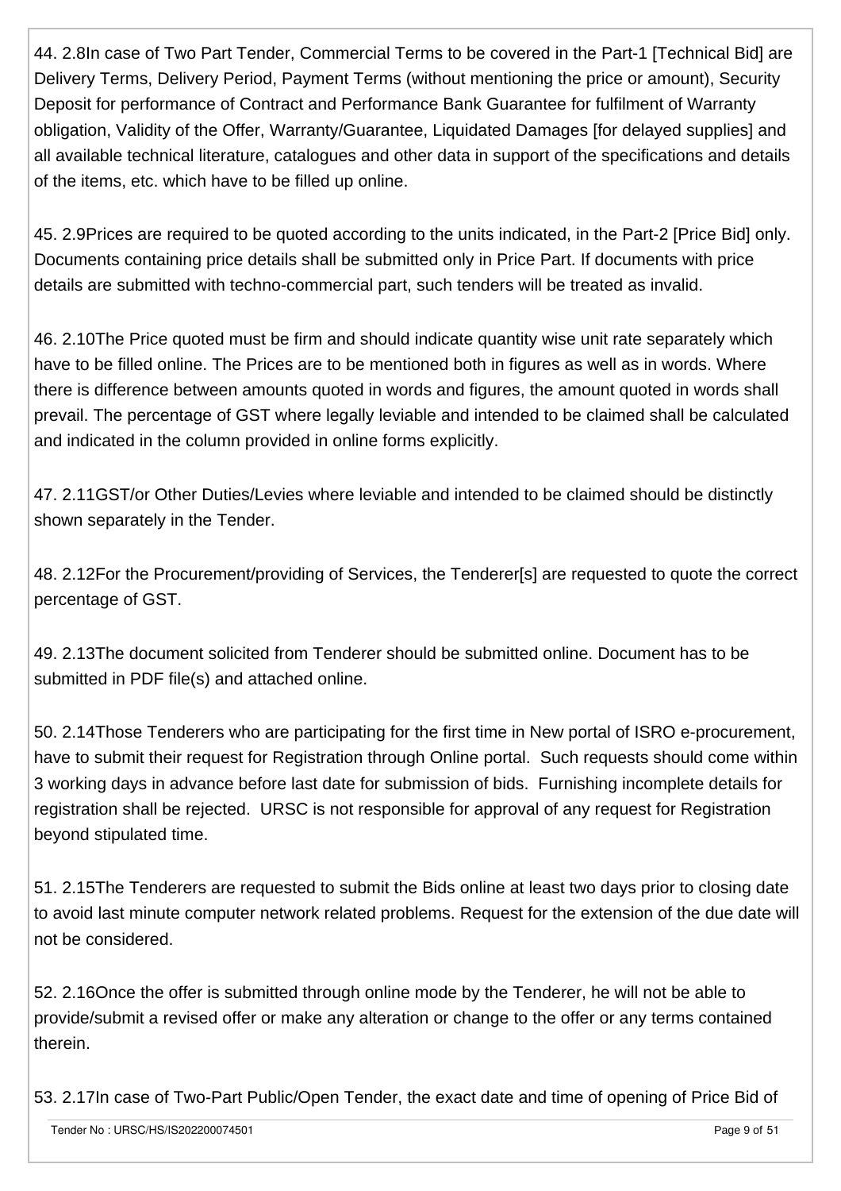44. 2.8In case of Two Part Tender, Commercial Terms to be covered in the Part-1 [Technical Bid] are Delivery Terms, Delivery Period, Payment Terms (without mentioning the price or amount), Security Deposit for performance of Contract and Performance Bank Guarantee for fulfilment of Warranty obligation, Validity of the Offer, Warranty/Guarantee, Liquidated Damages [for delayed supplies] and all available technical literature, catalogues and other data in support of the specifications and details of the items, etc. which have to be filled up online.

45. 2.9Prices are required to be quoted according to the units indicated, in the Part-2 [Price Bid] only. Documents containing price details shall be submitted only in Price Part. If documents with price details are submitted with techno-commercial part, such tenders will be treated as invalid.

46. 2.10The Price quoted must be firm and should indicate quantity wise unit rate separately which have to be filled online. The Prices are to be mentioned both in figures as well as in words. Where there is difference between amounts quoted in words and figures, the amount quoted in words shall prevail. The percentage of GST where legally leviable and intended to be claimed shall be calculated and indicated in the column provided in online forms explicitly.

47. 2.11GST/or Other Duties/Levies where leviable and intended to be claimed should be distinctly shown separately in the Tender.

48. 2.12For the Procurement/providing of Services, the Tenderer[s] are requested to quote the correct percentage of GST.

49. 2.13The document solicited from Tenderer should be submitted online. Document has to be submitted in PDF file(s) and attached online.

50. 2.14Those Tenderers who are participating for the first time in New portal of ISRO e-procurement, have to submit their request for Registration through Online portal. Such requests should come within 3 working days in advance before last date for submission of bids. Furnishing incomplete details for registration shall be rejected. URSC is not responsible for approval of any request for Registration beyond stipulated time.

51. 2.15The Tenderers are requested to submit the Bids online at least two days prior to closing date to avoid last minute computer network related problems. Request for the extension of the due date will not be considered.

52. 2.16Once the offer is submitted through online mode by the Tenderer, he will not be able to provide/submit a revised offer or make any alteration or change to the offer or any terms contained therein.

53. 2.17In case of Two-Part Public/Open Tender, the exact date and time of opening of Price Bid of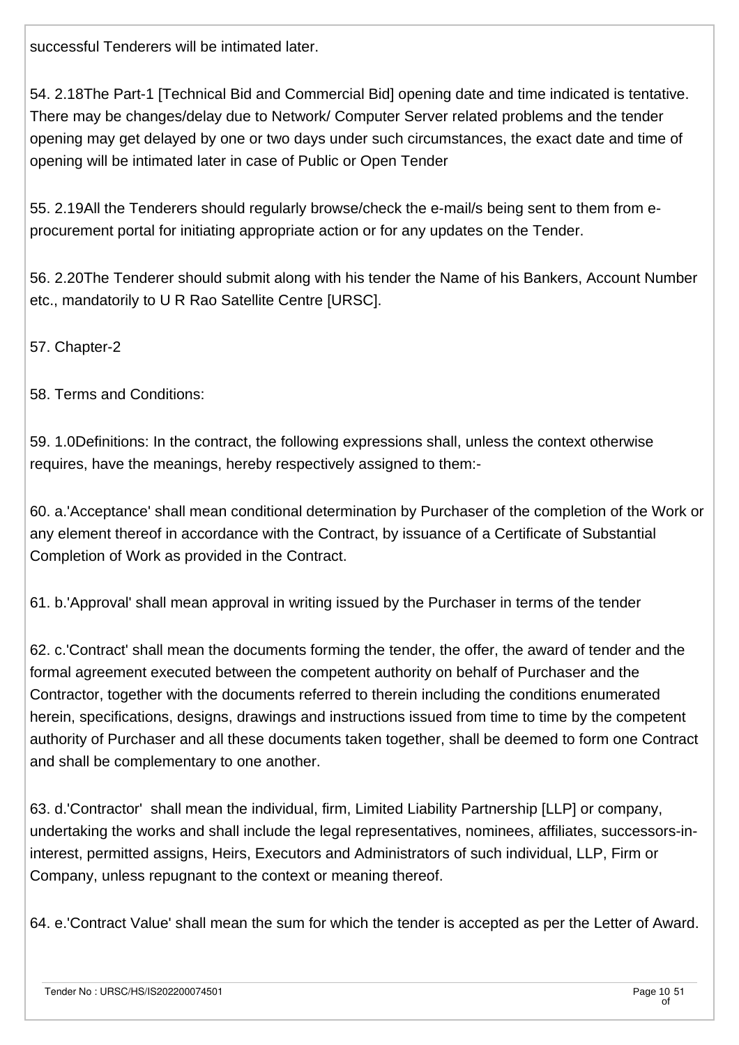successful Tenderers will be intimated later.

54. 2.18The Part-1 [Technical Bid and Commercial Bid] opening date and time indicated is tentative. There may be changes/delay due to Network/ Computer Server related problems and the tender opening may get delayed by one or two days under such circumstances, the exact date and time of opening will be intimated later in case of Public or Open Tender

55. 2.19All the Tenderers should regularly browse/check the e-mail/s being sent to them from e-procurement portal for initiating appropriate action or for any updates on the Tender.

56. 2.20The Tenderer should submit along with his tender the Name of his Bankers, Account Number etc., mandatorily to U R Rao Satellite Centre [URSC].

57. Chapter-2

58. Terms and Conditions:

59. 1.0Definitions: In the contract, the following expressions shall, unless the context otherwise requires, have the meanings, hereby respectively assigned to them:-

60. a.'Acceptance' shall mean conditional determination by Purchaser of the completion of the Work or any element thereof in accordance with the Contract, by issuance of a Certificate of Substantial Completion of Work as provided in the Contract.

61. b.'Approval' shall mean approval in writing issued by the Purchaser in terms of the tender

62. c.'Contract' shall mean the documents forming the tender, the offer, the award of tender and the formal agreement executed between the competent authority on behalf of Purchaser and the Contractor, together with the documents referred to therein including the conditions enumerated herein, specifications, designs, drawings and instructions issued from time to time by the competent authority of Purchaser and all these documents taken together, shall be deemed to form one Contract and shall be complementary to one another.

63. d.'Contractor' shall mean the individual, firm, Limited Liability Partnership [LLP] or company, undertaking the works and shall include the legal representatives, nominees, affiliates, successors-in-interest, permitted assigns, Heirs, Executors and Administrators of such individual, LLP, Firm or Company, unless repugnant to the context or meaning thereof.

64. e.'Contract Value' shall mean the sum for which the tender is accepted as per the Letter of Award.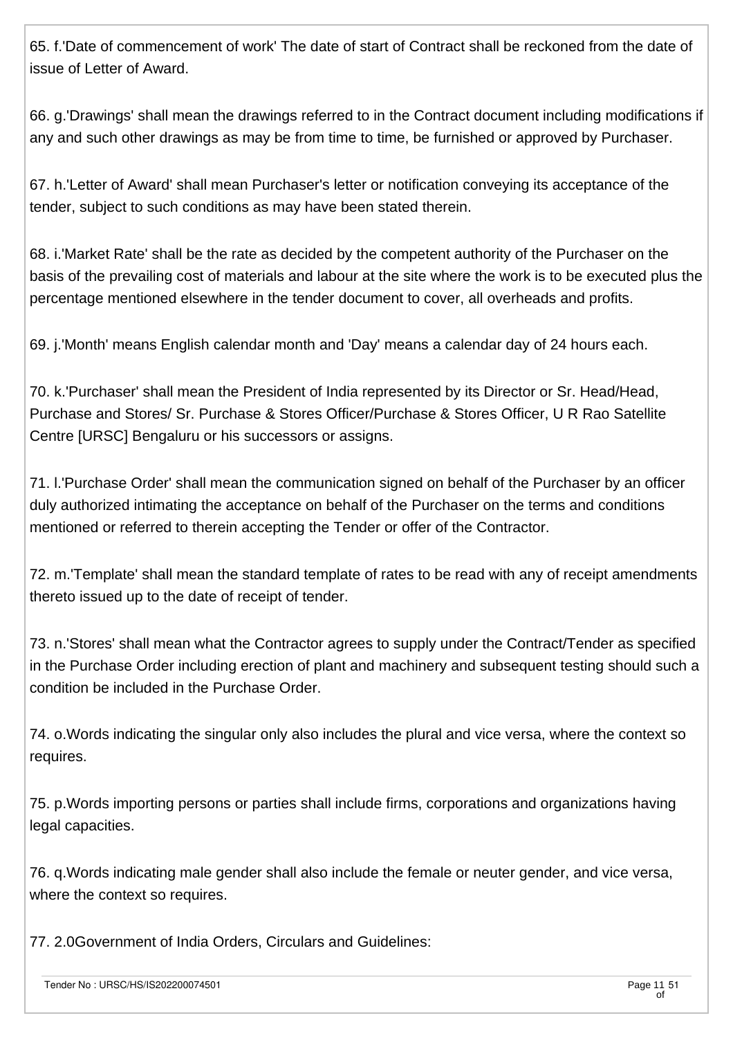65. f.'Date of commencement of work' The date of start of Contract shall be reckoned from the date of issue of Letter of Award.

66. g.'Drawings' shall mean the drawings referred to in the Contract document including modifications if any and such other drawings as may be from time to time, be furnished or approved by Purchaser.

67. h.'Letter of Award' shall mean Purchaser's letter or notification conveying its acceptance of the tender, subject to such conditions as may have been stated therein.

68. i.'Market Rate' shall be the rate as decided by the competent authority of the Purchaser on the basis of the prevailing cost of materials and labour at the site where the work is to be executed plus the percentage mentioned elsewhere in the tender document to cover, all overheads and profits.

69. j.'Month' means English calendar month and 'Day' means a calendar day of 24 hours each.

70. k.'Purchaser' shall mean the President of India represented by its Director or Sr. Head/Head, Purchase and Stores/ Sr. Purchase & Stores Officer/Purchase & Stores Officer, U R Rao Satellite Centre [URSC] Bengaluru or his successors or assigns.

71. l.'Purchase Order' shall mean the communication signed on behalf of the Purchaser by an officer duly authorized intimating the acceptance on behalf of the Purchaser on the terms and conditions mentioned or referred to therein accepting the Tender or offer of the Contractor.

72. m.'Template' shall mean the standard template of rates to be read with any of receipt amendments thereto issued up to the date of receipt of tender.

73. n.'Stores' shall mean what the Contractor agrees to supply under the Contract/Tender as specified in the Purchase Order including erection of plant and machinery and subsequent testing should such a condition be included in the Purchase Order.

74. o.Words indicating the singular only also includes the plural and vice versa, where the context so requires.

75. p.Words importing persons or parties shall include firms, corporations and organizations having legal capacities.

76. q.Words indicating male gender shall also include the female or neuter gender, and vice versa, where the context so requires.

77. 2.0Government of India Orders, Circulars and Guidelines: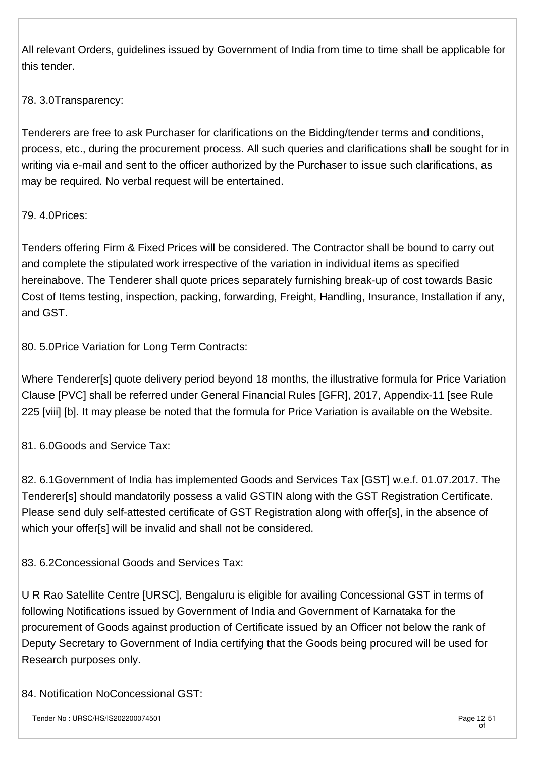All relevant Orders, guidelines issued by Government of India from time to time shall be applicable for this tender.

78. 3.0Transparency:

Tenderers are free to ask Purchaser for clarifications on the Bidding/tender terms and conditions, process, etc., during the procurement process. All such queries and clarifications shall be sought for in writing via e-mail and sent to the officer authorized by the Purchaser to issue such clarifications, as may be required. No verbal request will be entertained.

79. 4.0Prices:

Tenders offering Firm & Fixed Prices will be considered. The Contractor shall be bound to carry out and complete the stipulated work irrespective of the variation in individual items as specified hereinabove. The Tenderer shall quote prices separately furnishing break-up of cost towards Basic Cost of Items testing, inspection, packing, forwarding, Freight, Handling, Insurance, Installation if any, and GST.

80. 5.0Price Variation for Long Term Contracts:

Where Tenderer[s] quote delivery period beyond 18 months, the illustrative formula for Price Variation Clause [PVC] shall be referred under General Financial Rules [GFR], 2017, Appendix-11 [see Rule 225 [viii] [b]. It may please be noted that the formula for Price Variation is available on the Website.

81. 6.0Goods and Service Tax:

82. 6.1Government of India has implemented Goods and Services Tax [GST] w.e.f. 01.07.2017. The Tenderer[s] should mandatorily possess a valid GSTIN along with the GST Registration Certificate. Please send duly self-attested certificate of GST Registration along with offer[s], in the absence of which your offer[s] will be invalid and shall not be considered.

83. 6.2Concessional Goods and Services Tax:

U R Rao Satellite Centre [URSC], Bengaluru is eligible for availing Concessional GST in terms of following Notifications issued by Government of India and Government of Karnataka for the procurement of Goods against production of Certificate issued by an Officer not below the rank of Deputy Secretary to Government of India certifying that the Goods being procured will be used for Research purposes only.

84. Notification NoConcessional GST: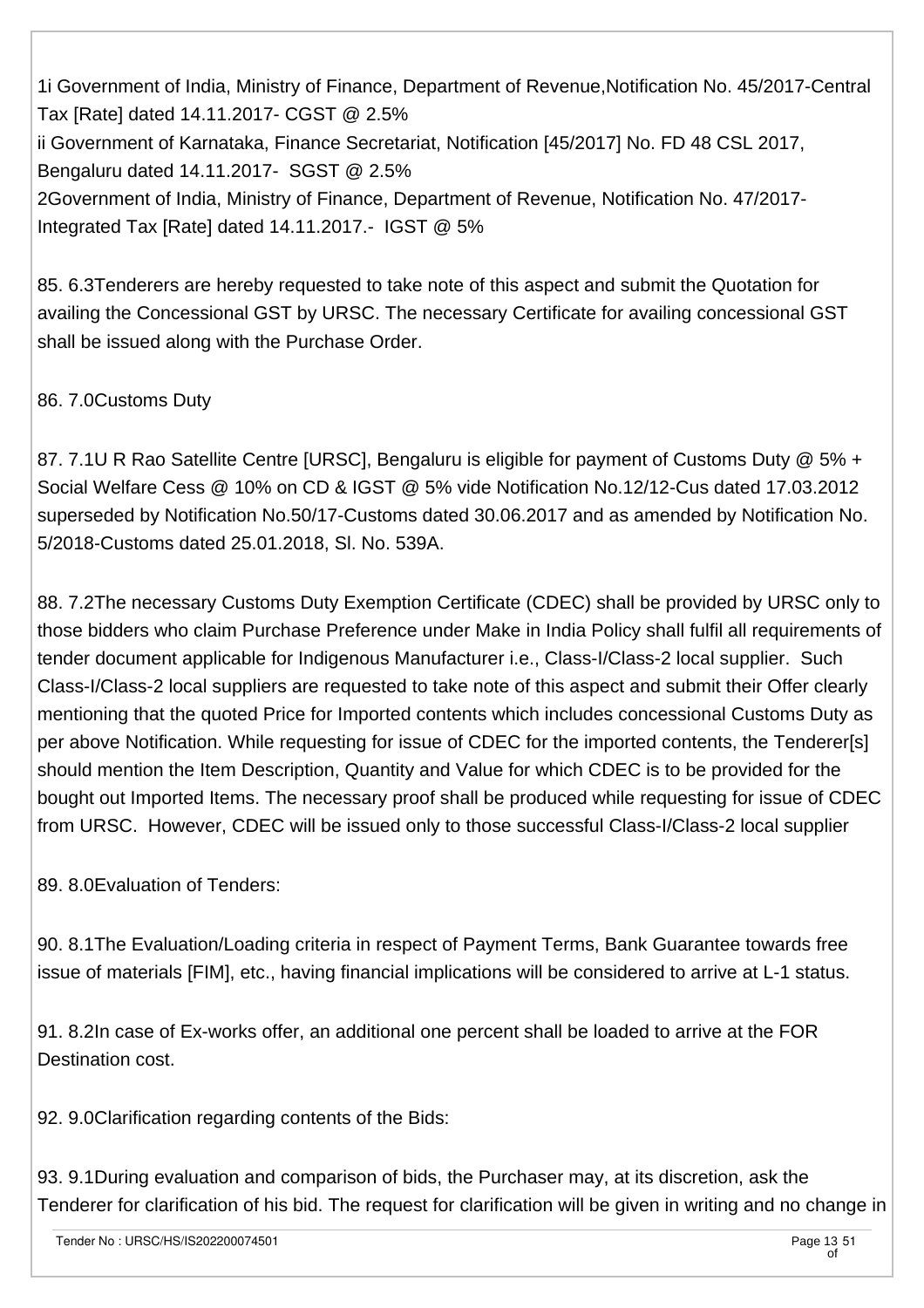1i Government of India, Ministry of Finance, Department of Revenue,Notification No. 45/2017-Central Tax [Rate] dated 14.11.2017- CGST @ 2.5%
ii Government of Karnataka, Finance Secretariat, Notification [45/2017] No. FD 48 CSL 2017, Bengaluru dated 14.11.2017- SGST @ 2.5%
2Government of India, Ministry of Finance, Department of Revenue, Notification No. 47/2017-Integrated Tax [Rate] dated 14.11.2017.- IGST @ 5%

85. 6.3Tenderers are hereby requested to take note of this aspect and submit the Quotation for availing the Concessional GST by URSC. The necessary Certificate for availing concessional GST shall be issued along with the Purchase Order.

86. 7.0Customs Duty

87. 7.1U R Rao Satellite Centre [URSC], Bengaluru is eligible for payment of Customs Duty @ 5% + Social Welfare Cess @ 10% on CD & IGST @ 5% vide Notification No.12/12-Cus dated 17.03.2012 superseded by Notification No.50/17-Customs dated 30.06.2017 and as amended by Notification No. 5/2018-Customs dated 25.01.2018, Sl. No. 539A.

88. 7.2The necessary Customs Duty Exemption Certificate (CDEC) shall be provided by URSC only to those bidders who claim Purchase Preference under Make in India Policy shall fulfil all requirements of tender document applicable for Indigenous Manufacturer i.e., Class-I/Class-2 local supplier. Such Class-I/Class-2 local suppliers are requested to take note of this aspect and submit their Offer clearly mentioning that the quoted Price for Imported contents which includes concessional Customs Duty as per above Notification. While requesting for issue of CDEC for the imported contents, the Tenderer[s] should mention the Item Description, Quantity and Value for which CDEC is to be provided for the bought out Imported Items. The necessary proof shall be produced while requesting for issue of CDEC from URSC. However, CDEC will be issued only to those successful Class-I/Class-2 local supplier

89. 8.0Evaluation of Tenders:

90. 8.1The Evaluation/Loading criteria in respect of Payment Terms, Bank Guarantee towards free issue of materials [FIM], etc., having financial implications will be considered to arrive at L-1 status.

91. 8.2In case of Ex-works offer, an additional one percent shall be loaded to arrive at the FOR Destination cost.

92. 9.0Clarification regarding contents of the Bids:

93. 9.1During evaluation and comparison of bids, the Purchaser may, at its discretion, ask the Tenderer for clarification of his bid. The request for clarification will be given in writing and no change in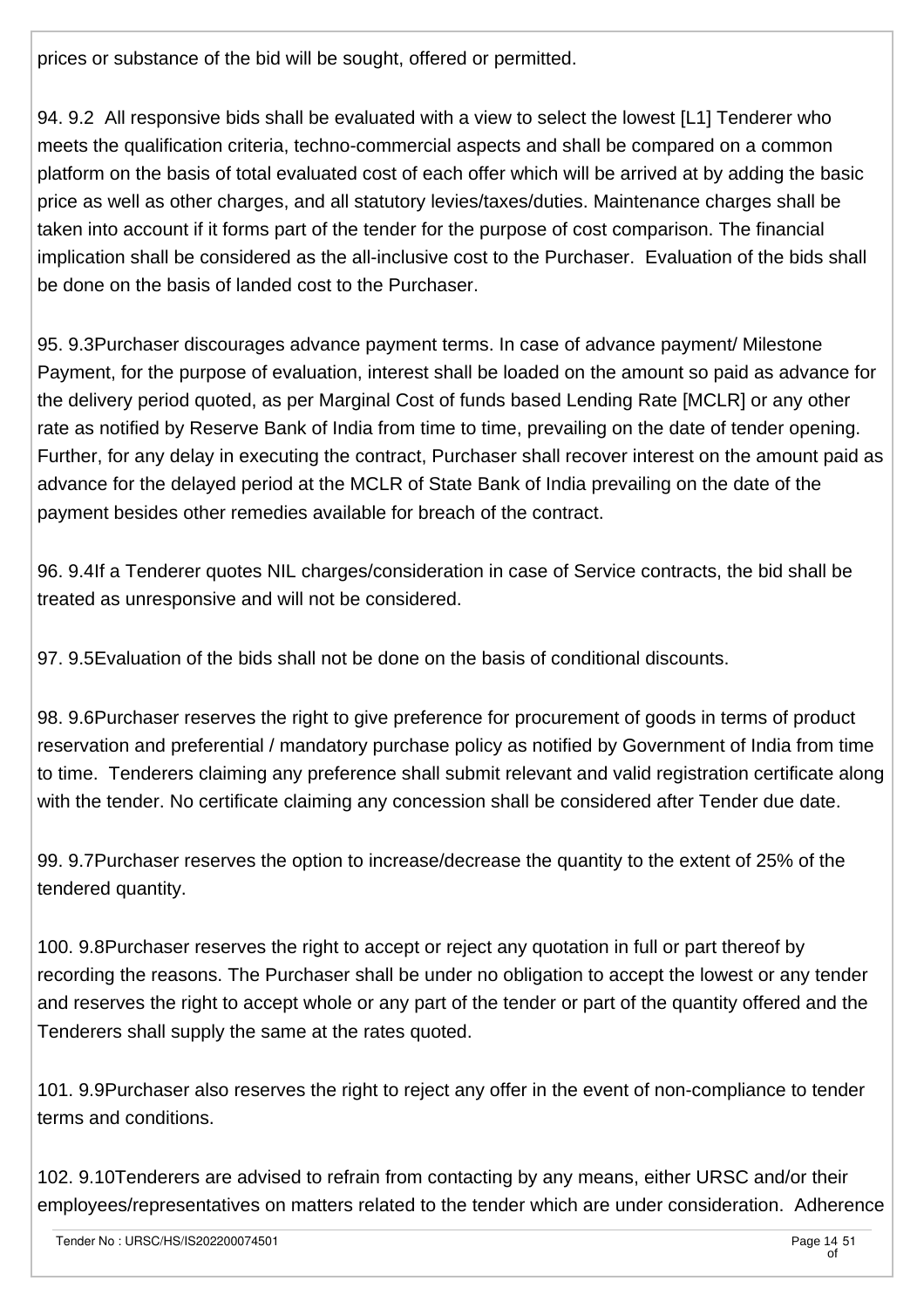prices or substance of the bid will be sought, offered or permitted.

94. 9.2 All responsive bids shall be evaluated with a view to select the lowest [L1] Tenderer who meets the qualification criteria, techno-commercial aspects and shall be compared on a common platform on the basis of total evaluated cost of each offer which will be arrived at by adding the basic price as well as other charges, and all statutory levies/taxes/duties. Maintenance charges shall be taken into account if it forms part of the tender for the purpose of cost comparison. The financial implication shall be considered as the all-inclusive cost to the Purchaser. Evaluation of the bids shall be done on the basis of landed cost to the Purchaser.

95. 9.3Purchaser discourages advance payment terms. In case of advance payment/ Milestone Payment, for the purpose of evaluation, interest shall be loaded on the amount so paid as advance for the delivery period quoted, as per Marginal Cost of funds based Lending Rate [MCLR] or any other rate as notified by Reserve Bank of India from time to time, prevailing on the date of tender opening. Further, for any delay in executing the contract, Purchaser shall recover interest on the amount paid as advance for the delayed period at the MCLR of State Bank of India prevailing on the date of the payment besides other remedies available for breach of the contract.

96. 9.4If a Tenderer quotes NIL charges/consideration in case of Service contracts, the bid shall be treated as unresponsive and will not be considered.

97. 9.5Evaluation of the bids shall not be done on the basis of conditional discounts.

98. 9.6Purchaser reserves the right to give preference for procurement of goods in terms of product reservation and preferential / mandatory purchase policy as notified by Government of India from time to time. Tenderers claiming any preference shall submit relevant and valid registration certificate along with the tender. No certificate claiming any concession shall be considered after Tender due date.

99. 9.7Purchaser reserves the option to increase/decrease the quantity to the extent of 25% of the tendered quantity.

100. 9.8Purchaser reserves the right to accept or reject any quotation in full or part thereof by recording the reasons. The Purchaser shall be under no obligation to accept the lowest or any tender and reserves the right to accept whole or any part of the tender or part of the quantity offered and the Tenderers shall supply the same at the rates quoted.

101. 9.9Purchaser also reserves the right to reject any offer in the event of non-compliance to tender terms and conditions.

102. 9.10Tenderers are advised to refrain from contacting by any means, either URSC and/or their employees/representatives on matters related to the tender which are under consideration. Adherence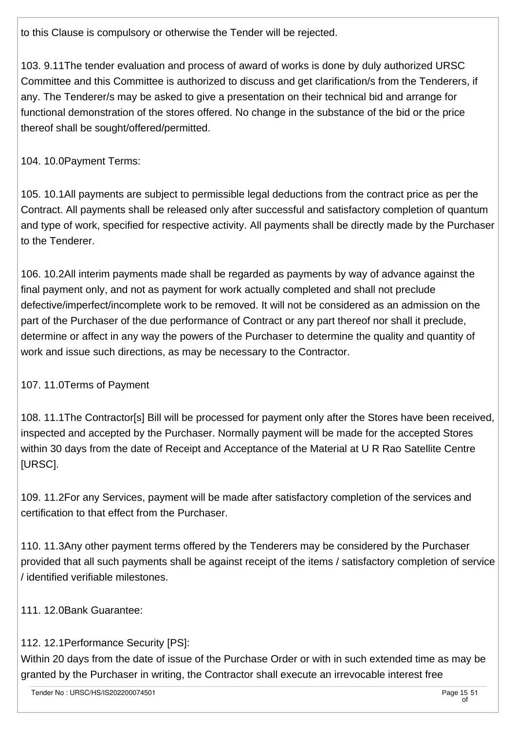to this Clause is compulsory or otherwise the Tender will be rejected.

103. 9.11The tender evaluation and process of award of works is done by duly authorized URSC Committee and this Committee is authorized to discuss and get clarification/s from the Tenderers, if any. The Tenderer/s may be asked to give a presentation on their technical bid and arrange for functional demonstration of the stores offered. No change in the substance of the bid or the price thereof shall be sought/offered/permitted.

104. 10.0Payment Terms:

105. 10.1All payments are subject to permissible legal deductions from the contract price as per the Contract. All payments shall be released only after successful and satisfactory completion of quantum and type of work, specified for respective activity. All payments shall be directly made by the Purchaser to the Tenderer.

106. 10.2All interim payments made shall be regarded as payments by way of advance against the final payment only, and not as payment for work actually completed and shall not preclude defective/imperfect/incomplete work to be removed. It will not be considered as an admission on the part of the Purchaser of the due performance of Contract or any part thereof nor shall it preclude, determine or affect in any way the powers of the Purchaser to determine the quality and quantity of work and issue such directions, as may be necessary to the Contractor.

107. 11.0Terms of Payment

108. 11.1The Contractor[s] Bill will be processed for payment only after the Stores have been received, inspected and accepted by the Purchaser. Normally payment will be made for the accepted Stores within 30 days from the date of Receipt and Acceptance of the Material at U R Rao Satellite Centre [URSC].

109. 11.2For any Services, payment will be made after satisfactory completion of the services and certification to that effect from the Purchaser.

110. 11.3Any other payment terms offered by the Tenderers may be considered by the Purchaser provided that all such payments shall be against receipt of the items / satisfactory completion of service / identified verifiable milestones.

111. 12.0Bank Guarantee:

112. 12.1Performance Security [PS]:
Within 20 days from the date of issue of the Purchase Order or with in such extended time as may be granted by the Purchaser in writing, the Contractor shall execute an irrevocable interest free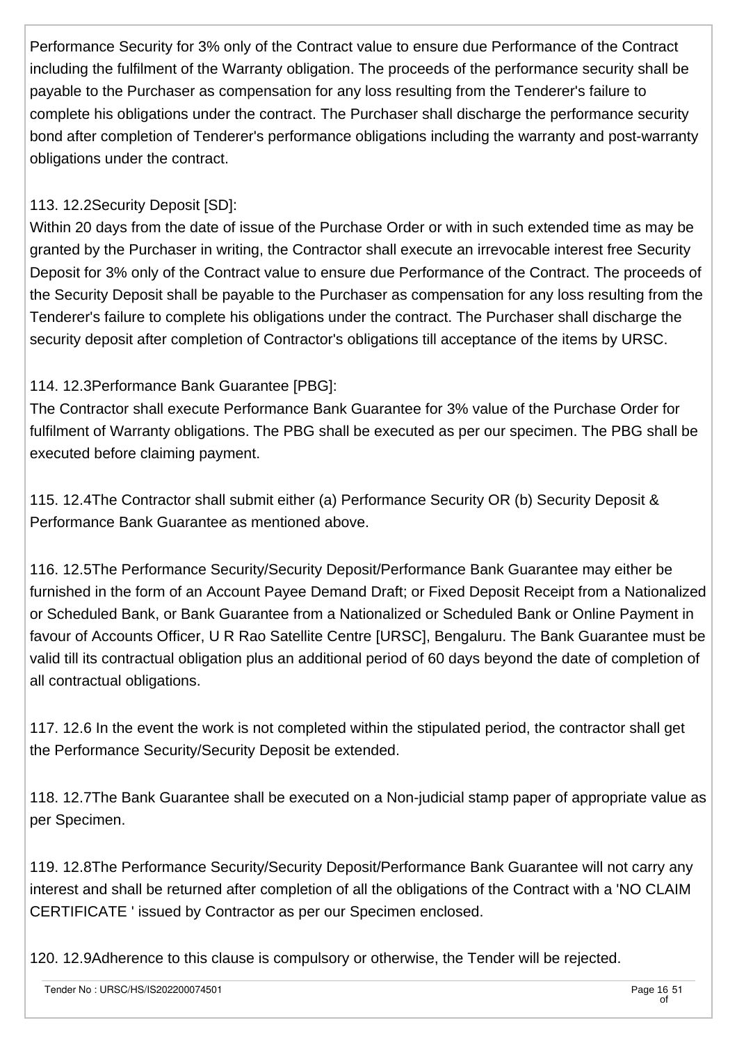Performance Security for 3% only of the Contract value to ensure due Performance of the Contract including the fulfilment of the Warranty obligation. The proceeds of the performance security shall be payable to the Purchaser as compensation for any loss resulting from the Tenderer's failure to complete his obligations under the contract. The Purchaser shall discharge the performance security bond after completion of Tenderer's performance obligations including the warranty and post-warranty obligations under the contract.

113. 12.2Security Deposit [SD]:
Within 20 days from the date of issue of the Purchase Order or with in such extended time as may be granted by the Purchaser in writing, the Contractor shall execute an irrevocable interest free Security Deposit for 3% only of the Contract value to ensure due Performance of the Contract. The proceeds of the Security Deposit shall be payable to the Purchaser as compensation for any loss resulting from the Tenderer's failure to complete his obligations under the contract. The Purchaser shall discharge the security deposit after completion of Contractor's obligations till acceptance of the items by URSC.

114. 12.3Performance Bank Guarantee [PBG]:
The Contractor shall execute Performance Bank Guarantee for 3% value of the Purchase Order for fulfilment of Warranty obligations. The PBG shall be executed as per our specimen. The PBG shall be executed before claiming payment.

115. 12.4The Contractor shall submit either (a) Performance Security OR (b) Security Deposit & Performance Bank Guarantee as mentioned above.

116. 12.5The Performance Security/Security Deposit/Performance Bank Guarantee may either be furnished in the form of an Account Payee Demand Draft; or Fixed Deposit Receipt from a Nationalized or Scheduled Bank, or Bank Guarantee from a Nationalized or Scheduled Bank or Online Payment in favour of Accounts Officer, U R Rao Satellite Centre [URSC], Bengaluru. The Bank Guarantee must be valid till its contractual obligation plus an additional period of 60 days beyond the date of completion of all contractual obligations.

117. 12.6 In the event the work is not completed within the stipulated period, the contractor shall get the Performance Security/Security Deposit be extended.

118. 12.7The Bank Guarantee shall be executed on a Non-judicial stamp paper of appropriate value as per Specimen.

119. 12.8The Performance Security/Security Deposit/Performance Bank Guarantee will not carry any interest and shall be returned after completion of all the obligations of the Contract with a 'NO CLAIM CERTIFICATE ' issued by Contractor as per our Specimen enclosed.

120. 12.9Adherence to this clause is compulsory or otherwise, the Tender will be rejected.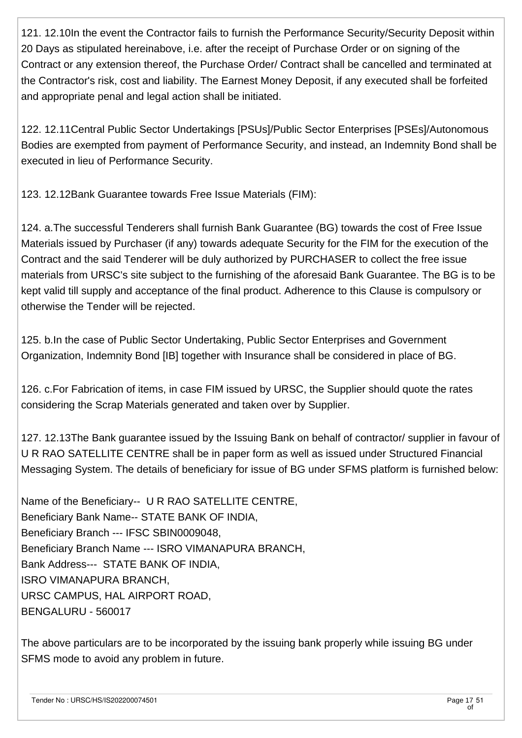121. 12.10In the event the Contractor fails to furnish the Performance Security/Security Deposit within 20 Days as stipulated hereinabove, i.e. after the receipt of Purchase Order or on signing of the Contract or any extension thereof, the Purchase Order/ Contract shall be cancelled and terminated at the Contractor's risk, cost and liability. The Earnest Money Deposit, if any executed shall be forfeited and appropriate penal and legal action shall be initiated.

122. 12.11Central Public Sector Undertakings [PSUs]/Public Sector Enterprises [PSEs]/Autonomous Bodies are exempted from payment of Performance Security, and instead, an Indemnity Bond shall be executed in lieu of Performance Security.

123. 12.12Bank Guarantee towards Free Issue Materials (FIM):

124. a.The successful Tenderers shall furnish Bank Guarantee (BG) towards the cost of Free Issue Materials issued by Purchaser (if any) towards adequate Security for the FIM for the execution of the Contract and the said Tenderer will be duly authorized by PURCHASER to collect the free issue materials from URSC's site subject to the furnishing of the aforesaid Bank Guarantee. The BG is to be kept valid till supply and acceptance of the final product. Adherence to this Clause is compulsory or otherwise the Tender will be rejected.

125. b.In the case of Public Sector Undertaking, Public Sector Enterprises and Government Organization, Indemnity Bond [IB] together with Insurance shall be considered in place of BG.

126. c.For Fabrication of items, in case FIM issued by URSC, the Supplier should quote the rates considering the Scrap Materials generated and taken over by Supplier.

127. 12.13The Bank guarantee issued by the Issuing Bank on behalf of contractor/ supplier in favour of U R RAO SATELLITE CENTRE shall be in paper form as well as issued under Structured Financial Messaging System. The details of beneficiary for issue of BG under SFMS platform is furnished below:

Name of the Beneficiary-- U R RAO SATELLITE CENTRE,
Beneficiary Bank Name-- STATE BANK OF INDIA,
Beneficiary Branch --- IFSC SBIN0009048,
Beneficiary Branch Name --- ISRO VIMANAPURA BRANCH,
Bank Address--- STATE BANK OF INDIA,
ISRO VIMANAPURA BRANCH,
URSC CAMPUS, HAL AIRPORT ROAD,
BENGALURU - 560017

The above particulars are to be incorporated by the issuing bank properly while issuing BG under SFMS mode to avoid any problem in future.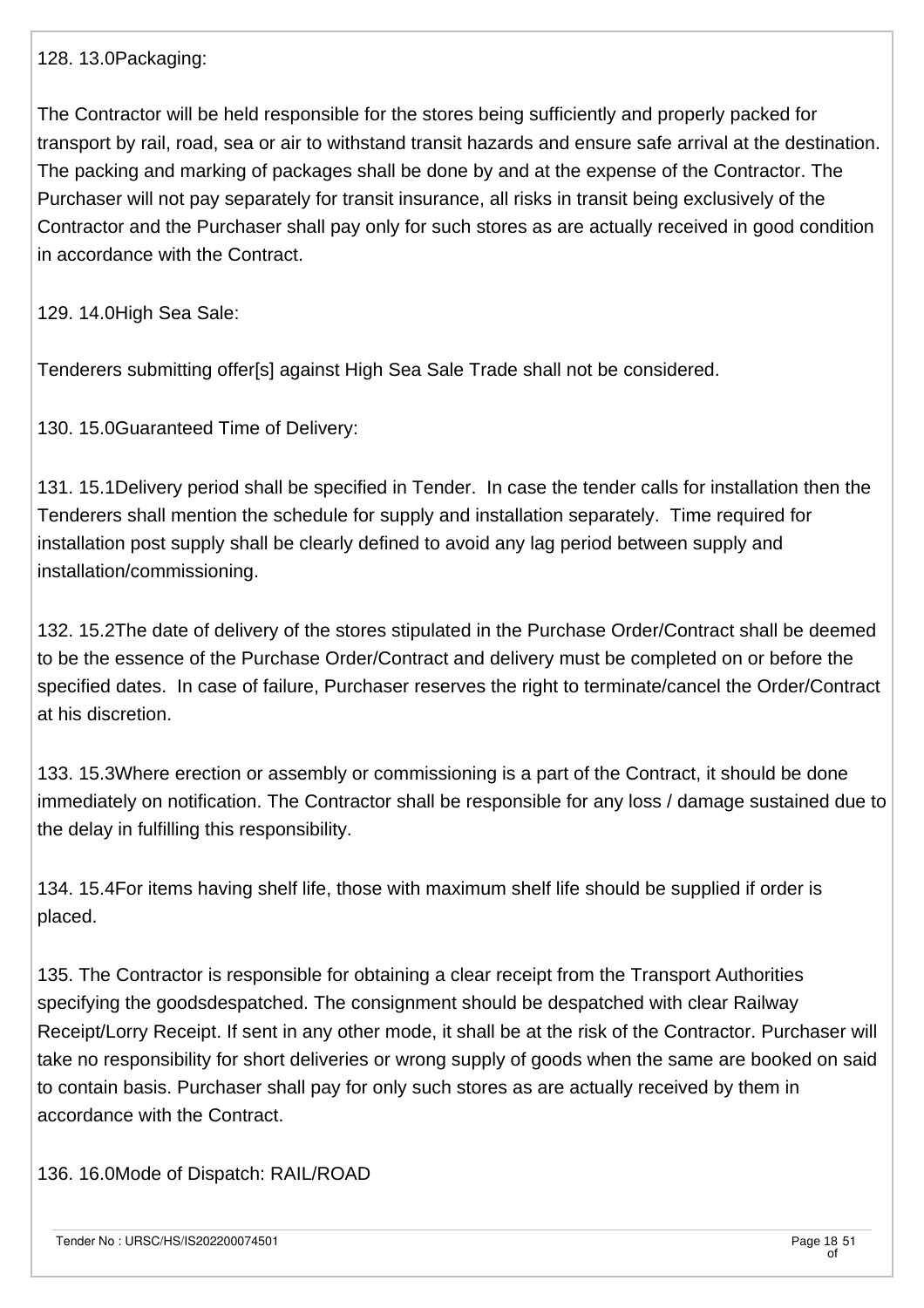128. 13.0Packaging:

The Contractor will be held responsible for the stores being sufficiently and properly packed for transport by rail, road, sea or air to withstand transit hazards and ensure safe arrival at the destination. The packing and marking of packages shall be done by and at the expense of the Contractor. The Purchaser will not pay separately for transit insurance, all risks in transit being exclusively of the Contractor and the Purchaser shall pay only for such stores as are actually received in good condition in accordance with the Contract.

129. 14.0High Sea Sale:

Tenderers submitting offer[s] against High Sea Sale Trade shall not be considered.

130. 15.0Guaranteed Time of Delivery:

131. 15.1Delivery period shall be specified in Tender. In case the tender calls for installation then the Tenderers shall mention the schedule for supply and installation separately. Time required for installation post supply shall be clearly defined to avoid any lag period between supply and installation/commissioning.

132. 15.2The date of delivery of the stores stipulated in the Purchase Order/Contract shall be deemed to be the essence of the Purchase Order/Contract and delivery must be completed on or before the specified dates. In case of failure, Purchaser reserves the right to terminate/cancel the Order/Contract at his discretion.

133. 15.3Where erection or assembly or commissioning is a part of the Contract, it should be done immediately on notification. The Contractor shall be responsible for any loss / damage sustained due to the delay in fulfilling this responsibility.

134. 15.4For items having shelf life, those with maximum shelf life should be supplied if order is placed.

135. The Contractor is responsible for obtaining a clear receipt from the Transport Authorities specifying the goodsdespatched. The consignment should be despatched with clear Railway Receipt/Lorry Receipt. If sent in any other mode, it shall be at the risk of the Contractor. Purchaser will take no responsibility for short deliveries or wrong supply of goods when the same are booked on said to contain basis. Purchaser shall pay for only such stores as are actually received by them in accordance with the Contract.

136. 16.0Mode of Dispatch: RAIL/ROAD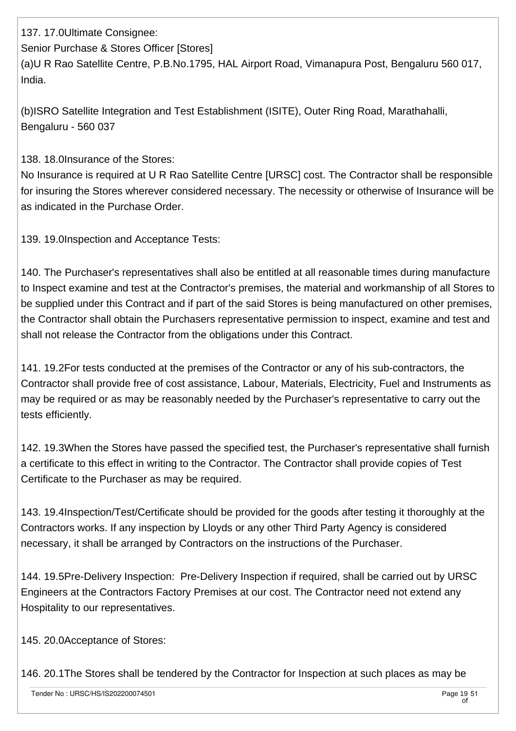137. 17.0Ultimate Consignee:
Senior Purchase & Stores Officer [Stores]
(a)U R Rao Satellite Centre, P.B.No.1795, HAL Airport Road, Vimanapura Post, Bengaluru 560 017, India.

(b)ISRO Satellite Integration and Test Establishment (ISITE), Outer Ring Road, Marathahalli, Bengaluru - 560 037

138. 18.0Insurance of the Stores:
No Insurance is required at U R Rao Satellite Centre [URSC] cost. The Contractor shall be responsible for insuring the Stores wherever considered necessary. The necessity or otherwise of Insurance will be as indicated in the Purchase Order.

139. 19.0Inspection and Acceptance Tests:

140. The Purchaser's representatives shall also be entitled at all reasonable times during manufacture to Inspect examine and test at the Contractor's premises, the material and workmanship of all Stores to be supplied under this Contract and if part of the said Stores is being manufactured on other premises, the Contractor shall obtain the Purchasers representative permission to inspect, examine and test and shall not release the Contractor from the obligations under this Contract.

141. 19.2For tests conducted at the premises of the Contractor or any of his sub-contractors, the Contractor shall provide free of cost assistance, Labour, Materials, Electricity, Fuel and Instruments as may be required or as may be reasonably needed by the Purchaser's representative to carry out the tests efficiently.

142. 19.3When the Stores have passed the specified test, the Purchaser's representative shall furnish a certificate to this effect in writing to the Contractor. The Contractor shall provide copies of Test Certificate to the Purchaser as may be required.

143. 19.4Inspection/Test/Certificate should be provided for the goods after testing it thoroughly at the Contractors works. If any inspection by Lloyds or any other Third Party Agency is considered necessary, it shall be arranged by Contractors on the instructions of the Purchaser.

144. 19.5Pre-Delivery Inspection: Pre-Delivery Inspection if required, shall be carried out by URSC Engineers at the Contractors Factory Premises at our cost. The Contractor need not extend any Hospitality to our representatives.

145. 20.0Acceptance of Stores:

146. 20.1The Stores shall be tendered by the Contractor for Inspection at such places as may be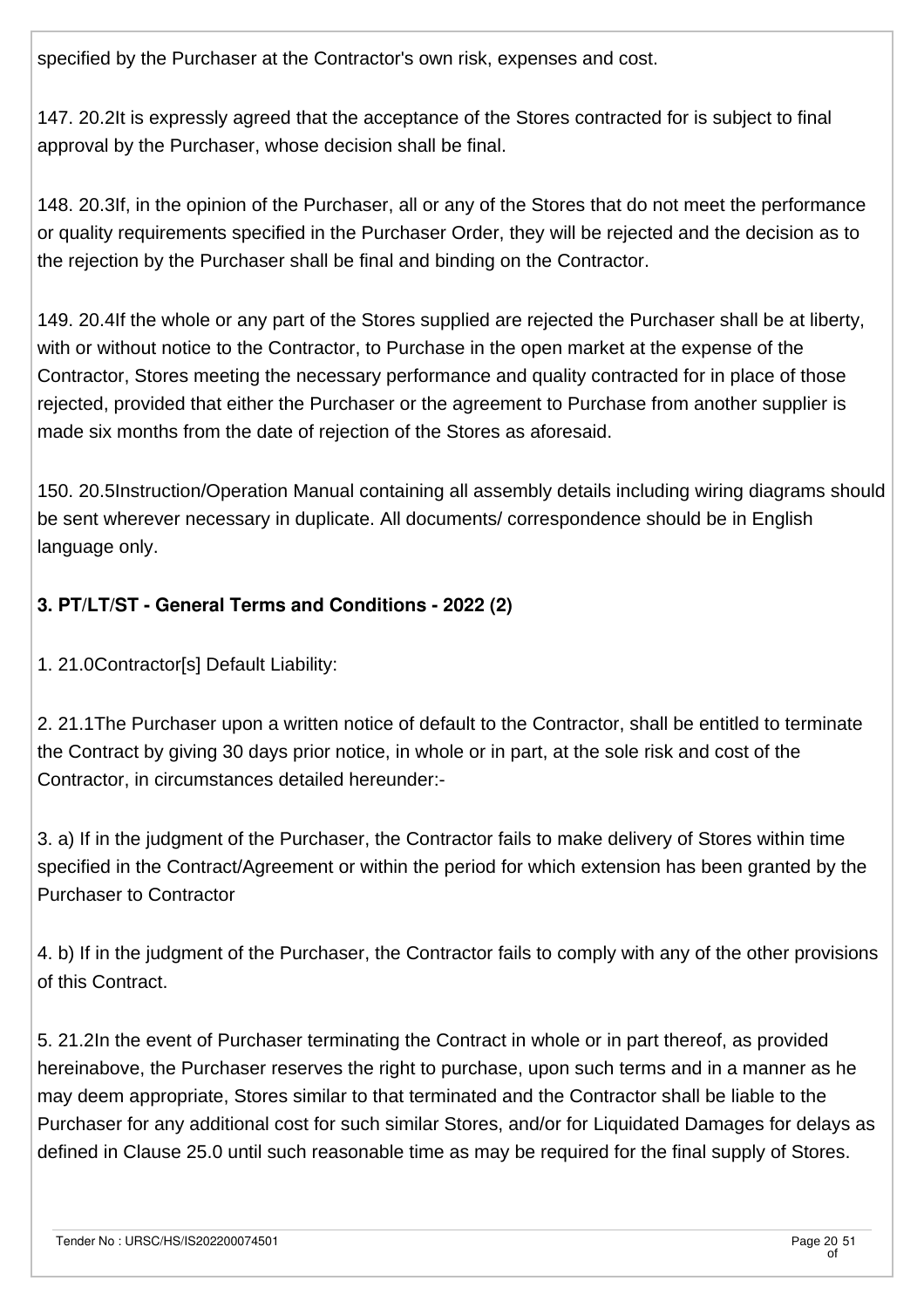specified by the Purchaser at the Contractor's own risk, expenses and cost.

147. 20.2It is expressly agreed that the acceptance of the Stores contracted for is subject to final approval by the Purchaser, whose decision shall be final.

148. 20.3If, in the opinion of the Purchaser, all or any of the Stores that do not meet the performance or quality requirements specified in the Purchaser Order, they will be rejected and the decision as to the rejection by the Purchaser shall be final and binding on the Contractor.

149. 20.4If the whole or any part of the Stores supplied are rejected the Purchaser shall be at liberty, with or without notice to the Contractor, to Purchase in the open market at the expense of the Contractor, Stores meeting the necessary performance and quality contracted for in place of those rejected, provided that either the Purchaser or the agreement to Purchase from another supplier is made six months from the date of rejection of the Stores as aforesaid.

150. 20.5Instruction/Operation Manual containing all assembly details including wiring diagrams should be sent wherever necessary in duplicate. All documents/ correspondence should be in English language only.

**3. PT/LT/ST - General Terms and Conditions - 2022 (2)**

1. 21.0Contractor[s] Default Liability:

2. 21.1The Purchaser upon a written notice of default to the Contractor, shall be entitled to terminate the Contract by giving 30 days prior notice, in whole or in part, at the sole risk and cost of the Contractor, in circumstances detailed hereunder:-

3. a) If in the judgment of the Purchaser, the Contractor fails to make delivery of Stores within time specified in the Contract/Agreement or within the period for which extension has been granted by the Purchaser to Contractor

4. b) If in the judgment of the Purchaser, the Contractor fails to comply with any of the other provisions of this Contract.

5. 21.2In the event of Purchaser terminating the Contract in whole or in part thereof, as provided hereinabove, the Purchaser reserves the right to purchase, upon such terms and in a manner as he may deem appropriate, Stores similar to that terminated and the Contractor shall be liable to the Purchaser for any additional cost for such similar Stores, and/or for Liquidated Damages for delays as defined in Clause 25.0 until such reasonable time as may be required for the final supply of Stores.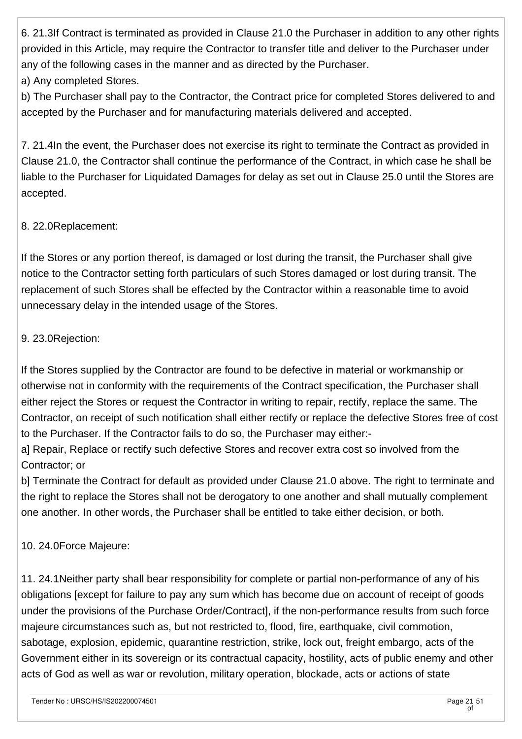6. 21.3If Contract is terminated as provided in Clause 21.0 the Purchaser in addition to any other rights provided in this Article, may require the Contractor to transfer title and deliver to the Purchaser under any of the following cases in the manner and as directed by the Purchaser.

a) Any completed Stores.

b) The Purchaser shall pay to the Contractor, the Contract price for completed Stores delivered to and accepted by the Purchaser and for manufacturing materials delivered and accepted.

7. 21.4In the event, the Purchaser does not exercise its right to terminate the Contract as provided in Clause 21.0, the Contractor shall continue the performance of the Contract, in which case he shall be liable to the Purchaser for Liquidated Damages for delay as set out in Clause 25.0 until the Stores are accepted.

8. 22.0Replacement:

If the Stores or any portion thereof, is damaged or lost during the transit, the Purchaser shall give notice to the Contractor setting forth particulars of such Stores damaged or lost during transit. The replacement of such Stores shall be effected by the Contractor within a reasonable time to avoid unnecessary delay in the intended usage of the Stores.

9. 23.0Rejection:

If the Stores supplied by the Contractor are found to be defective in material or workmanship or otherwise not in conformity with the requirements of the Contract specification, the Purchaser shall either reject the Stores or request the Contractor in writing to repair, rectify, replace the same. The Contractor, on receipt of such notification shall either rectify or replace the defective Stores free of cost to the Purchaser. If the Contractor fails to do so, the Purchaser may either:-

a] Repair, Replace or rectify such defective Stores and recover extra cost so involved from the Contractor; or

b] Terminate the Contract for default as provided under Clause 21.0 above. The right to terminate and the right to replace the Stores shall not be derogatory to one another and shall mutually complement one another. In other words, the Purchaser shall be entitled to take either decision, or both.

10. 24.0Force Majeure:

11. 24.1Neither party shall bear responsibility for complete or partial non-performance of any of his obligations [except for failure to pay any sum which has become due on account of receipt of goods under the provisions of the Purchase Order/Contract], if the non-performance results from such force majeure circumstances such as, but not restricted to, flood, fire, earthquake, civil commotion, sabotage, explosion, epidemic, quarantine restriction, strike, lock out, freight embargo, acts of the Government either in its sovereign or its contractual capacity, hostility, acts of public enemy and other acts of God as well as war or revolution, military operation, blockade, acts or actions of state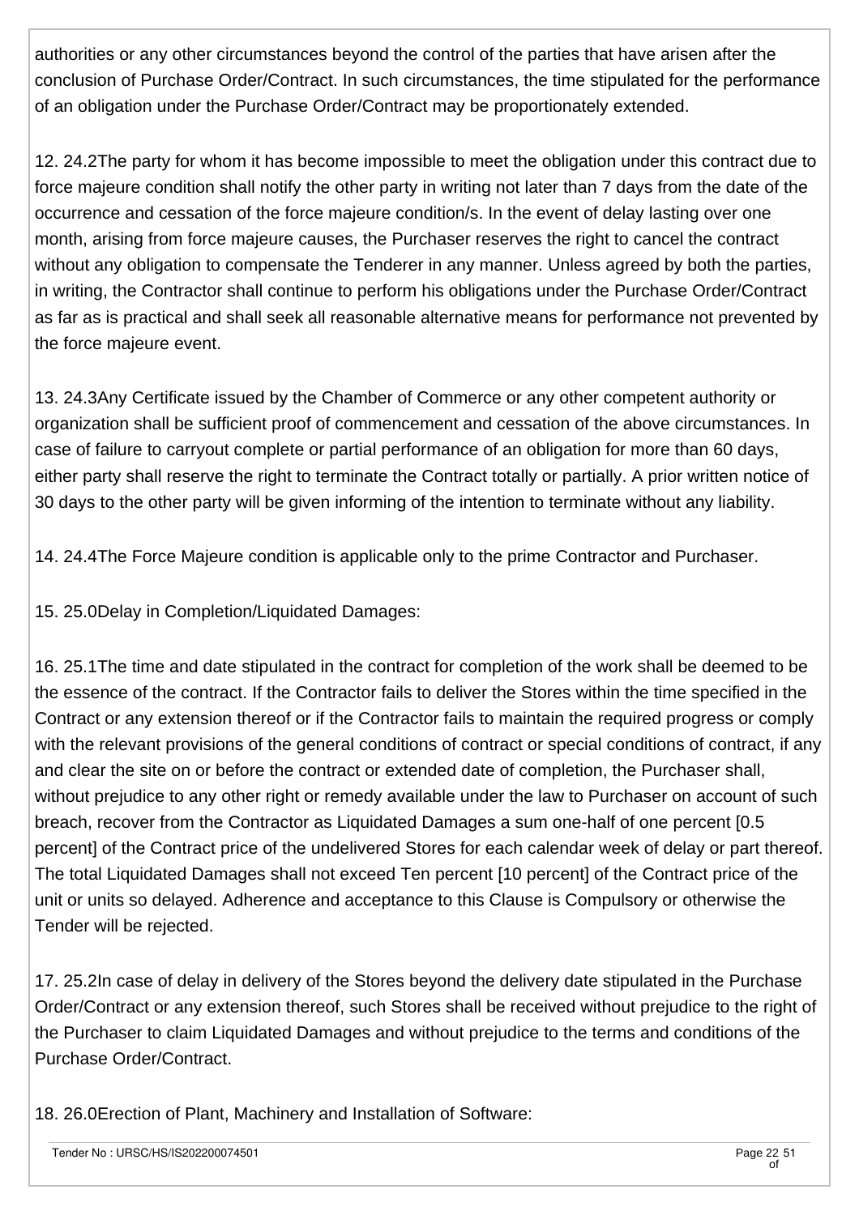authorities or any other circumstances beyond the control of the parties that have arisen after the conclusion of Purchase Order/Contract. In such circumstances, the time stipulated for the performance of an obligation under the Purchase Order/Contract may be proportionately extended.

12. 24.2The party for whom it has become impossible to meet the obligation under this contract due to force majeure condition shall notify the other party in writing not later than 7 days from the date of the occurrence and cessation of the force majeure condition/s. In the event of delay lasting over one month, arising from force majeure causes, the Purchaser reserves the right to cancel the contract without any obligation to compensate the Tenderer in any manner. Unless agreed by both the parties, in writing, the Contractor shall continue to perform his obligations under the Purchase Order/Contract as far as is practical and shall seek all reasonable alternative means for performance not prevented by the force majeure event.

13. 24.3Any Certificate issued by the Chamber of Commerce or any other competent authority or organization shall be sufficient proof of commencement and cessation of the above circumstances. In case of failure to carryout complete or partial performance of an obligation for more than 60 days, either party shall reserve the right to terminate the Contract totally or partially. A prior written notice of 30 days to the other party will be given informing of the intention to terminate without any liability.

14. 24.4The Force Majeure condition is applicable only to the prime Contractor and Purchaser.

15. 25.0Delay in Completion/Liquidated Damages:

16. 25.1The time and date stipulated in the contract for completion of the work shall be deemed to be the essence of the contract. If the Contractor fails to deliver the Stores within the time specified in the Contract or any extension thereof or if the Contractor fails to maintain the required progress or comply with the relevant provisions of the general conditions of contract or special conditions of contract, if any and clear the site on or before the contract or extended date of completion, the Purchaser shall, without prejudice to any other right or remedy available under the law to Purchaser on account of such breach, recover from the Contractor as Liquidated Damages a sum one-half of one percent [0.5 percent] of the Contract price of the undelivered Stores for each calendar week of delay or part thereof. The total Liquidated Damages shall not exceed Ten percent [10 percent] of the Contract price of the unit or units so delayed. Adherence and acceptance to this Clause is Compulsory or otherwise the Tender will be rejected.

17. 25.2In case of delay in delivery of the Stores beyond the delivery date stipulated in the Purchase Order/Contract or any extension thereof, such Stores shall be received without prejudice to the right of the Purchaser to claim Liquidated Damages and without prejudice to the terms and conditions of the Purchase Order/Contract.

18. 26.0Erection of Plant, Machinery and Installation of Software: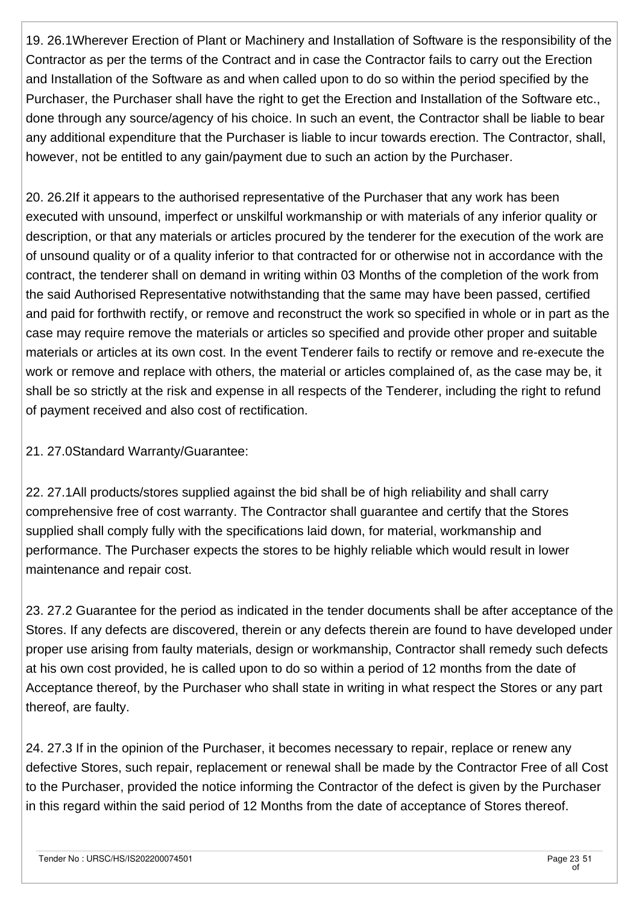19. 26.1Wherever Erection of Plant or Machinery and Installation of Software is the responsibility of the Contractor as per the terms of the Contract and in case the Contractor fails to carry out the Erection and Installation of the Software as and when called upon to do so within the period specified by the Purchaser, the Purchaser shall have the right to get the Erection and Installation of the Software etc., done through any source/agency of his choice. In such an event, the Contractor shall be liable to bear any additional expenditure that the Purchaser is liable to incur towards erection. The Contractor, shall, however, not be entitled to any gain/payment due to such an action by the Purchaser.

20. 26.2If it appears to the authorised representative of the Purchaser that any work has been executed with unsound, imperfect or unskilful workmanship or with materials of any inferior quality or description, or that any materials or articles procured by the tenderer for the execution of the work are of unsound quality or of a quality inferior to that contracted for or otherwise not in accordance with the contract, the tenderer shall on demand in writing within 03 Months of the completion of the work from the said Authorised Representative notwithstanding that the same may have been passed, certified and paid for forthwith rectify, or remove and reconstruct the work so specified in whole or in part as the case may require remove the materials or articles so specified and provide other proper and suitable materials or articles at its own cost. In the event Tenderer fails to rectify or remove and re-execute the work or remove and replace with others, the material or articles complained of, as the case may be, it shall be so strictly at the risk and expense in all respects of the Tenderer, including the right to refund of payment received and also cost of rectification.

21. 27.0Standard Warranty/Guarantee:

22. 27.1All products/stores supplied against the bid shall be of high reliability and shall carry comprehensive free of cost warranty. The Contractor shall guarantee and certify that the Stores supplied shall comply fully with the specifications laid down, for material, workmanship and performance. The Purchaser expects the stores to be highly reliable which would result in lower maintenance and repair cost.

23. 27.2 Guarantee for the period as indicated in the tender documents shall be after acceptance of the Stores. If any defects are discovered, therein or any defects therein are found to have developed under proper use arising from faulty materials, design or workmanship, Contractor shall remedy such defects at his own cost provided, he is called upon to do so within a period of 12 months from the date of Acceptance thereof, by the Purchaser who shall state in writing in what respect the Stores or any part thereof, are faulty.

24. 27.3 If in the opinion of the Purchaser, it becomes necessary to repair, replace or renew any defective Stores, such repair, replacement or renewal shall be made by the Contractor Free of all Cost to the Purchaser, provided the notice informing the Contractor of the defect is given by the Purchaser in this regard within the said period of 12 Months from the date of acceptance of Stores thereof.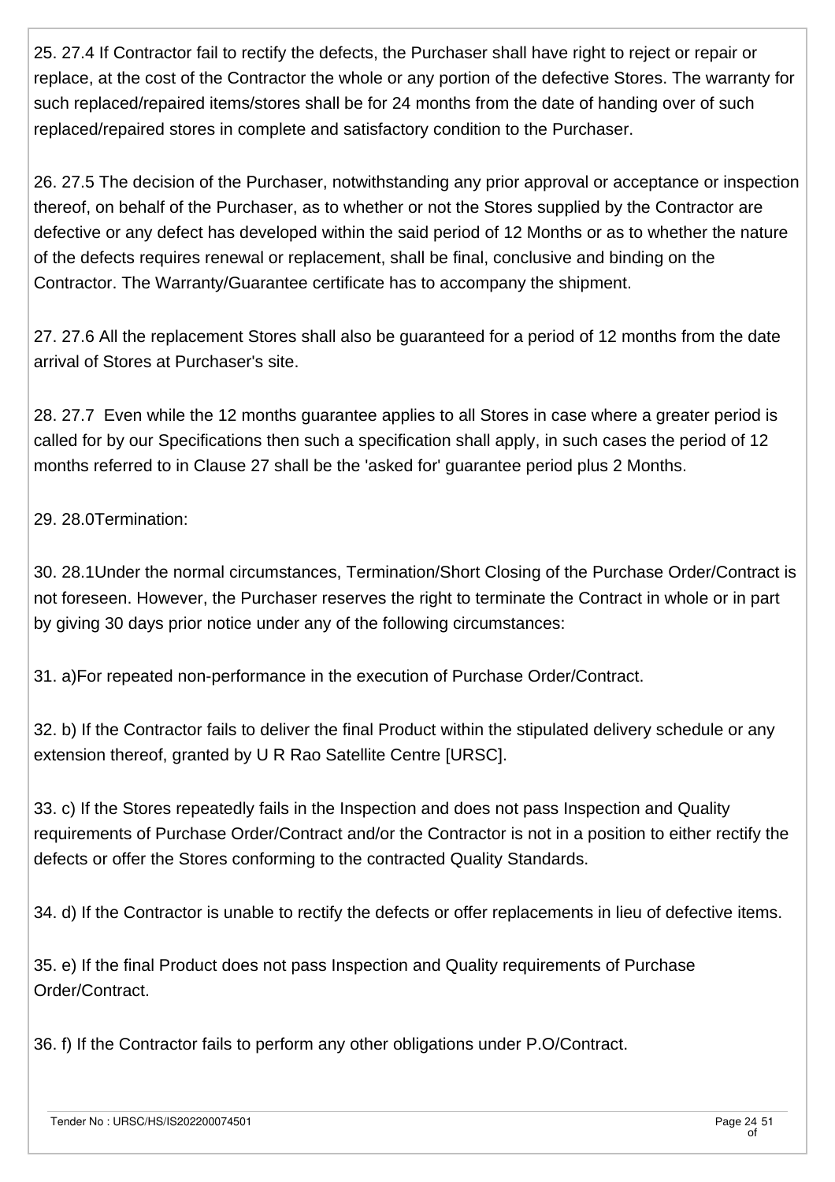25. 27.4 If Contractor fail to rectify the defects, the Purchaser shall have right to reject or repair or replace, at the cost of the Contractor the whole or any portion of the defective Stores. The warranty for such replaced/repaired items/stores shall be for 24 months from the date of handing over of such replaced/repaired stores in complete and satisfactory condition to the Purchaser.

26. 27.5 The decision of the Purchaser, notwithstanding any prior approval or acceptance or inspection thereof, on behalf of the Purchaser, as to whether or not the Stores supplied by the Contractor are defective or any defect has developed within the said period of 12 Months or as to whether the nature of the defects requires renewal or replacement, shall be final, conclusive and binding on the Contractor. The Warranty/Guarantee certificate has to accompany the shipment.

27. 27.6 All the replacement Stores shall also be guaranteed for a period of 12 months from the date arrival of Stores at Purchaser's site.

28. 27.7 Even while the 12 months guarantee applies to all Stores in case where a greater period is called for by our Specifications then such a specification shall apply, in such cases the period of 12 months referred to in Clause 27 shall be the 'asked for' guarantee period plus 2 Months.

29. 28.0Termination:

30. 28.1Under the normal circumstances, Termination/Short Closing of the Purchase Order/Contract is not foreseen. However, the Purchaser reserves the right to terminate the Contract in whole or in part by giving 30 days prior notice under any of the following circumstances:

31. a)For repeated non-performance in the execution of Purchase Order/Contract.

32. b) If the Contractor fails to deliver the final Product within the stipulated delivery schedule or any extension thereof, granted by U R Rao Satellite Centre [URSC].

33. c) If the Stores repeatedly fails in the Inspection and does not pass Inspection and Quality requirements of Purchase Order/Contract and/or the Contractor is not in a position to either rectify the defects or offer the Stores conforming to the contracted Quality Standards.

34. d) If the Contractor is unable to rectify the defects or offer replacements in lieu of defective items.

35. e) If the final Product does not pass Inspection and Quality requirements of Purchase Order/Contract.

36. f) If the Contractor fails to perform any other obligations under P.O/Contract.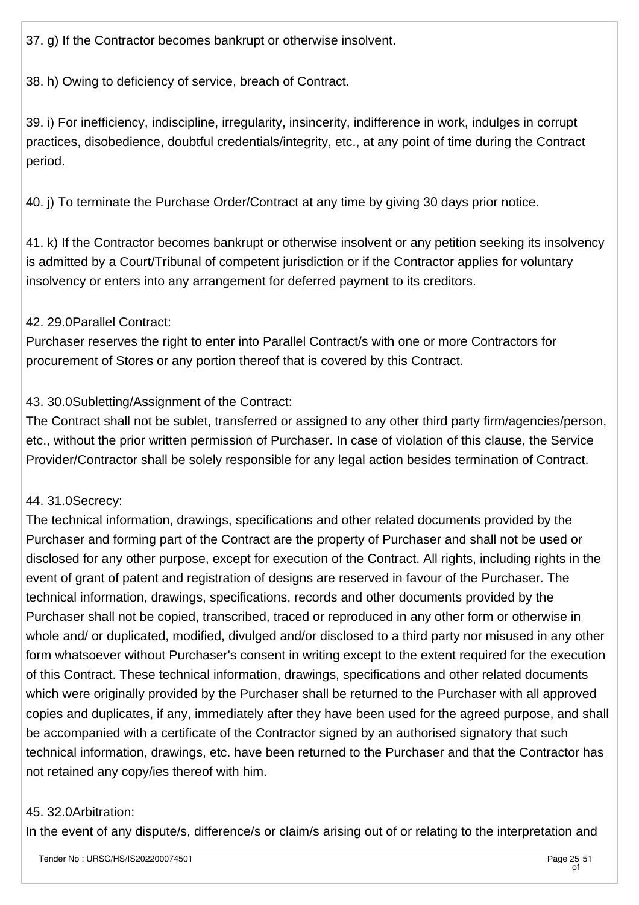37. g) If the Contractor becomes bankrupt or otherwise insolvent.

38. h) Owing to deficiency of service, breach of Contract.

39. i) For inefficiency, indiscipline, irregularity, insincerity, indifference in work, indulges in corrupt practices, disobedience, doubtful credentials/integrity, etc., at any point of time during the Contract period.

40. j) To terminate the Purchase Order/Contract at any time by giving 30 days prior notice.

41. k) If the Contractor becomes bankrupt or otherwise insolvent or any petition seeking its insolvency is admitted by a Court/Tribunal of competent jurisdiction or if the Contractor applies for voluntary insolvency or enters into any arrangement for deferred payment to its creditors.

42. 29.0Parallel Contract:
Purchaser reserves the right to enter into Parallel Contract/s with one or more Contractors for procurement of Stores or any portion thereof that is covered by this Contract.

43. 30.0Subletting/Assignment of the Contract:
The Contract shall not be sublet, transferred or assigned to any other third party firm/agencies/person, etc., without the prior written permission of Purchaser. In case of violation of this clause, the Service Provider/Contractor shall be solely responsible for any legal action besides termination of Contract.

44. 31.0Secrecy:
The technical information, drawings, specifications and other related documents provided by the Purchaser and forming part of the Contract are the property of Purchaser and shall not be used or disclosed for any other purpose, except for execution of the Contract. All rights, including rights in the event of grant of patent and registration of designs are reserved in favour of the Purchaser. The technical information, drawings, specifications, records and other documents provided by the Purchaser shall not be copied, transcribed, traced or reproduced in any other form or otherwise in whole and/ or duplicated, modified, divulged and/or disclosed to a third party nor misused in any other form whatsoever without Purchaser's consent in writing except to the extent required for the execution of this Contract. These technical information, drawings, specifications and other related documents which were originally provided by the Purchaser shall be returned to the Purchaser with all approved copies and duplicates, if any, immediately after they have been used for the agreed purpose, and shall be accompanied with a certificate of the Contractor signed by an authorised signatory that such technical information, drawings, etc. have been returned to the Purchaser and that the Contractor has not retained any copy/ies thereof with him.

45. 32.0Arbitration:
In the event of any dispute/s, difference/s or claim/s arising out of or relating to the interpretation and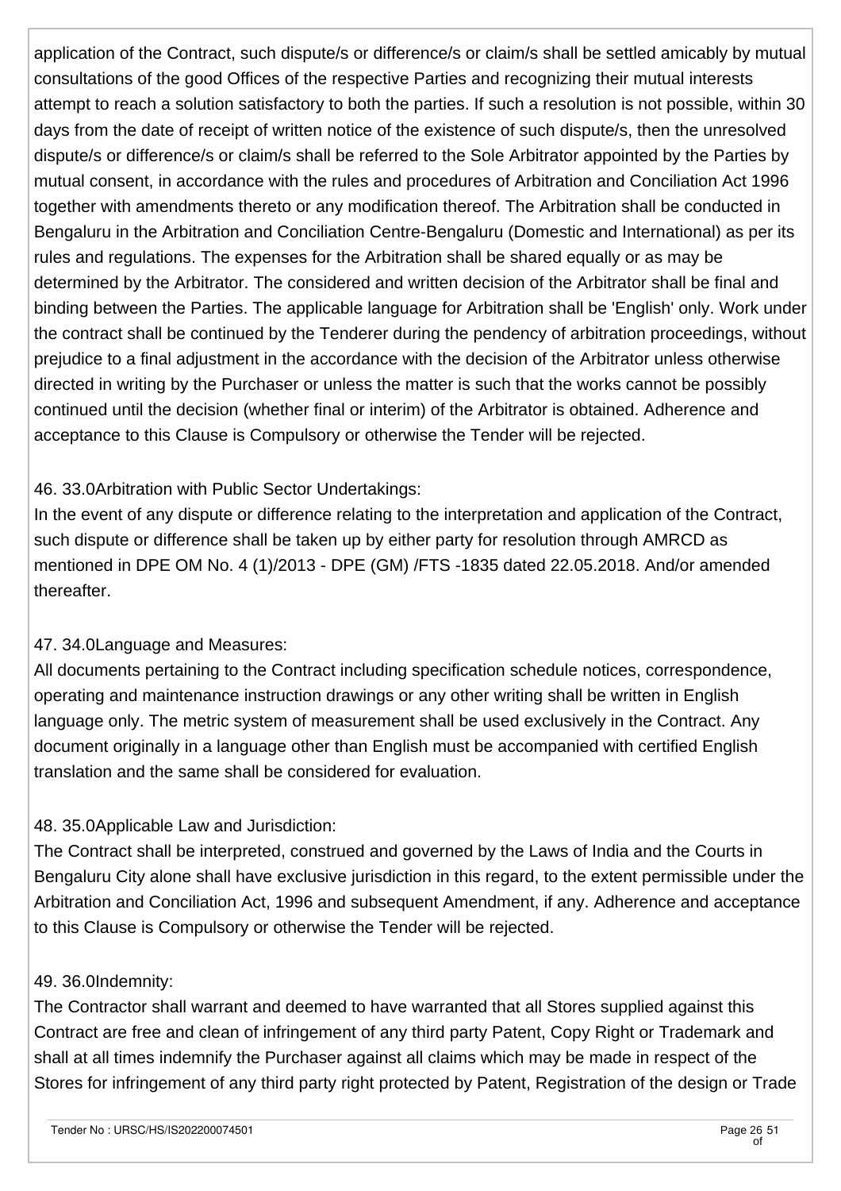application of the Contract, such dispute/s or difference/s or claim/s shall be settled amicably by mutual consultations of the good Offices of the respective Parties and recognizing their mutual interests attempt to reach a solution satisfactory to both the parties. If such a resolution is not possible, within 30 days from the date of receipt of written notice of the existence of such dispute/s, then the unresolved dispute/s or difference/s or claim/s shall be referred to the Sole Arbitrator appointed by the Parties by mutual consent, in accordance with the rules and procedures of Arbitration and Conciliation Act 1996 together with amendments thereto or any modification thereof. The Arbitration shall be conducted in Bengaluru in the Arbitration and Conciliation Centre-Bengaluru (Domestic and International) as per its rules and regulations. The expenses for the Arbitration shall be shared equally or as may be determined by the Arbitrator. The considered and written decision of the Arbitrator shall be final and binding between the Parties. The applicable language for Arbitration shall be 'English' only. Work under the contract shall be continued by the Tenderer during the pendency of arbitration proceedings, without prejudice to a final adjustment in the accordance with the decision of the Arbitrator unless otherwise directed in writing by the Purchaser or unless the matter is such that the works cannot be possibly continued until the decision (whether final or interim) of the Arbitrator is obtained. Adherence and acceptance to this Clause is Compulsory or otherwise the Tender will be rejected.

46. 33.0Arbitration with Public Sector Undertakings:
In the event of any dispute or difference relating to the interpretation and application of the Contract, such dispute or difference shall be taken up by either party for resolution through AMRCD as mentioned in DPE OM No. 4 (1)/2013 - DPE (GM) /FTS -1835 dated 22.05.2018. And/or amended thereafter.

47. 34.0Language and Measures:
All documents pertaining to the Contract including specification schedule notices, correspondence, operating and maintenance instruction drawings or any other writing shall be written in English language only. The metric system of measurement shall be used exclusively in the Contract. Any document originally in a language other than English must be accompanied with certified English translation and the same shall be considered for evaluation.

48. 35.0Applicable Law and Jurisdiction:
The Contract shall be interpreted, construed and governed by the Laws of India and the Courts in Bengaluru City alone shall have exclusive jurisdiction in this regard, to the extent permissible under the Arbitration and Conciliation Act, 1996 and subsequent Amendment, if any. Adherence and acceptance to this Clause is Compulsory or otherwise the Tender will be rejected.

49. 36.0Indemnity:
The Contractor shall warrant and deemed to have warranted that all Stores supplied against this Contract are free and clean of infringement of any third party Patent, Copy Right or Trademark and shall at all times indemnify the Purchaser against all claims which may be made in respect of the Stores for infringement of any third party right protected by Patent, Registration of the design or Trade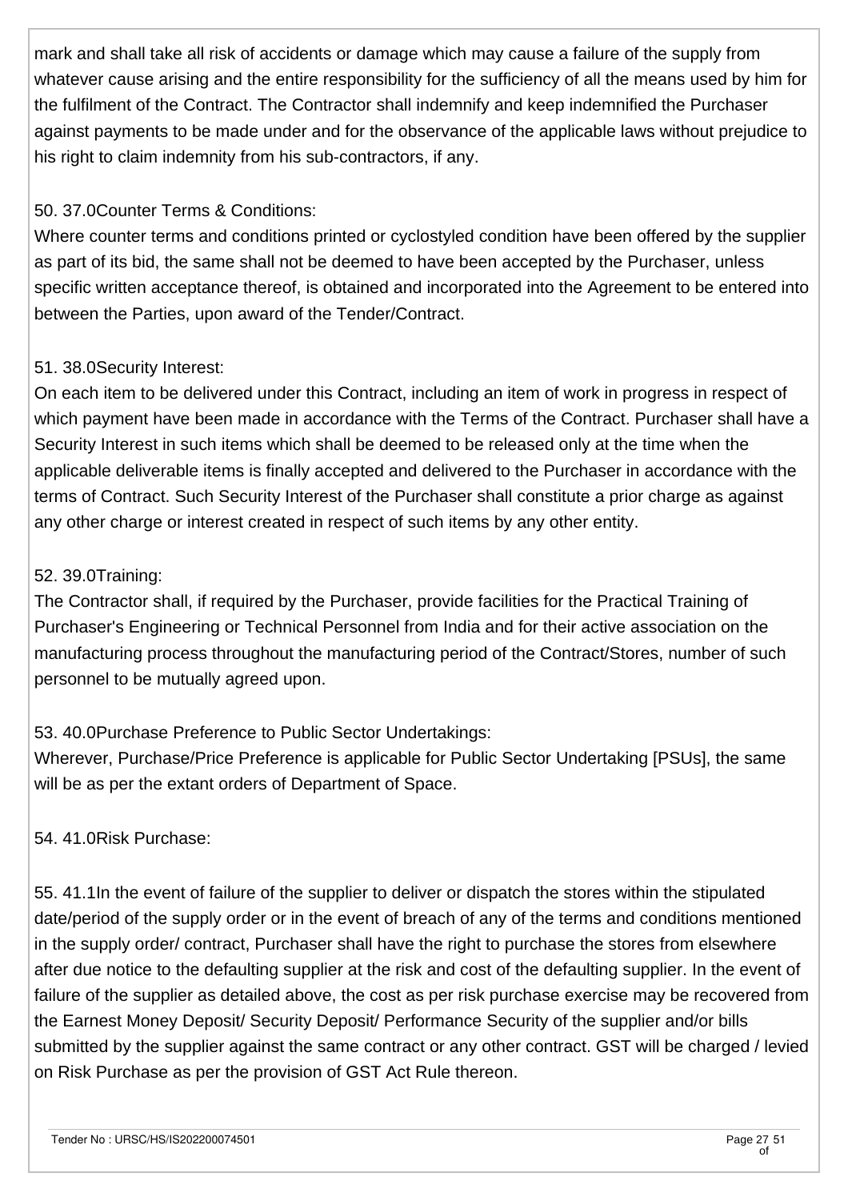mark and shall take all risk of accidents or damage which may cause a failure of the supply from whatever cause arising and the entire responsibility for the sufficiency of all the means used by him for the fulfilment of the Contract. The Contractor shall indemnify and keep indemnified the Purchaser against payments to be made under and for the observance of the applicable laws without prejudice to his right to claim indemnity from his sub-contractors, if any.

50. 37.0Counter Terms & Conditions:

Where counter terms and conditions printed or cyclostyled condition have been offered by the supplier as part of its bid, the same shall not be deemed to have been accepted by the Purchaser, unless specific written acceptance thereof, is obtained and incorporated into the Agreement to be entered into between the Parties, upon award of the Tender/Contract.

51. 38.0Security Interest:

On each item to be delivered under this Contract, including an item of work in progress in respect of which payment have been made in accordance with the Terms of the Contract. Purchaser shall have a Security Interest in such items which shall be deemed to be released only at the time when the applicable deliverable items is finally accepted and delivered to the Purchaser in accordance with the terms of Contract. Such Security Interest of the Purchaser shall constitute a prior charge as against any other charge or interest created in respect of such items by any other entity.

52. 39.0Training:

The Contractor shall, if required by the Purchaser, provide facilities for the Practical Training of Purchaser's Engineering or Technical Personnel from India and for their active association on the manufacturing process throughout the manufacturing period of the Contract/Stores, number of such personnel to be mutually agreed upon.

53. 40.0Purchase Preference to Public Sector Undertakings:

Wherever, Purchase/Price Preference is applicable for Public Sector Undertaking [PSUs], the same will be as per the extant orders of Department of Space.

54. 41.0Risk Purchase:

55. 41.1In the event of failure of the supplier to deliver or dispatch the stores within the stipulated date/period of the supply order or in the event of breach of any of the terms and conditions mentioned in the supply order/ contract, Purchaser shall have the right to purchase the stores from elsewhere after due notice to the defaulting supplier at the risk and cost of the defaulting supplier. In the event of failure of the supplier as detailed above, the cost as per risk purchase exercise may be recovered from the Earnest Money Deposit/ Security Deposit/ Performance Security of the supplier and/or bills submitted by the supplier against the same contract or any other contract. GST will be charged / levied on Risk Purchase as per the provision of GST Act Rule thereon.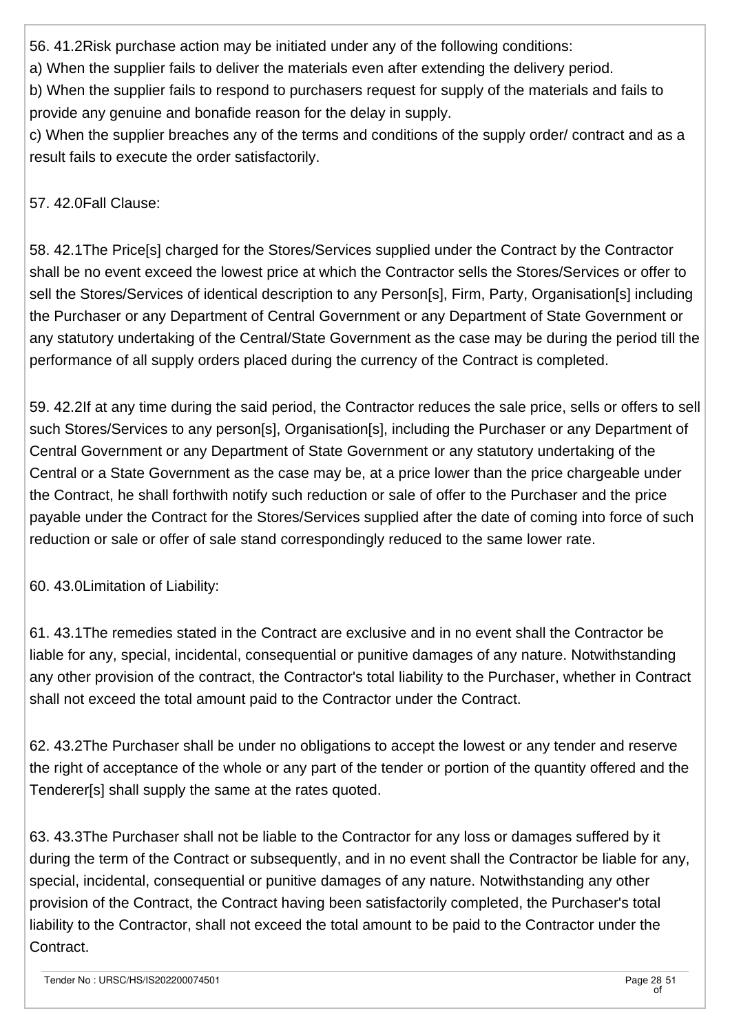56. 41.2Risk purchase action may be initiated under any of the following conditions:

a) When the supplier fails to deliver the materials even after extending the delivery period.

b) When the supplier fails to respond to purchasers request for supply of the materials and fails to provide any genuine and bonafide reason for the delay in supply.

c) When the supplier breaches any of the terms and conditions of the supply order/ contract and as a result fails to execute the order satisfactorily.

57. 42.0Fall Clause:

58. 42.1The Price[s] charged for the Stores/Services supplied under the Contract by the Contractor shall be no event exceed the lowest price at which the Contractor sells the Stores/Services or offer to sell the Stores/Services of identical description to any Person[s], Firm, Party, Organisation[s] including the Purchaser or any Department of Central Government or any Department of State Government or any statutory undertaking of the Central/State Government as the case may be during the period till the performance of all supply orders placed during the currency of the Contract is completed.

59. 42.2If at any time during the said period, the Contractor reduces the sale price, sells or offers to sell such Stores/Services to any person[s], Organisation[s], including the Purchaser or any Department of Central Government or any Department of State Government or any statutory undertaking of the Central or a State Government as the case may be, at a price lower than the price chargeable under the Contract, he shall forthwith notify such reduction or sale of offer to the Purchaser and the price payable under the Contract for the Stores/Services supplied after the date of coming into force of such reduction or sale or offer of sale stand correspondingly reduced to the same lower rate.

60. 43.0Limitation of Liability:

61. 43.1The remedies stated in the Contract are exclusive and in no event shall the Contractor be liable for any, special, incidental, consequential or punitive damages of any nature. Notwithstanding any other provision of the contract, the Contractor's total liability to the Purchaser, whether in Contract shall not exceed the total amount paid to the Contractor under the Contract.

62. 43.2The Purchaser shall be under no obligations to accept the lowest or any tender and reserve the right of acceptance of the whole or any part of the tender or portion of the quantity offered and the Tenderer[s] shall supply the same at the rates quoted.

63. 43.3The Purchaser shall not be liable to the Contractor for any loss or damages suffered by it during the term of the Contract or subsequently, and in no event shall the Contractor be liable for any, special, incidental, consequential or punitive damages of any nature. Notwithstanding any other provision of the Contract, the Contract having been satisfactorily completed, the Purchaser's total liability to the Contractor, shall not exceed the total amount to be paid to the Contractor under the Contract.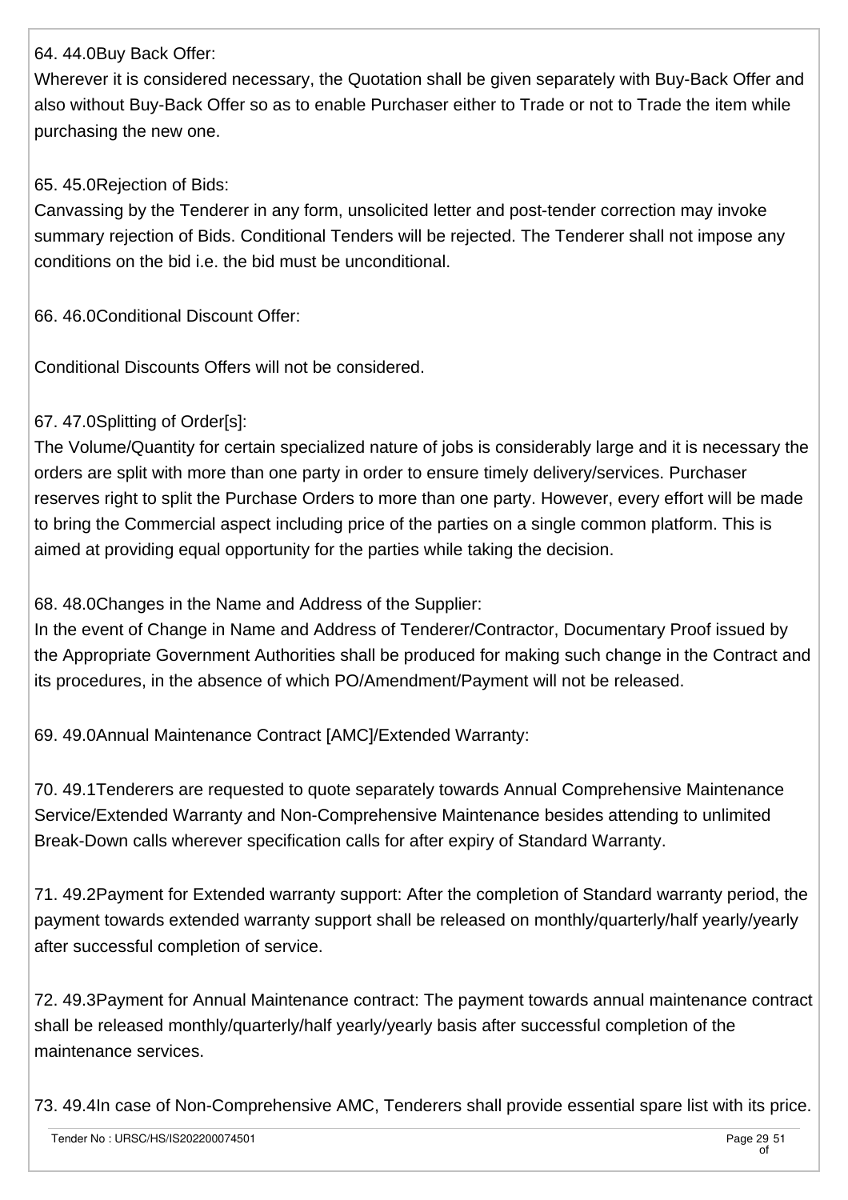64. 44.0Buy Back Offer:

Wherever it is considered necessary, the Quotation shall be given separately with Buy-Back Offer and also without Buy-Back Offer so as to enable Purchaser either to Trade or not to Trade the item while purchasing the new one.

65. 45.0Rejection of Bids:

Canvassing by the Tenderer in any form, unsolicited letter and post-tender correction may invoke summary rejection of Bids. Conditional Tenders will be rejected. The Tenderer shall not impose any conditions on the bid i.e. the bid must be unconditional.

66. 46.0Conditional Discount Offer:

Conditional Discounts Offers will not be considered.

67. 47.0Splitting of Order[s]:

The Volume/Quantity for certain specialized nature of jobs is considerably large and it is necessary the orders are split with more than one party in order to ensure timely delivery/services. Purchaser reserves right to split the Purchase Orders to more than one party. However, every effort will be made to bring the Commercial aspect including price of the parties on a single common platform. This is aimed at providing equal opportunity for the parties while taking the decision.

68. 48.0Changes in the Name and Address of the Supplier:

In the event of Change in Name and Address of Tenderer/Contractor, Documentary Proof issued by the Appropriate Government Authorities shall be produced for making such change in the Contract and its procedures, in the absence of which PO/Amendment/Payment will not be released.

69. 49.0Annual Maintenance Contract [AMC]/Extended Warranty:

70. 49.1Tenderers are requested to quote separately towards Annual Comprehensive Maintenance Service/Extended Warranty and Non-Comprehensive Maintenance besides attending to unlimited Break-Down calls wherever specification calls for after expiry of Standard Warranty.

71. 49.2Payment for Extended warranty support: After the completion of Standard warranty period, the payment towards extended warranty support shall be released on monthly/quarterly/half yearly/yearly after successful completion of service.

72. 49.3Payment for Annual Maintenance contract: The payment towards annual maintenance contract shall be released monthly/quarterly/half yearly/yearly basis after successful completion of the maintenance services.

73. 49.4In case of Non-Comprehensive AMC, Tenderers shall provide essential spare list with its price.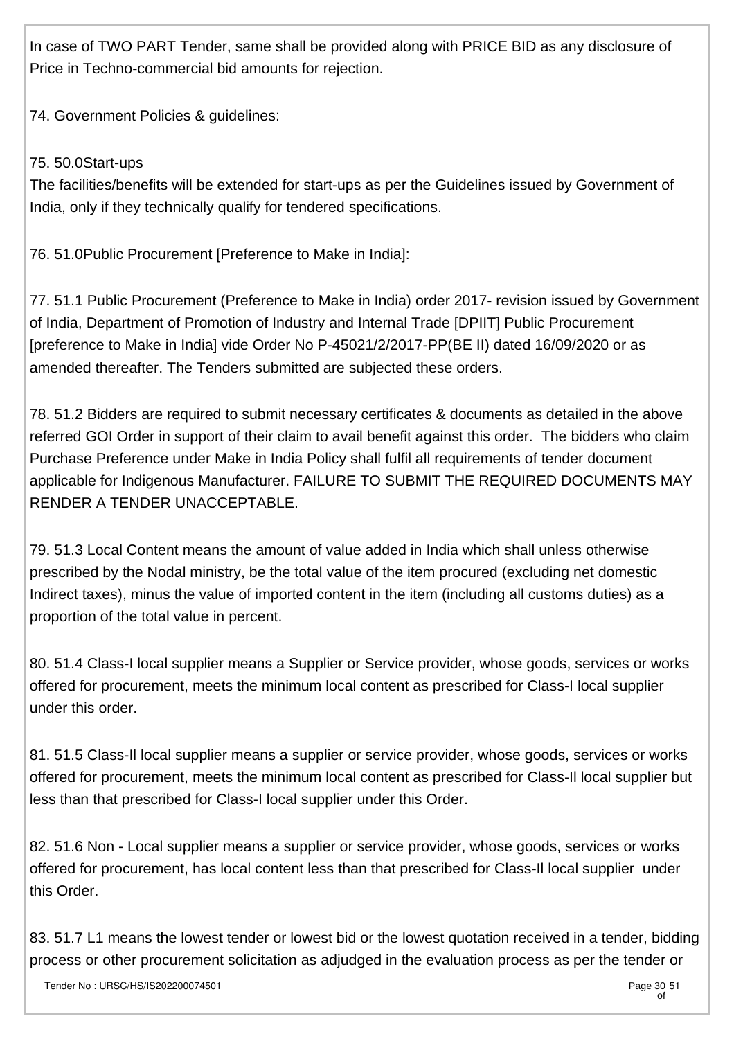In case of TWO PART Tender, same shall be provided along with PRICE BID as any disclosure of Price in Techno-commercial bid amounts for rejection.

74. Government Policies & guidelines:

75. 50.0Start-ups
The facilities/benefits will be extended for start-ups as per the Guidelines issued by Government of India, only if they technically qualify for tendered specifications.

76. 51.0Public Procurement [Preference to Make in India]:

77. 51.1 Public Procurement (Preference to Make in India) order 2017- revision issued by Government of India, Department of Promotion of Industry and Internal Trade [DPIIT] Public Procurement [preference to Make in India] vide Order No P-45021/2/2017-PP(BE II) dated 16/09/2020 or as amended thereafter. The Tenders submitted are subjected these orders.

78. 51.2 Bidders are required to submit necessary certificates & documents as detailed in the above referred GOI Order in support of their claim to avail benefit against this order. The bidders who claim Purchase Preference under Make in India Policy shall fulfil all requirements of tender document applicable for Indigenous Manufacturer. FAILURE TO SUBMIT THE REQUIRED DOCUMENTS MAY RENDER A TENDER UNACCEPTABLE.

79. 51.3 Local Content means the amount of value added in India which shall unless otherwise prescribed by the Nodal ministry, be the total value of the item procured (excluding net domestic Indirect taxes), minus the value of imported content in the item (including all customs duties) as a proportion of the total value in percent.

80. 51.4 Class-I local supplier means a Supplier or Service provider, whose goods, services or works offered for procurement, meets the minimum local content as prescribed for Class-I local supplier under this order.

81. 51.5 Class-Il local supplier means a supplier or service provider, whose goods, services or works offered for procurement, meets the minimum local content as prescribed for Class-Il local supplier but less than that prescribed for Class-I local supplier under this Order.

82. 51.6 Non - Local supplier means a supplier or service provider, whose goods, services or works offered for procurement, has local content less than that prescribed for Class-Il local supplier under this Order.

83. 51.7 L1 means the lowest tender or lowest bid or the lowest quotation received in a tender, bidding process or other procurement solicitation as adjudged in the evaluation process as per the tender or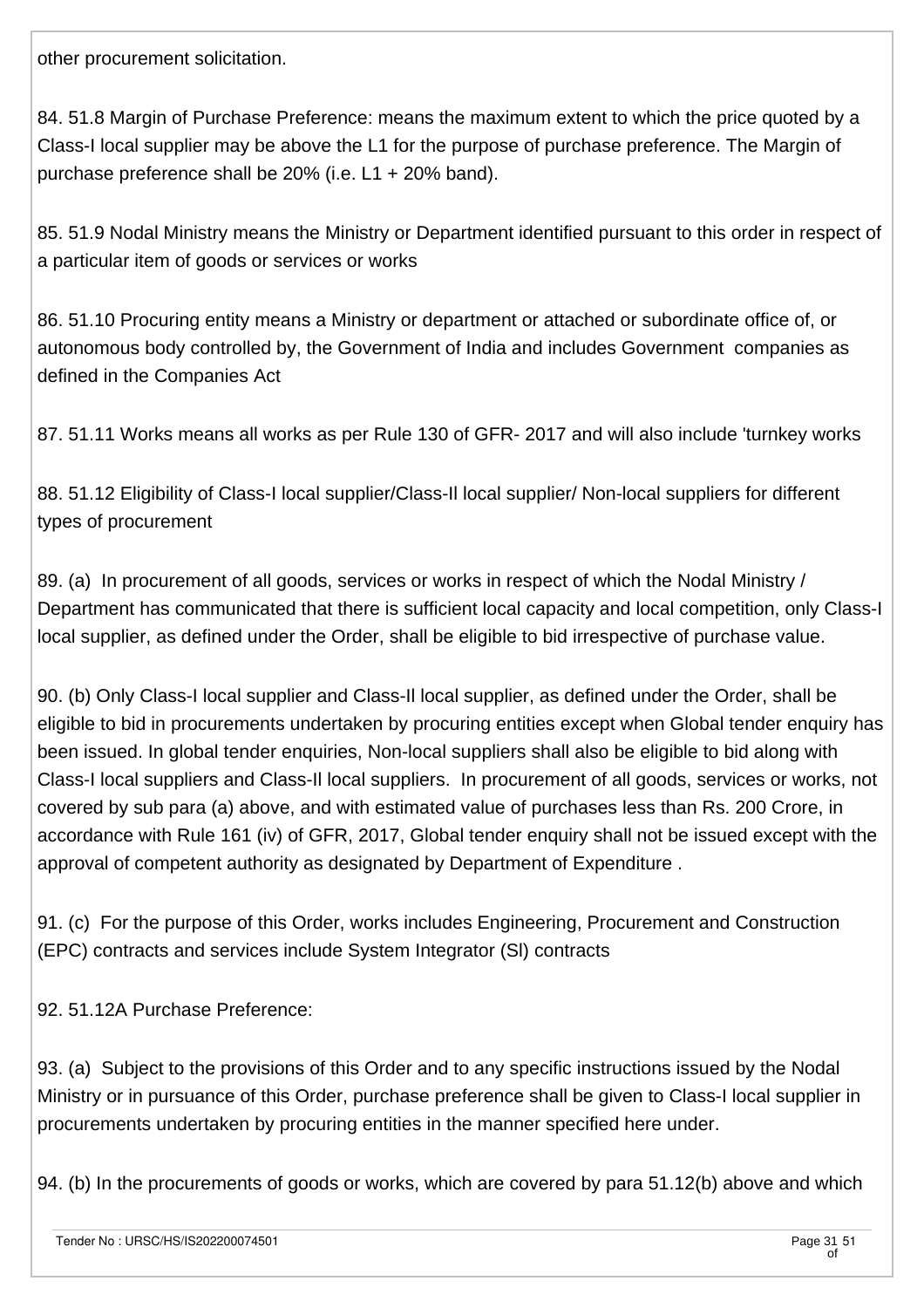other procurement solicitation.

84. 51.8 Margin of Purchase Preference: means the maximum extent to which the price quoted by a Class-I local supplier may be above the L1 for the purpose of purchase preference. The Margin of purchase preference shall be 20% (i.e. L1 + 20% band).

85. 51.9 Nodal Ministry means the Ministry or Department identified pursuant to this order in respect of a particular item of goods or services or works

86. 51.10 Procuring entity means a Ministry or department or attached or subordinate office of, or autonomous body controlled by, the Government of India and includes Government companies as defined in the Companies Act

87. 51.11 Works means all works as per Rule 130 of GFR- 2017 and will also include 'turnkey works

88. 51.12 Eligibility of Class-I local supplier/Class-II local supplier/ Non-local suppliers for different types of procurement

89. (a) In procurement of all goods, services or works in respect of which the Nodal Ministry / Department has communicated that there is sufficient local capacity and local competition, only Class-I local supplier, as defined under the Order, shall be eligible to bid irrespective of purchase value.

90. (b) Only Class-I local supplier and Class-II local supplier, as defined under the Order, shall be eligible to bid in procurements undertaken by procuring entities except when Global tender enquiry has been issued. In global tender enquiries, Non-local suppliers shall also be eligible to bid along with Class-I local suppliers and Class-II local suppliers. In procurement of all goods, services or works, not covered by sub para (a) above, and with estimated value of purchases less than Rs. 200 Crore, in accordance with Rule 161 (iv) of GFR, 2017, Global tender enquiry shall not be issued except with the approval of competent authority as designated by Department of Expenditure .

91. (c) For the purpose of this Order, works includes Engineering, Procurement and Construction (EPC) contracts and services include System Integrator (Sl) contracts

92. 51.12A Purchase Preference:

93. (a) Subject to the provisions of this Order and to any specific instructions issued by the Nodal Ministry or in pursuance of this Order, purchase preference shall be given to Class-I local supplier in procurements undertaken by procuring entities in the manner specified here under.

94. (b) In the procurements of goods or works, which are covered by para 51.12(b) above and which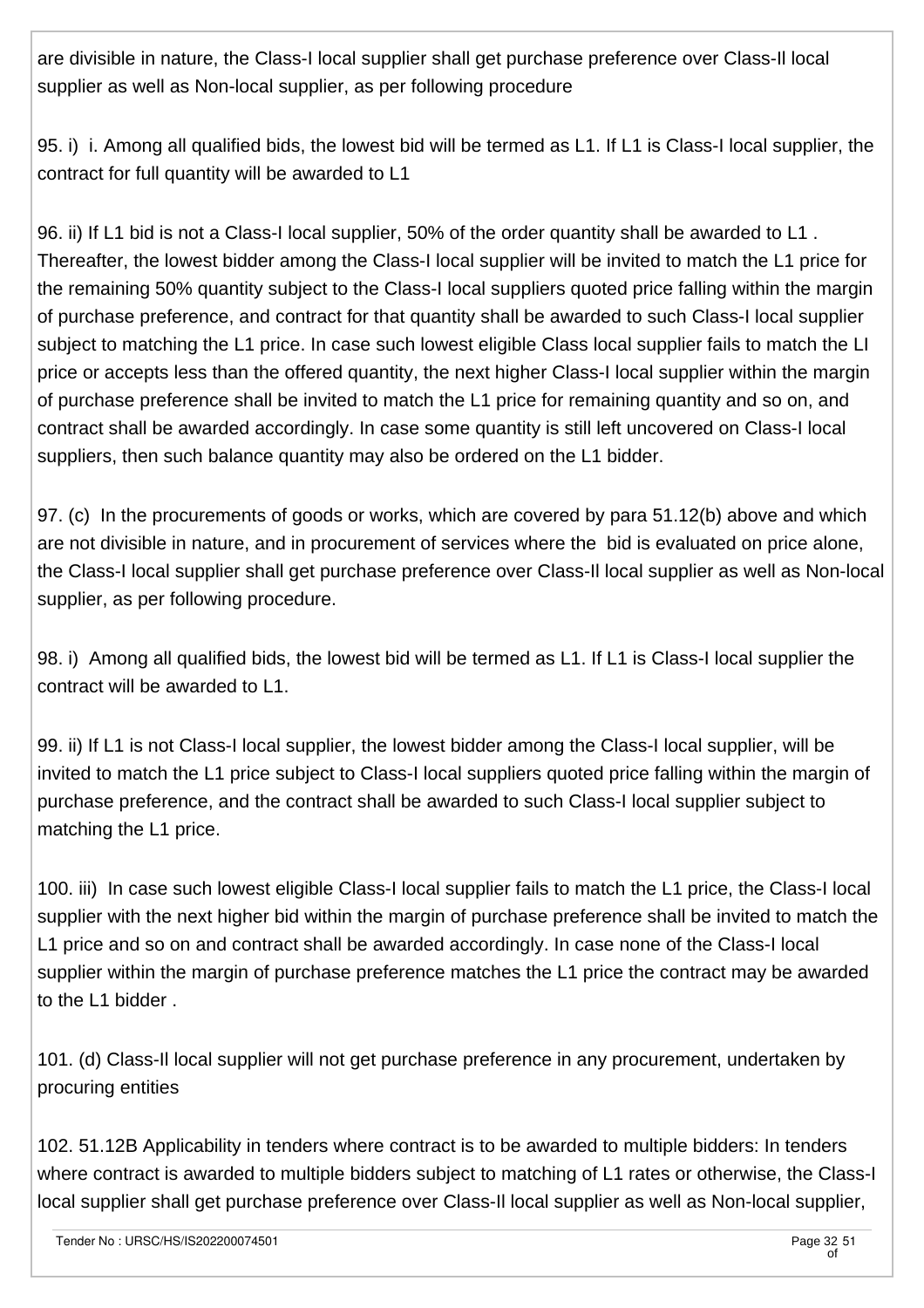are divisible in nature, the Class-I local supplier shall get purchase preference over Class-II local supplier as well as Non-local supplier, as per following procedure

95. i) i. Among all qualified bids, the lowest bid will be termed as L1. If L1 is Class-I local supplier, the contract for full quantity will be awarded to L1

96. ii) If L1 bid is not a Class-I local supplier, 50% of the order quantity shall be awarded to L1 . Thereafter, the lowest bidder among the Class-I local supplier will be invited to match the L1 price for the remaining 50% quantity subject to the Class-I local suppliers quoted price falling within the margin of purchase preference, and contract for that quantity shall be awarded to such Class-I local supplier subject to matching the L1 price. In case such lowest eligible Class local supplier fails to match the LI price or accepts less than the offered quantity, the next higher Class-I local supplier within the margin of purchase preference shall be invited to match the L1 price for remaining quantity and so on, and contract shall be awarded accordingly. In case some quantity is still left uncovered on Class-I local suppliers, then such balance quantity may also be ordered on the L1 bidder.

97. (c) In the procurements of goods or works, which are covered by para 51.12(b) above and which are not divisible in nature, and in procurement of services where the bid is evaluated on price alone, the Class-I local supplier shall get purchase preference over Class-II local supplier as well as Non-local supplier, as per following procedure.

98. i) Among all qualified bids, the lowest bid will be termed as L1. If L1 is Class-I local supplier the contract will be awarded to L1.

99. ii) If L1 is not Class-I local supplier, the lowest bidder among the Class-I local supplier, will be invited to match the L1 price subject to Class-I local suppliers quoted price falling within the margin of purchase preference, and the contract shall be awarded to such Class-I local supplier subject to matching the L1 price.

100. iii) In case such lowest eligible Class-I local supplier fails to match the L1 price, the Class-I local supplier with the next higher bid within the margin of purchase preference shall be invited to match the L1 price and so on and contract shall be awarded accordingly. In case none of the Class-I local supplier within the margin of purchase preference matches the L1 price the contract may be awarded to the L1 bidder .

101. (d) Class-II local supplier will not get purchase preference in any procurement, undertaken by procuring entities

102. 51.12B Applicability in tenders where contract is to be awarded to multiple bidders: In tenders where contract is awarded to multiple bidders subject to matching of L1 rates or otherwise, the Class-I local supplier shall get purchase preference over Class-II local supplier as well as Non-local supplier,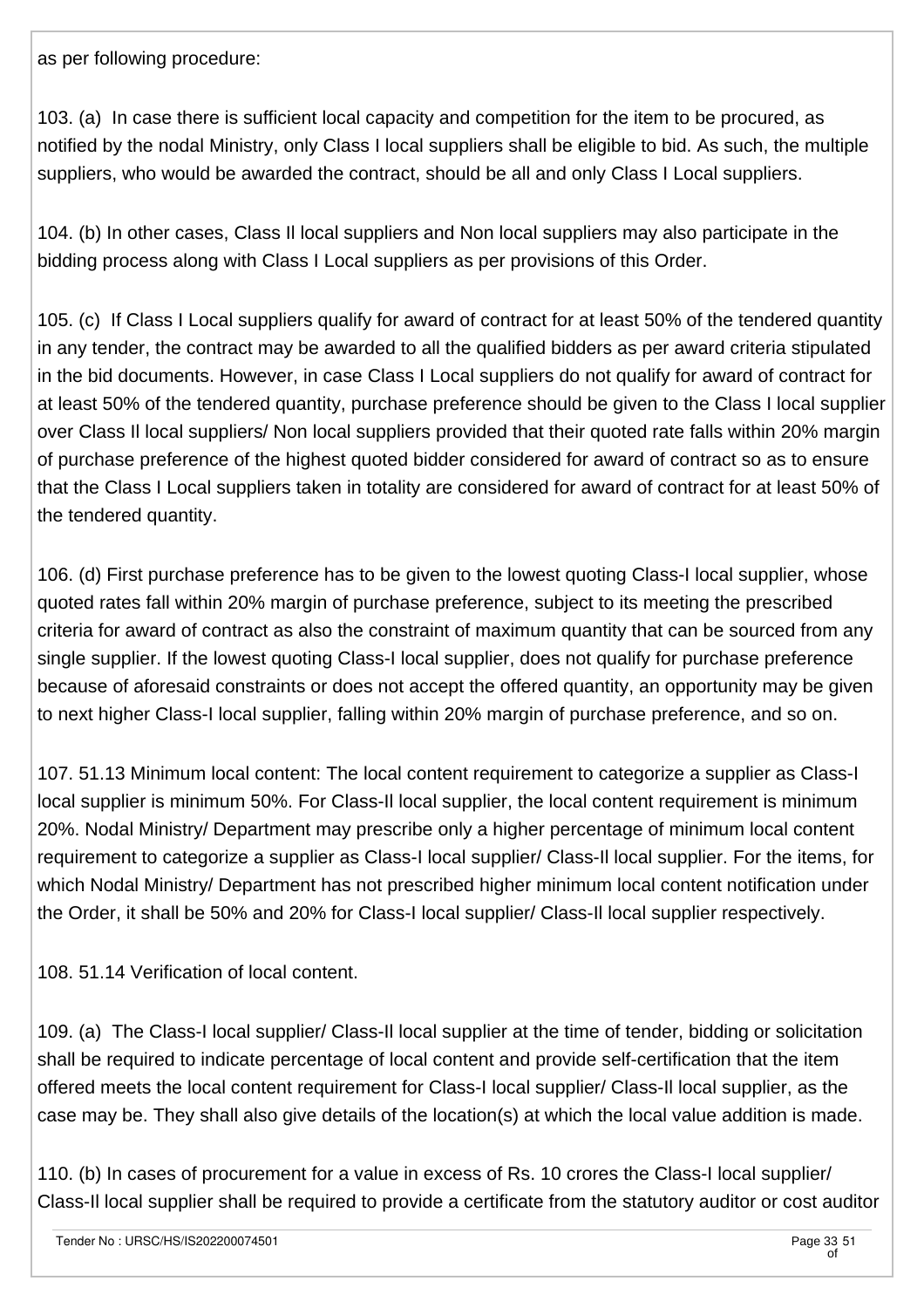as per following procedure:

103. (a) In case there is sufficient local capacity and competition for the item to be procured, as notified by the nodal Ministry, only Class I local suppliers shall be eligible to bid. As such, the multiple suppliers, who would be awarded the contract, should be all and only Class I Local suppliers.

104. (b) In other cases, Class II local suppliers and Non local suppliers may also participate in the bidding process along with Class I Local suppliers as per provisions of this Order.

105. (c) If Class I Local suppliers qualify for award of contract for at least 50% of the tendered quantity in any tender, the contract may be awarded to all the qualified bidders as per award criteria stipulated in the bid documents. However, in case Class I Local suppliers do not qualify for award of contract for at least 50% of the tendered quantity, purchase preference should be given to the Class I local supplier over Class II local suppliers/ Non local suppliers provided that their quoted rate falls within 20% margin of purchase preference of the highest quoted bidder considered for award of contract so as to ensure that the Class I Local suppliers taken in totality are considered for award of contract for at least 50% of the tendered quantity.

106. (d) First purchase preference has to be given to the lowest quoting Class-I local supplier, whose quoted rates fall within 20% margin of purchase preference, subject to its meeting the prescribed criteria for award of contract as also the constraint of maximum quantity that can be sourced from any single supplier. If the lowest quoting Class-I local supplier, does not qualify for purchase preference because of aforesaid constraints or does not accept the offered quantity, an opportunity may be given to next higher Class-I local supplier, falling within 20% margin of purchase preference, and so on.

107. 51.13 Minimum local content: The local content requirement to categorize a supplier as Class-I local supplier is minimum 50%. For Class-II local supplier, the local content requirement is minimum 20%. Nodal Ministry/ Department may prescribe only a higher percentage of minimum local content requirement to categorize a supplier as Class-I local supplier/ Class-II local supplier. For the items, for which Nodal Ministry/ Department has not prescribed higher minimum local content notification under the Order, it shall be 50% and 20% for Class-I local supplier/ Class-II local supplier respectively.

108. 51.14 Verification of local content.

109. (a) The Class-I local supplier/ Class-II local supplier at the time of tender, bidding or solicitation shall be required to indicate percentage of local content and provide self-certification that the item offered meets the local content requirement for Class-I local supplier/ Class-II local supplier, as the case may be. They shall also give details of the location(s) at which the local value addition is made.

110. (b) In cases of procurement for a value in excess of Rs. 10 crores the Class-I local supplier/ Class-II local supplier shall be required to provide a certificate from the statutory auditor or cost auditor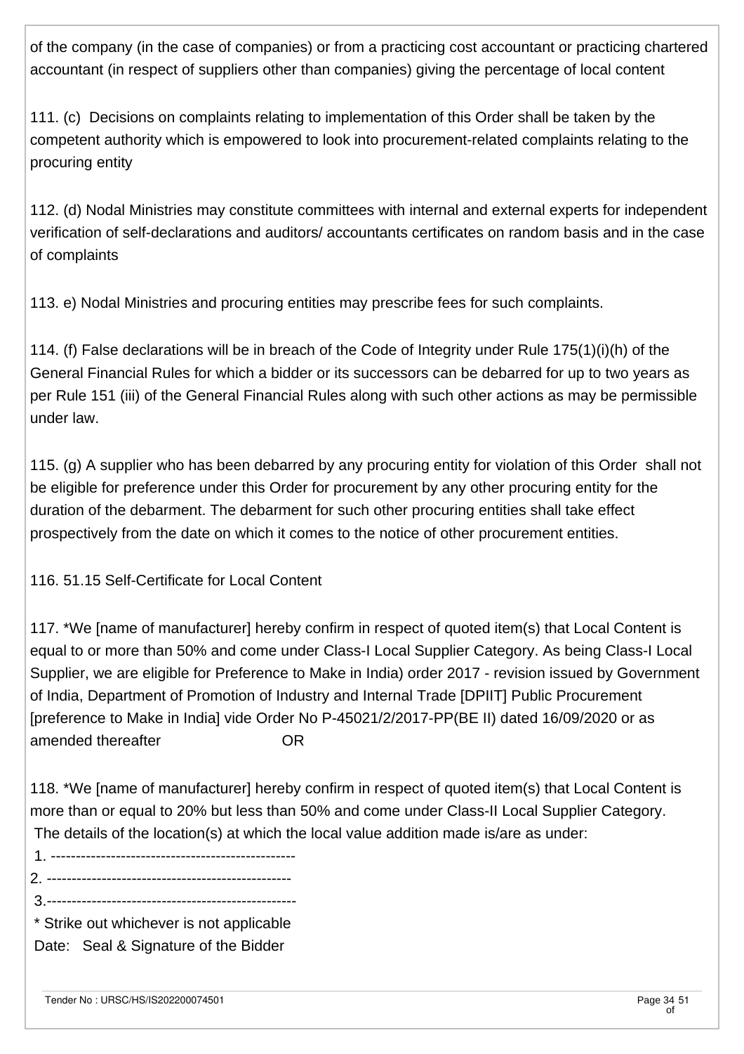of the company (in the case of companies) or from a practicing cost accountant or practicing chartered accountant (in respect of suppliers other than companies) giving the percentage of local content

111. (c) Decisions on complaints relating to implementation of this Order shall be taken by the competent authority which is empowered to look into procurement-related complaints relating to the procuring entity

112. (d) Nodal Ministries may constitute committees with internal and external experts for independent verification of self-declarations and auditors/ accountants certificates on random basis and in the case of complaints

113. e) Nodal Ministries and procuring entities may prescribe fees for such complaints.

114. (f) False declarations will be in breach of the Code of Integrity under Rule 175(1)(i)(h) of the General Financial Rules for which a bidder or its successors can be debarred for up to two years as per Rule 151 (iii) of the General Financial Rules along with such other actions as may be permissible under law.

115. (g) A supplier who has been debarred by any procuring entity for violation of this Order shall not be eligible for preference under this Order for procurement by any other procuring entity for the duration of the debarment. The debarment for such other procuring entities shall take effect prospectively from the date on which it comes to the notice of other procurement entities.

116. 51.15 Self-Certificate for Local Content

117. *We [name of manufacturer] hereby confirm in respect of quoted item(s) that Local Content is equal to or more than 50% and come under Class-I Local Supplier Category. As being Class-I Local Supplier, we are eligible for Preference to Make in India) order 2017 - revision issued by Government of India, Department of Promotion of Industry and Internal Trade [DPIIT] Public Procurement [preference to Make in India] vide Order No P-45021/2/2017-PP(BE II) dated 16/09/2020 or as amended thereafter OR

118. *We [name of manufacturer] hereby confirm in respect of quoted item(s) that Local Content is more than or equal to 20% but less than 50% and come under Class-II Local Supplier Category. The details of the location(s) at which the local value addition made is/are as under:

1. -------------------------------------------------
2. -------------------------------------------------
3. --------------------------------------------------

\* Strike out whichever is not applicable

Date: Seal & Signature of the Bidder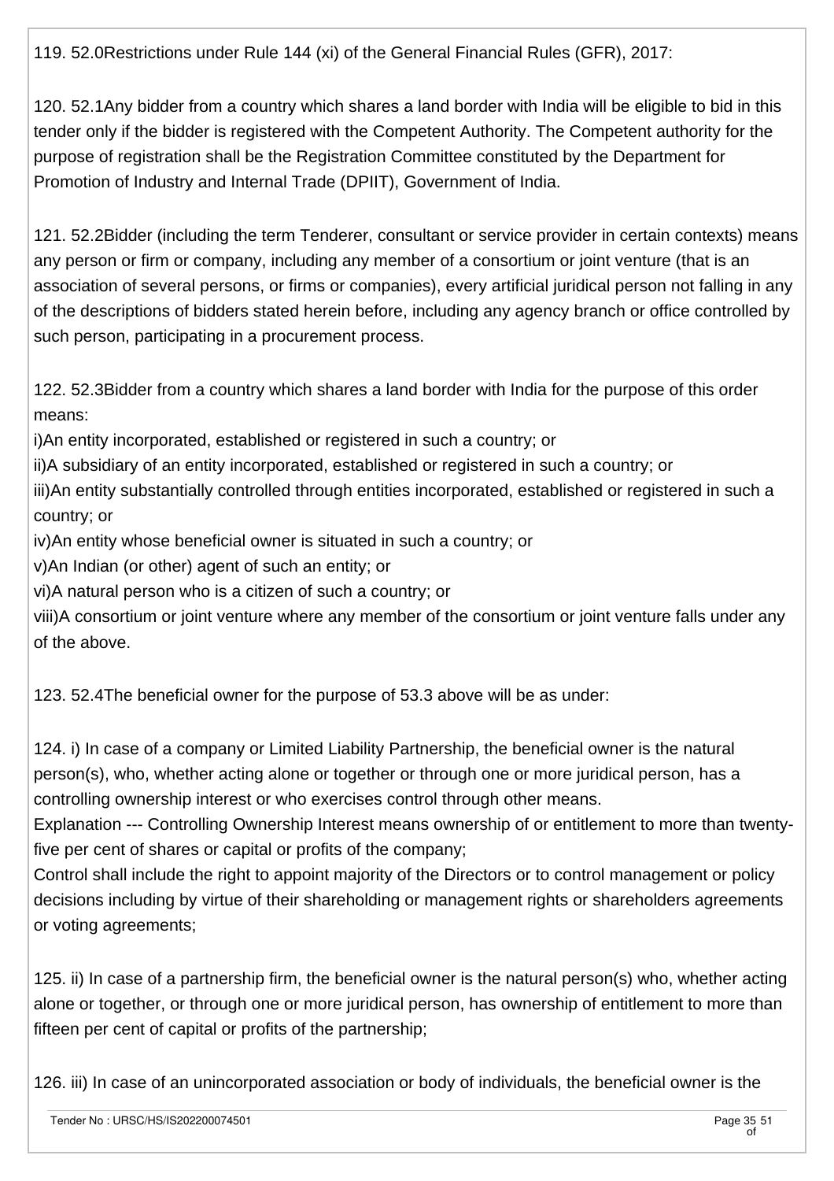119. 52.0Restrictions under Rule 144 (xi) of the General Financial Rules (GFR), 2017:

120. 52.1Any bidder from a country which shares a land border with India will be eligible to bid in this tender only if the bidder is registered with the Competent Authority. The Competent authority for the purpose of registration shall be the Registration Committee constituted by the Department for Promotion of Industry and Internal Trade (DPIIT), Government of India.

121. 52.2Bidder (including the term Tenderer, consultant or service provider in certain contexts) means any person or firm or company, including any member of a consortium or joint venture (that is an association of several persons, or firms or companies), every artificial juridical person not falling in any of the descriptions of bidders stated herein before, including any agency branch or office controlled by such person, participating in a procurement process.

122. 52.3Bidder from a country which shares a land border with India for the purpose of this order means:
i)An entity incorporated, established or registered in such a country; or
ii)A subsidiary of an entity incorporated, established or registered in such a country; or
iii)An entity substantially controlled through entities incorporated, established or registered in such a country; or
iv)An entity whose beneficial owner is situated in such a country; or
v)An Indian (or other) agent of such an entity; or
vi)A natural person who is a citizen of such a country; or
viii)A consortium or joint venture where any member of the consortium or joint venture falls under any of the above.

123. 52.4The beneficial owner for the purpose of 53.3 above will be as under:

124. i) In case of a company or Limited Liability Partnership, the beneficial owner is the natural person(s), who, whether acting alone or together or through one or more juridical person, has a controlling ownership interest or who exercises control through other means.
Explanation --- Controlling Ownership Interest means ownership of or entitlement to more than twenty-five per cent of shares or capital or profits of the company;
Control shall include the right to appoint majority of the Directors or to control management or policy decisions including by virtue of their shareholding or management rights or shareholders agreements or voting agreements;

125. ii) In case of a partnership firm, the beneficial owner is the natural person(s) who, whether acting alone or together, or through one or more juridical person, has ownership of entitlement to more than fifteen per cent of capital or profits of the partnership;

126. iii) In case of an unincorporated association or body of individuals, the beneficial owner is the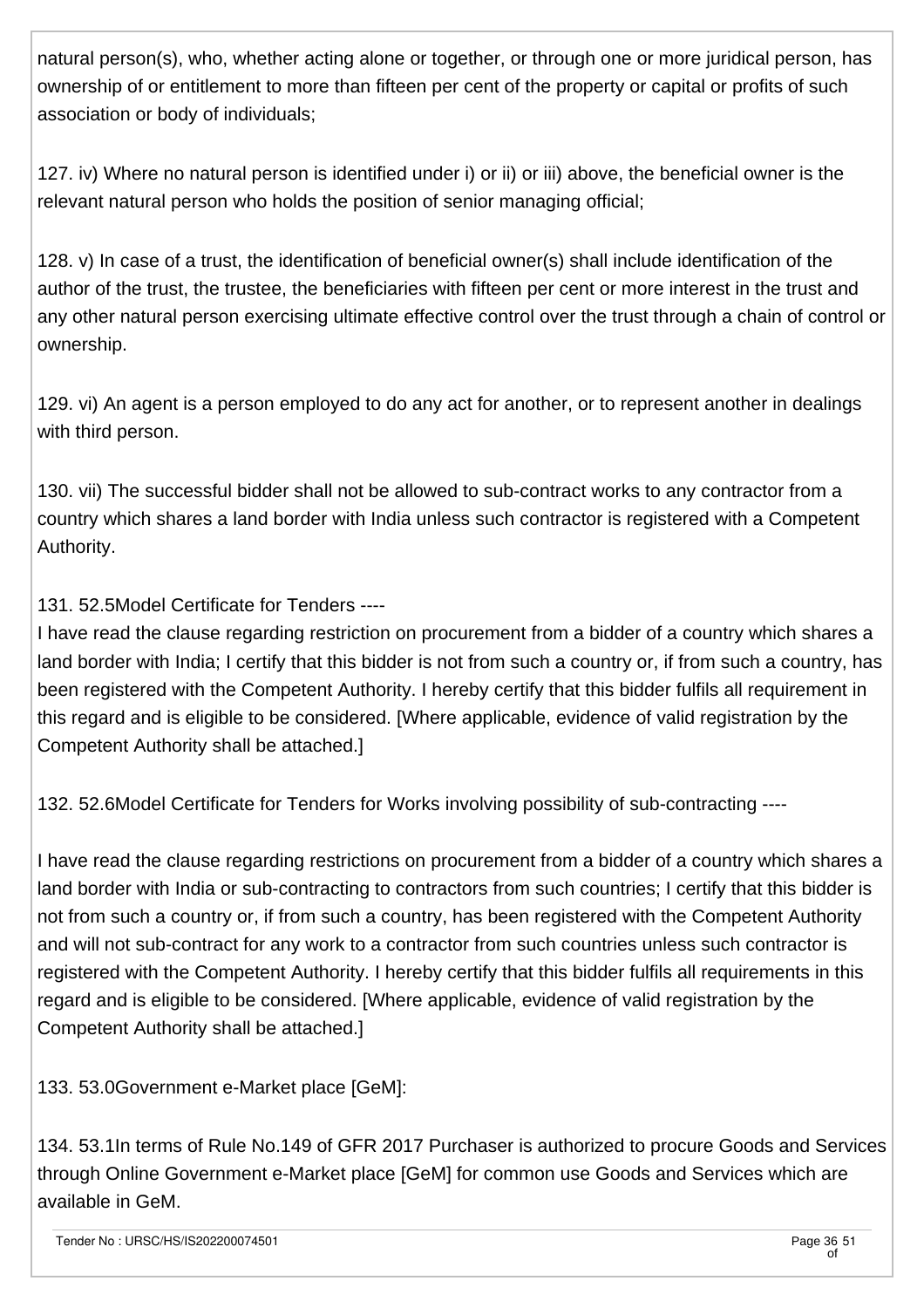natural person(s), who, whether acting alone or together, or through one or more juridical person, has ownership of or entitlement to more than fifteen per cent of the property or capital or profits of such association or body of individuals;

127. iv) Where no natural person is identified under i) or ii) or iii) above, the beneficial owner is the relevant natural person who holds the position of senior managing official;

128. v) In case of a trust, the identification of beneficial owner(s) shall include identification of the author of the trust, the trustee, the beneficiaries with fifteen per cent or more interest in the trust and any other natural person exercising ultimate effective control over the trust through a chain of control or ownership.

129. vi) An agent is a person employed to do any act for another, or to represent another in dealings with third person.

130. vii) The successful bidder shall not be allowed to sub-contract works to any contractor from a country which shares a land border with India unless such contractor is registered with a Competent Authority.

131. 52.5Model Certificate for Tenders ----

I have read the clause regarding restriction on procurement from a bidder of a country which shares a land border with India; I certify that this bidder is not from such a country or, if from such a country, has been registered with the Competent Authority. I hereby certify that this bidder fulfils all requirement in this regard and is eligible to be considered. [Where applicable, evidence of valid registration by the Competent Authority shall be attached.]

132. 52.6Model Certificate for Tenders for Works involving possibility of sub-contracting ----

I have read the clause regarding restrictions on procurement from a bidder of a country which shares a land border with India or sub-contracting to contractors from such countries; I certify that this bidder is not from such a country or, if from such a country, has been registered with the Competent Authority and will not sub-contract for any work to a contractor from such countries unless such contractor is registered with the Competent Authority. I hereby certify that this bidder fulfils all requirements in this regard and is eligible to be considered. [Where applicable, evidence of valid registration by the Competent Authority shall be attached.]

133. 53.0Government e-Market place [GeM]:

134. 53.1In terms of Rule No.149 of GFR 2017 Purchaser is authorized to procure Goods and Services through Online Government e-Market place [GeM] for common use Goods and Services which are available in GeM.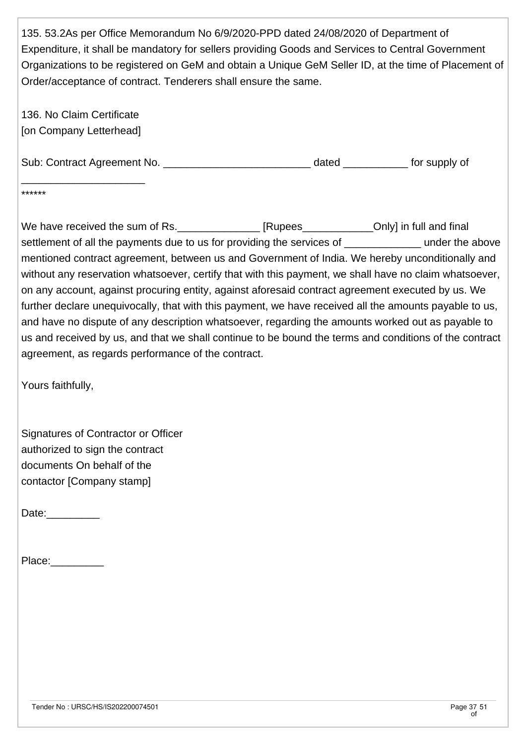135. 53.2As per Office Memorandum No 6/9/2020-PPD dated 24/08/2020 of Department of Expenditure, it shall be mandatory for sellers providing Goods and Services to Central Government Organizations to be registered on GeM and obtain a Unique GeM Seller ID, at the time of Placement of Order/acceptance of contract. Tenderers shall ensure the same.

136. No Claim Certificate
[on Company Letterhead]

Sub: Contract Agreement No. _________________________ dated ___________ for supply of _____________________
******

We have received the sum of Rs.______________ [Rupees____________Only] in full and final settlement of all the payments due to us for providing the services of _____________ under the above mentioned contract agreement, between us and Government of India. We hereby unconditionally and without any reservation whatsoever, certify that with this payment, we shall have no claim whatsoever, on any account, against procuring entity, against aforesaid contract agreement executed by us. We further declare unequivocally, that with this payment, we have received all the amounts payable to us, and have no dispute of any description whatsoever, regarding the amounts worked out as payable to us and received by us, and that we shall continue to be bound the terms and conditions of the contract agreement, as regards performance of the contract.

Yours faithfully,

Signatures of Contractor or Officer
authorized to sign the contract
documents On behalf of the
contactor [Company stamp]

Date:_________

Place:_________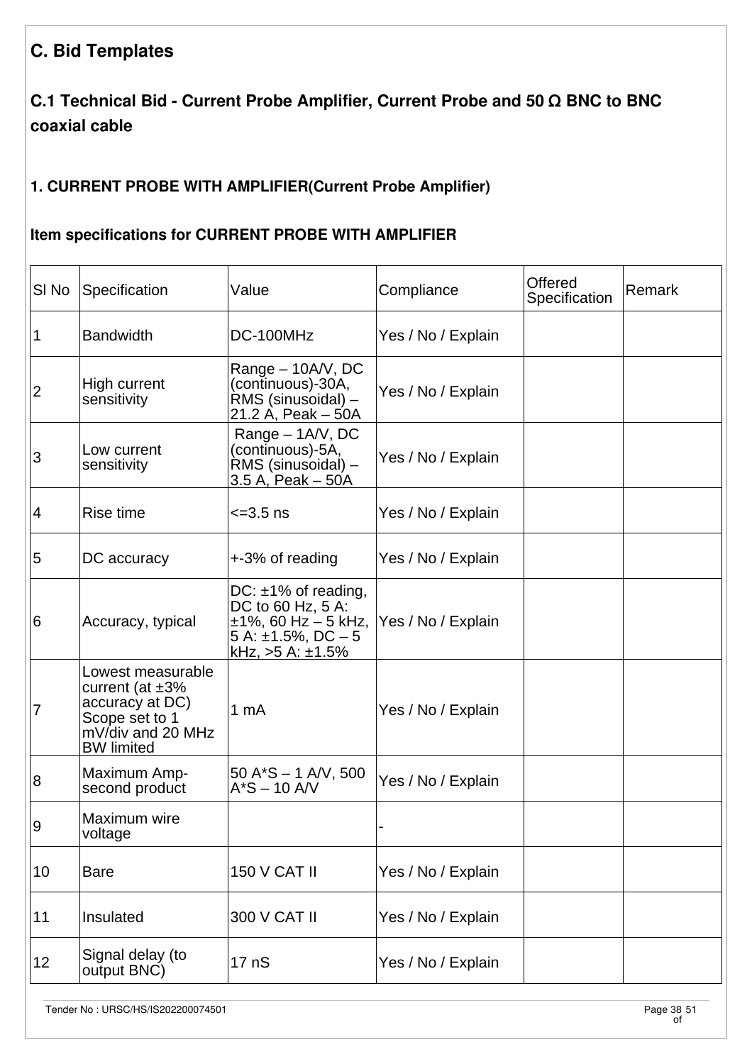## C. Bid Templates

### C.1 Technical Bid - Current Probe Amplifier, Current Probe and 50 Ω BNC to BNC coaxial cable

#### 1. CURRENT PROBE WITH AMPLIFIER(Current Probe Amplifier)

**Item specifications for CURRENT PROBE WITH AMPLIFIER**

| Sl No | Specification | Value | Compliance | Offered Specification | Remark |
|---|---|---|---|---|---|
| 1 | Bandwidth | DC-100MHz | Yes / No / Explain | | |
| 2 | High current sensitivity | Range – 10A/V, DC (continuous)-30A, RMS (sinusoidal) – 21.2 A, Peak – 50A | Yes / No / Explain | | |
| 3 | Low current sensitivity | Range – 1A/V, DC (continuous)-5A, RMS (sinusoidal) – 3.5 A, Peak – 50A | Yes / No / Explain | | |
| 4 | Rise time | <=3.5 ns | Yes / No / Explain | | |
| 5 | DC accuracy | +-3% of reading | Yes / No / Explain | | |
| 6 | Accuracy, typical | DC: ±1% of reading, DC to 60 Hz, 5 A: ±1%, 60 Hz – 5 kHz, 5 A: ±1.5%, DC – 5 kHz, >5 A: ±1.5% | Yes / No / Explain | | |
| 7 | Lowest measurable current (at ±3% accuracy at DC) Scope set to 1 mV/div and 20 MHz BW limited | 1 mA | Yes / No / Explain | | |
| 8 | Maximum Amp-second product | 50 A*S – 1 A/V, 500 A*S – 10 A/V | Yes / No / Explain | | |
| 9 | Maximum wire voltage | | - | | |
| 10 | Bare | 150 V CAT II | Yes / No / Explain | | |
| 11 | Insulated | 300 V CAT II | Yes / No / Explain | | |
| 12 | Signal delay (to output BNC) | 17 nS | Yes / No / Explain | | |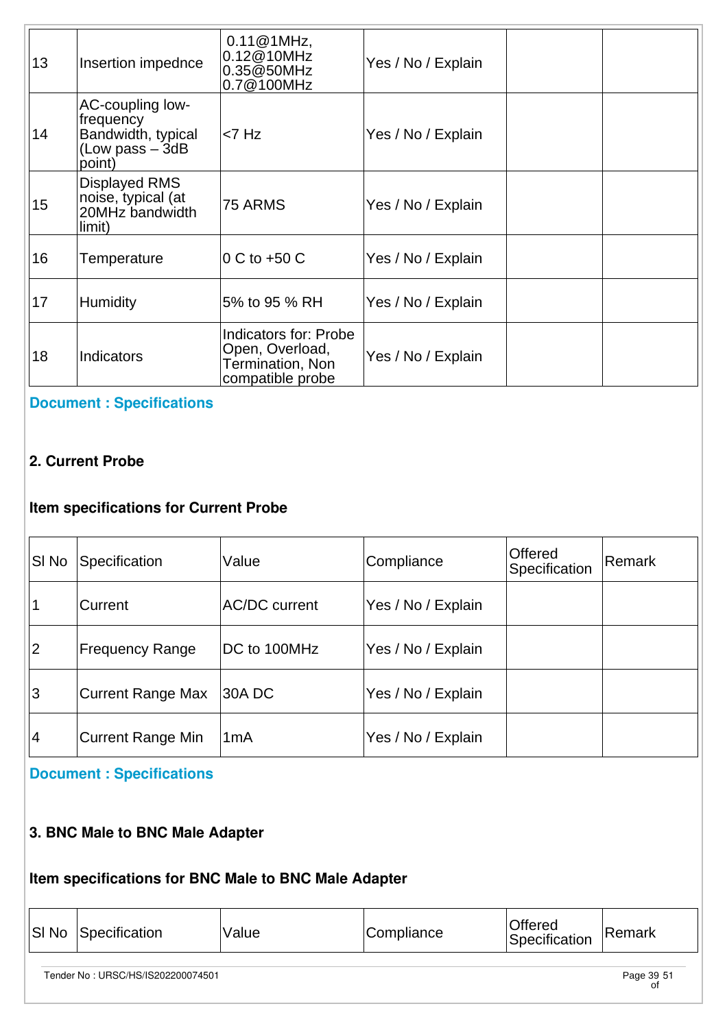| 13 | Insertion impednce | 0.11@1MHz, 0.12@10MHz 0.35@50MHz 0.7@100MHz | Yes / No / Explain | | |
|---|---|---|---|---|---|
| 14 | AC-coupling low-frequency Bandwidth, typical (Low pass – 3dB point) | <7 Hz | Yes / No / Explain | | |
| 15 | Displayed RMS noise, typical (at 20MHz bandwidth limit) | 75 ARMS | Yes / No / Explain | | |
| 16 | Temperature | 0 C to +50 C | Yes / No / Explain | | |
| 17 | Humidity | 5% to 95 % RH | Yes / No / Explain | | |
| 18 | Indicators | Indicators for: Probe Open, Overload, Termination, Non compatible probe | Yes / No / Explain | | |

**Document : Specifications**

**2. Current Probe**

**Item specifications for Current Probe**

| Sl No | Specification | Value | Compliance | Offered Specification | Remark |
|---|---|---|---|---|---|
| 1 | Current | AC/DC current | Yes / No / Explain | | |
| 2 | Frequency Range | DC to 100MHz | Yes / No / Explain | | |
| 3 | Current Range Max | 30A DC | Yes / No / Explain | | |
| 4 | Current Range Min | 1mA | Yes / No / Explain | | |

**Document : Specifications**

**3. BNC Male to BNC Male Adapter**

**Item specifications for BNC Male to BNC Male Adapter**

| Sl No | Specification | Value | Compliance | Offered Specification | Remark |
|---|---|---|---|---|---|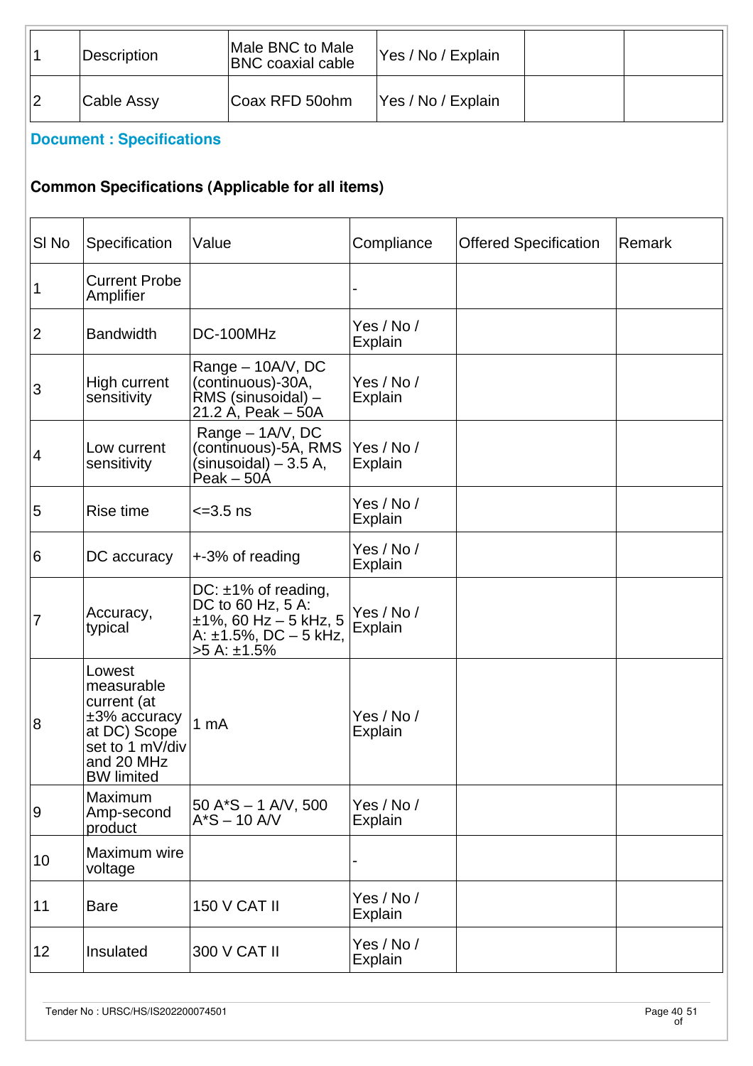| 1 | Description | Male BNC to Male BNC coaxial cable | Yes / No / Explain | | |
|---|---|---|---|---|---|
| 2 | Cable Assy | Coax RFD 50ohm | Yes / No / Explain | | |

**Document : Specifications**

### Common Specifications (Applicable for all items)

| Sl No | Specification | Value | Compliance | Offered Specification | Remark |
|---|---|---|---|---|---|
| 1 | Current Probe Amplifier | | - | | |
| 2 | Bandwidth | DC-100MHz | Yes / No / Explain | | |
| 3 | High current sensitivity | Range – 10A/V, DC (continuous)-30A, RMS (sinusoidal) – 21.2 A, Peak – 50A | Yes / No / Explain | | |
| 4 | Low current sensitivity | Range – 1A/V, DC (continuous)-5A, RMS (sinusoidal) – 3.5 A, Peak – 50A | Yes / No / Explain | | |
| 5 | Rise time | <=3.5 ns | Yes / No / Explain | | |
| 6 | DC accuracy | +-3% of reading | Yes / No / Explain | | |
| 7 | Accuracy, typical | DC: ±1% of reading, DC to 60 Hz, 5 A: ±1%, 60 Hz – 5 kHz, 5 A: ±1.5%, DC – 5 kHz, >5 A: ±1.5% | Yes / No / Explain | | |
| 8 | Lowest measurable current (at ±3% accuracy at DC) Scope set to 1 mV/div and 20 MHz BW limited | 1 mA | Yes / No / Explain | | |
| 9 | Maximum Amp-second product | 50 A*S – 1 A/V, 500 A*S – 10 A/V | Yes / No / Explain | | |
| 10 | Maximum wire voltage | | - | | |
| 11 | Bare | 150 V CAT II | Yes / No / Explain | | |
| 12 | Insulated | 300 V CAT II | Yes / No / Explain | | |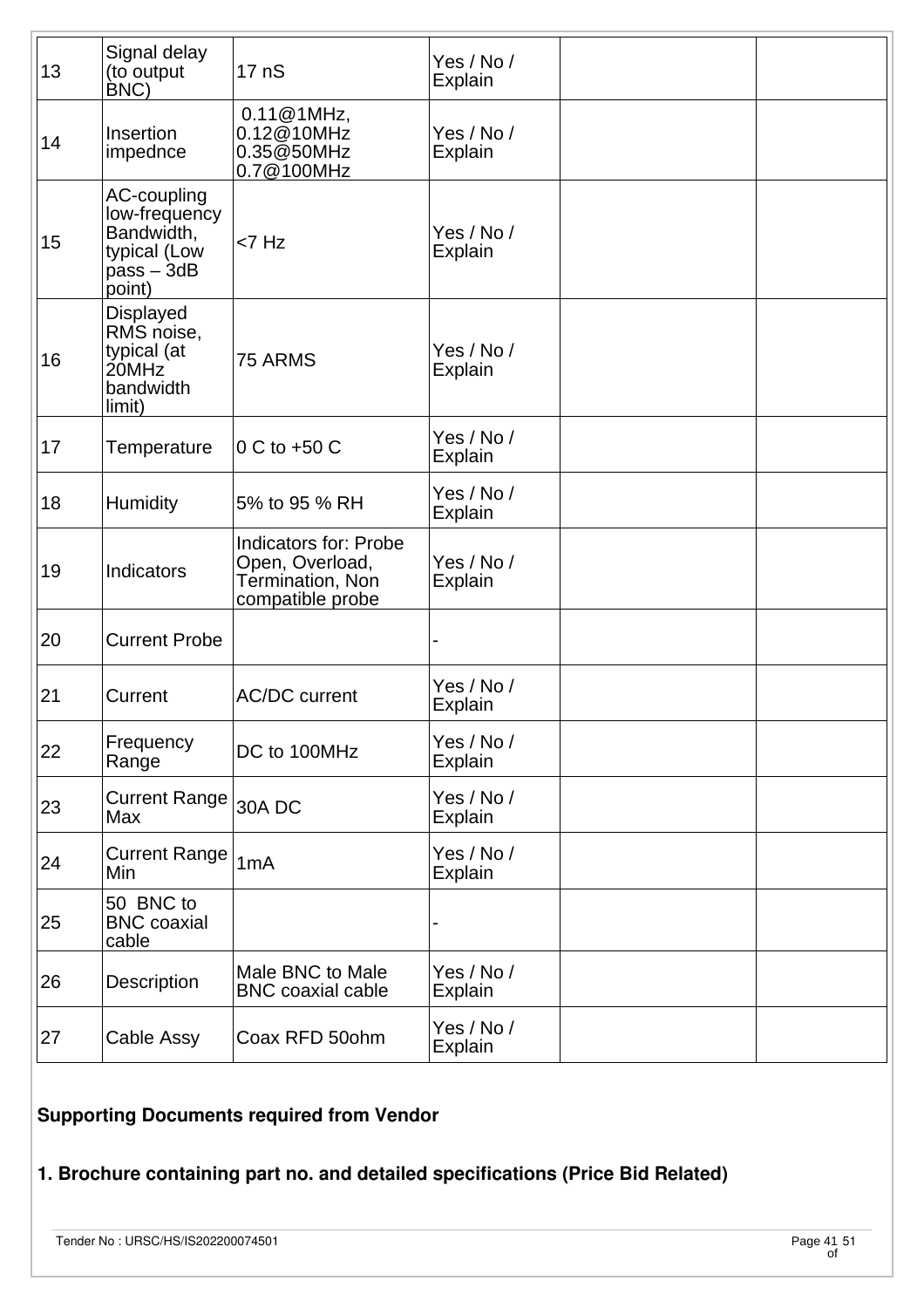| 13 | Signal delay (to output BNC) | 17 nS | Yes / No / Explain | | |
|---|---|---|---|---|---|
| 14 | Insertion impednce | 0.11@1MHz, 0.12@10MHz 0.35@50MHz 0.7@100MHz | Yes / No / Explain | | |
| 15 | AC-coupling low-frequency Bandwidth, typical (Low pass – 3dB point) | <7 Hz | Yes / No / Explain | | |
| 16 | Displayed RMS noise, typical (at 20MHz bandwidth limit) | 75 ARMS | Yes / No / Explain | | |
| 17 | Temperature | 0 C to +50 C | Yes / No / Explain | | |
| 18 | Humidity | 5% to 95 % RH | Yes / No / Explain | | |
| 19 | Indicators | Indicators for: Probe Open, Overload, Termination, Non compatible probe | Yes / No / Explain | | |
| 20 | Current Probe | | - | | |
| 21 | Current | AC/DC current | Yes / No / Explain | | |
| 22 | Frequency Range | DC to 100MHz | Yes / No / Explain | | |
| 23 | Current Range Max | 30A DC | Yes / No / Explain | | |
| 24 | Current Range Min | 1mA | Yes / No / Explain | | |
| 25 | 50 BNC to BNC coaxial cable | | - | | |
| 26 | Description | Male BNC to Male BNC coaxial cable | Yes / No / Explain | | |
| 27 | Cable Assy | Coax RFD 50ohm | Yes / No / Explain | | |

**Supporting Documents required from Vendor**

**1. Brochure containing part no. and detailed specifications (Price Bid Related)**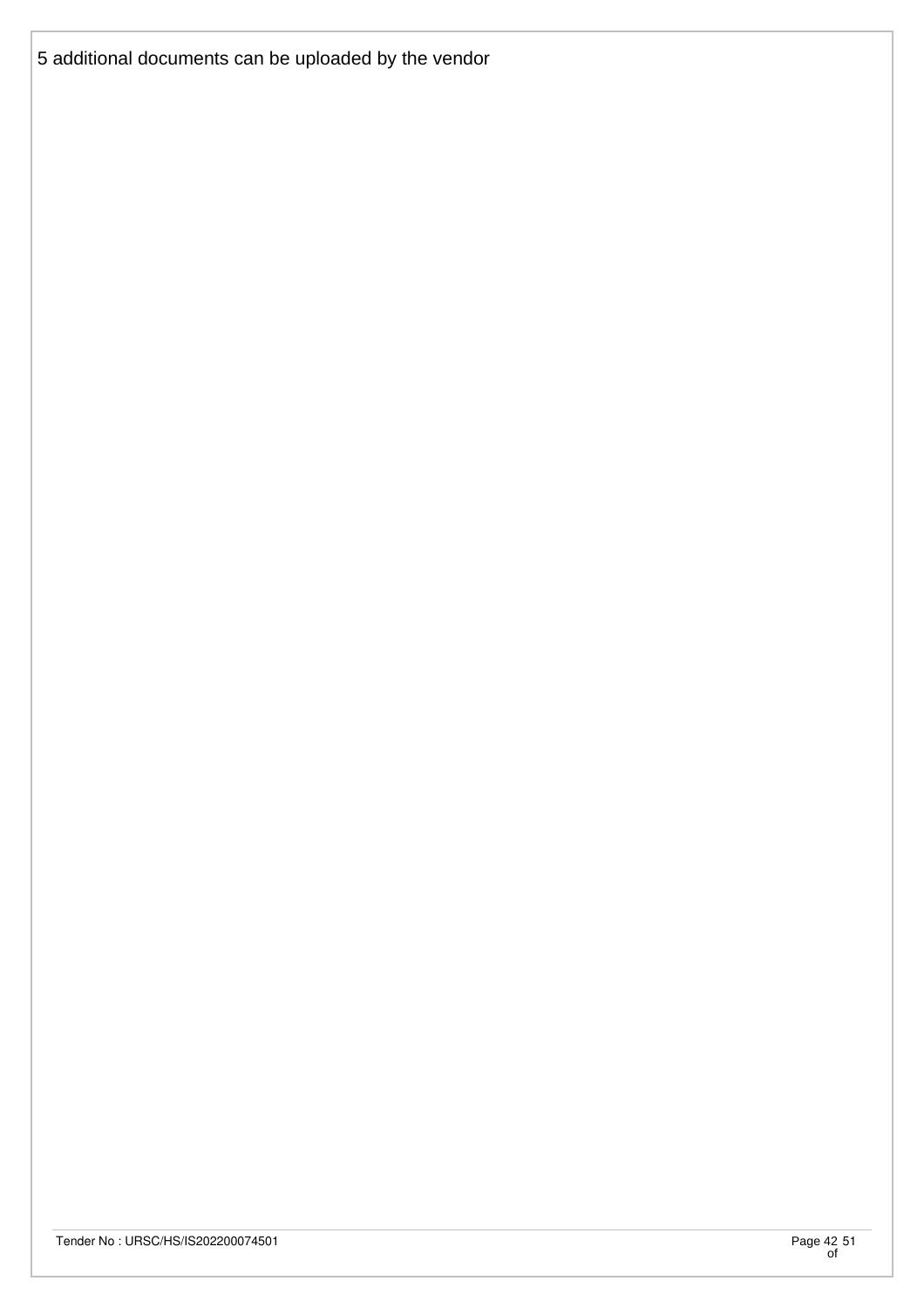5 additional documents can be uploaded by the vendor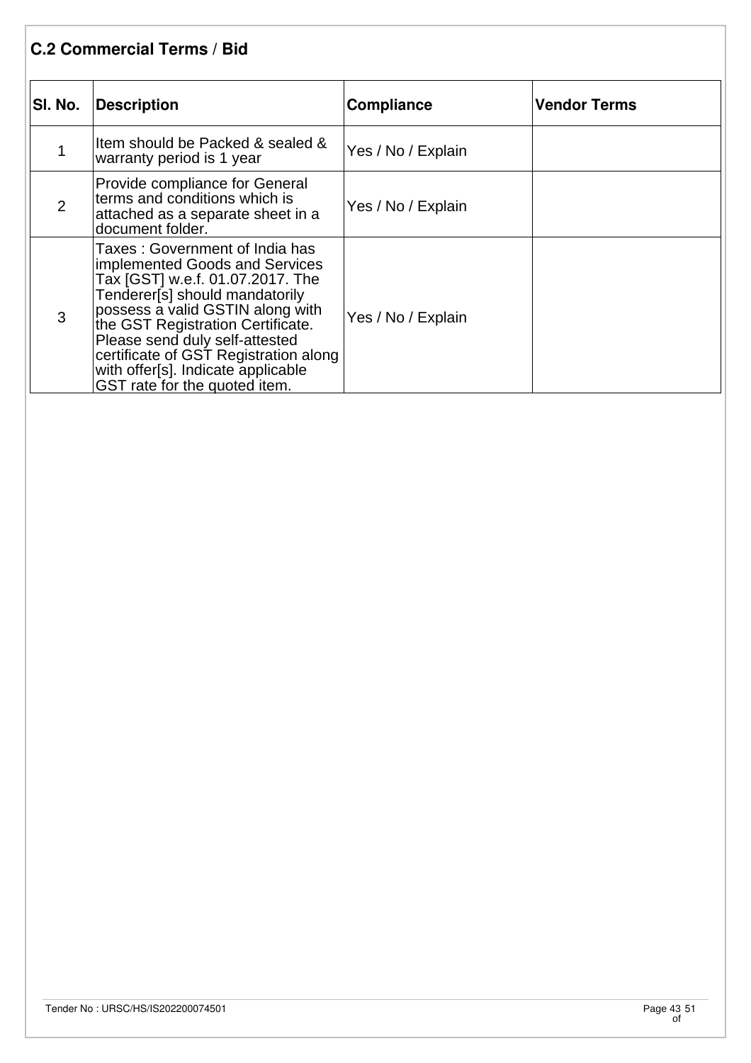## C.2 Commercial Terms / Bid

| Sl. No. | Description | Compliance | Vendor Terms |
|---|---|---|---|
| 1 | Item should be Packed & sealed & warranty period is 1 year | Yes / No / Explain | |
| 2 | Provide compliance for General terms and conditions which is attached as a separate sheet in a document folder. | Yes / No / Explain | |
| 3 | Taxes : Government of India has implemented Goods and Services Tax [GST] w.e.f. 01.07.2017. The Tenderer[s] should mandatorily possess a valid GSTIN along with the GST Registration Certificate. Please send duly self-attested certificate of GST Registration along with offer[s]. Indicate applicable GST rate for the quoted item. | Yes / No / Explain | |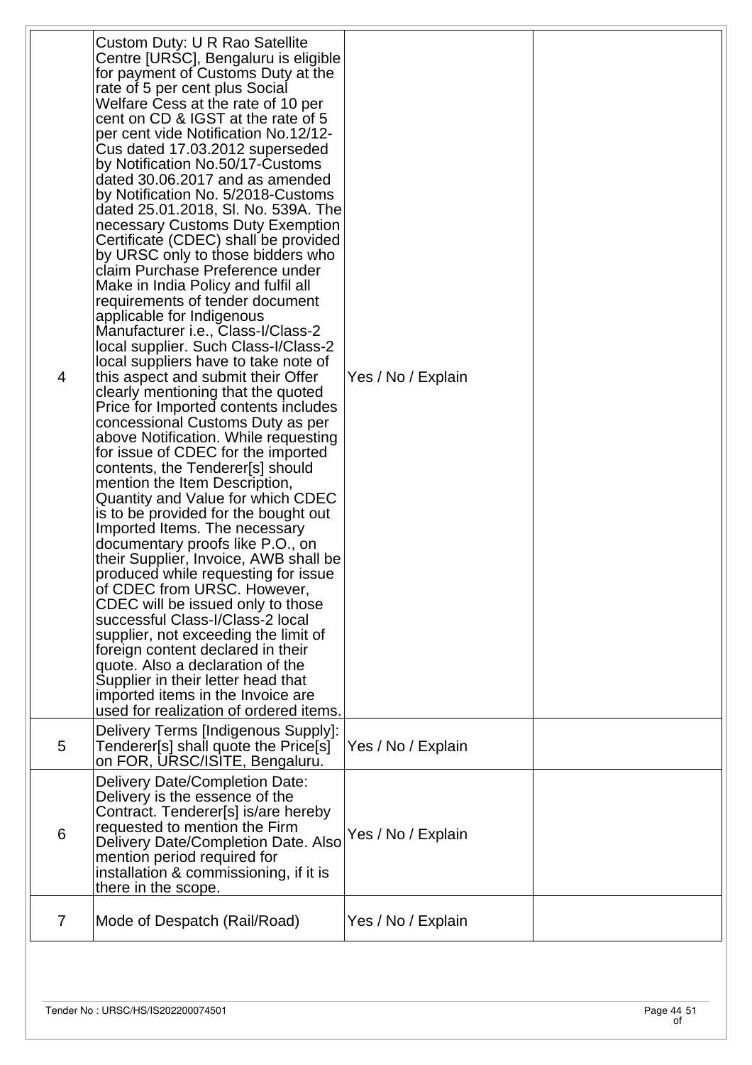| | | | |
|---|---|---|---|
| 4 | Custom Duty: U R Rao Satellite Centre [URSC], Bengaluru is eligible for payment of Customs Duty at the rate of 5 per cent plus Social Welfare Cess at the rate of 10 per cent on CD & IGST at the rate of 5 per cent vide Notification No.12/12-Cus dated 17.03.2012 superseded by Notification No.50/17-Customs dated 30.06.2017 and as amended by Notification No. 5/2018-Customs dated 25.01.2018, Sl. No. 539A. The necessary Customs Duty Exemption Certificate (CDEC) shall be provided by URSC only to those bidders who claim Purchase Preference under Make in India Policy and fulfil all requirements of tender document applicable for Indigenous Manufacturer i.e., Class-I/Class-2 local supplier. Such Class-I/Class-2 local suppliers have to take note of this aspect and submit their Offer clearly mentioning that the quoted Price for Imported contents includes concessional Customs Duty as per above Notification. While requesting for issue of CDEC for the imported contents, the Tenderer[s] should mention the Item Description, Quantity and Value for which CDEC is to be provided for the bought out Imported Items. The necessary documentary proofs like P.O., on their Supplier, Invoice, AWB shall be produced while requesting for issue of CDEC from URSC. However, CDEC will be issued only to those successful Class-I/Class-2 local supplier, not exceeding the limit of foreign content declared in their quote. Also a declaration of the Supplier in their letter head that imported items in the Invoice are used for realization of ordered items. | Yes / No / Explain | |
| 5 | Delivery Terms [Indigenous Supply]: Tenderer[s] shall quote the Price[s] on FOR, URSC/ISITE, Bengaluru. | Yes / No / Explain | |
| 6 | Delivery Date/Completion Date: Delivery is the essence of the Contract. Tenderer[s] is/are hereby requested to mention the Firm Delivery Date/Completion Date. Also mention period required for installation & commissioning, if it is there in the scope. | Yes / No / Explain | |
| 7 | Mode of Despatch (Rail/Road) | Yes / No / Explain | |

Tender No : URSC/HS/IS202200074501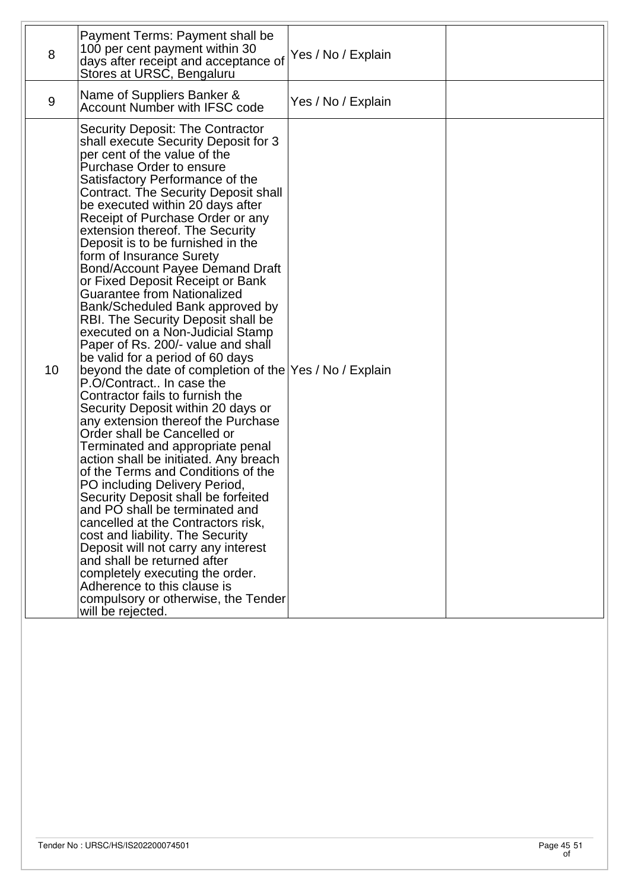| 8 | Payment Terms: Payment shall be 100 per cent payment within 30 days after receipt and acceptance of Stores at URSC, Bengaluru | Yes / No / Explain | |
|---|---|---|---|
| 9 | Name of Suppliers Banker & Account Number with IFSC code | Yes / No / Explain | |
| 10 | Security Deposit: The Contractor shall execute Security Deposit for 3 per cent of the value of the Purchase Order to ensure Satisfactory Performance of the Contract. The Security Deposit shall be executed within 20 days after Receipt of Purchase Order or any extension thereof. The Security Deposit is to be furnished in the form of Insurance Surety Bond/Account Payee Demand Draft or Fixed Deposit Receipt or Bank Guarantee from Nationalized Bank/Scheduled Bank approved by RBI. The Security Deposit shall be executed on a Non-Judicial Stamp Paper of Rs. 200/- value and shall be valid for a period of 60 days beyond the date of completion of the P.O/Contract.. In case the Contractor fails to furnish the Security Deposit within 20 days or any extension thereof the Purchase Order shall be Cancelled or Terminated and appropriate penal action shall be initiated. Any breach of the Terms and Conditions of the PO including Delivery Period, Security Deposit shall be forfeited and PO shall be terminated and cancelled at the Contractors risk, cost and liability. The Security Deposit will not carry any interest and shall be returned after completely executing the order. Adherence to this clause is compulsory or otherwise, the Tender will be rejected. | Yes / No / Explain | |

Tender No : URSC/HS/IS202200074501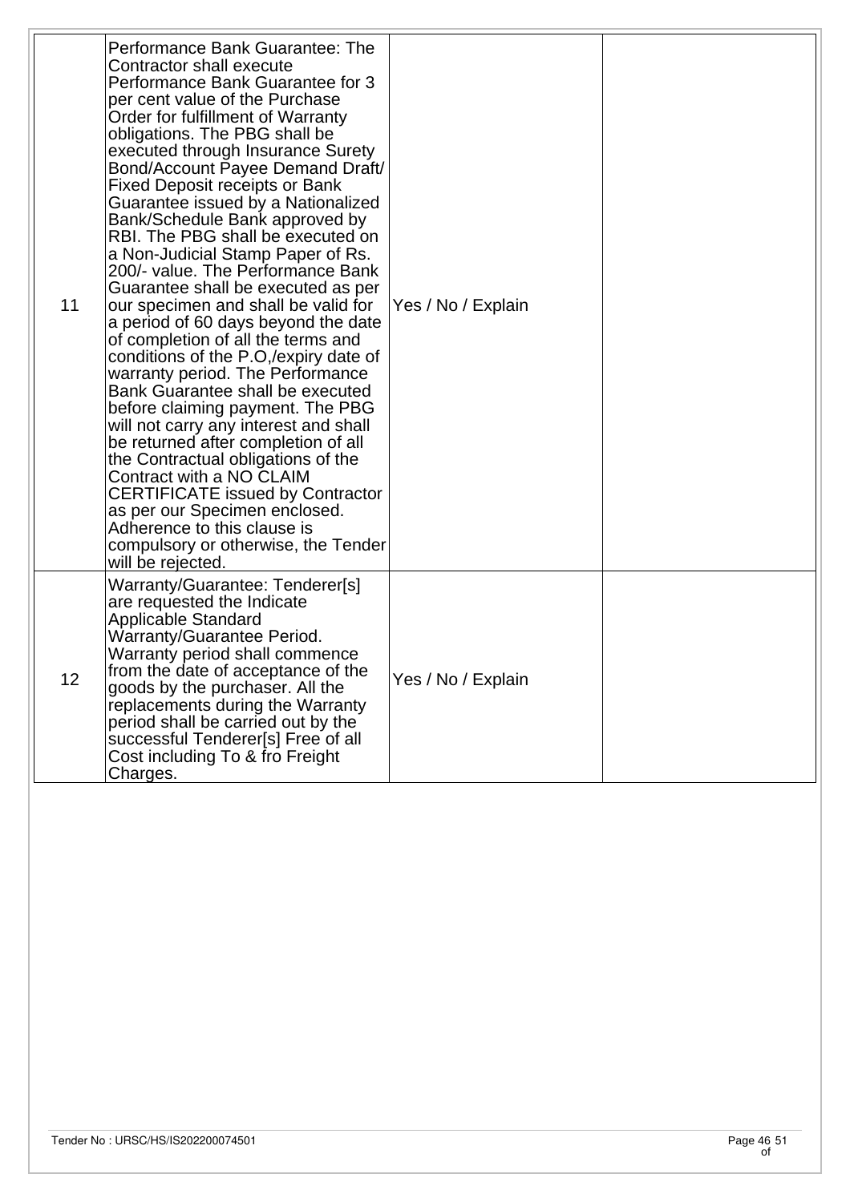| | | | |
|---|---|---|---|
| 11 | Performance Bank Guarantee: The Contractor shall execute Performance Bank Guarantee for 3 per cent value of the Purchase Order for fulfillment of Warranty obligations. The PBG shall be executed through Insurance Surety Bond/Account Payee Demand Draft/ Fixed Deposit receipts or Bank Guarantee issued by a Nationalized Bank/Schedule Bank approved by RBI. The PBG shall be executed on a Non-Judicial Stamp Paper of Rs. 200/- value. The Performance Bank Guarantee shall be executed as per our specimen and shall be valid for a period of 60 days beyond the date of completion of all the terms and conditions of the P.O,/expiry date of warranty period. The Performance Bank Guarantee shall be executed before claiming payment. The PBG will not carry any interest and shall be returned after completion of all the Contractual obligations of the Contract with a NO CLAIM CERTIFICATE issued by Contractor as per our Specimen enclosed. Adherence to this clause is compulsory or otherwise, the Tender will be rejected. | Yes / No / Explain | |
| 12 | Warranty/Guarantee: Tenderer[s] are requested the Indicate Applicable Standard Warranty/Guarantee Period. Warranty period shall commence from the date of acceptance of the goods by the purchaser. All the replacements during the Warranty period shall be carried out by the successful Tenderer[s] Free of all Cost including To & fro Freight Charges. | Yes / No / Explain | |

Tender No : URSC/HS/IS202200074501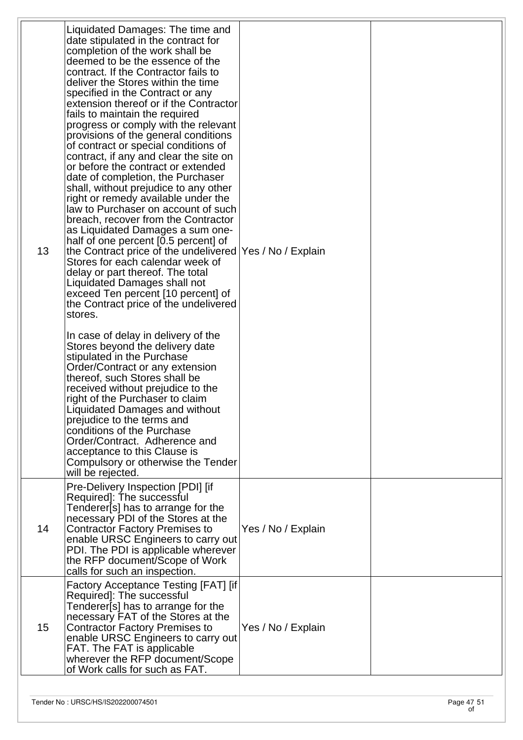| | | | |
|---|---|---|---|
| 13 | Liquidated Damages: The time and date stipulated in the contract for completion of the work shall be deemed to be the essence of the contract. If the Contractor fails to deliver the Stores within the time specified in the Contract or any extension thereof or if the Contractor fails to maintain the required progress or comply with the relevant provisions of the general conditions of contract or special conditions of contract, if any and clear the site on or before the contract or extended date of completion, the Purchaser shall, without prejudice to any other right or remedy available under the law to Purchaser on account of such breach, recover from the Contractor as Liquidated Damages a sum one-half of one percent [0.5 percent] of the Contract price of the undelivered Stores for each calendar week of delay or part thereof. The total Liquidated Damages shall not exceed Ten percent [10 percent] of the Contract price of the undelivered stores.<br><br>In case of delay in delivery of the Stores beyond the delivery date stipulated in the Purchase Order/Contract or any extension thereof, such Stores shall be received without prejudice to the right of the Purchaser to claim Liquidated Damages and without prejudice to the terms and conditions of the Purchase Order/Contract. Adherence and acceptance to this Clause is Compulsory or otherwise the Tender will be rejected. | Yes / No / Explain | |
| 14 | Pre-Delivery Inspection [PDI] [if Required]: The successful Tenderer[s] has to arrange for the necessary PDI of the Stores at the Contractor Factory Premises to enable URSC Engineers to carry out PDI. The PDI is applicable wherever the RFP document/Scope of Work calls for such an inspection. | Yes / No / Explain | |
| 15 | Factory Acceptance Testing [FAT] [if Required]: The successful Tenderer[s] has to arrange for the necessary FAT of the Stores at the Contractor Factory Premises to enable URSC Engineers to carry out FAT. The FAT is applicable wherever the RFP document/Scope of Work calls for such as FAT. | Yes / No / Explain | |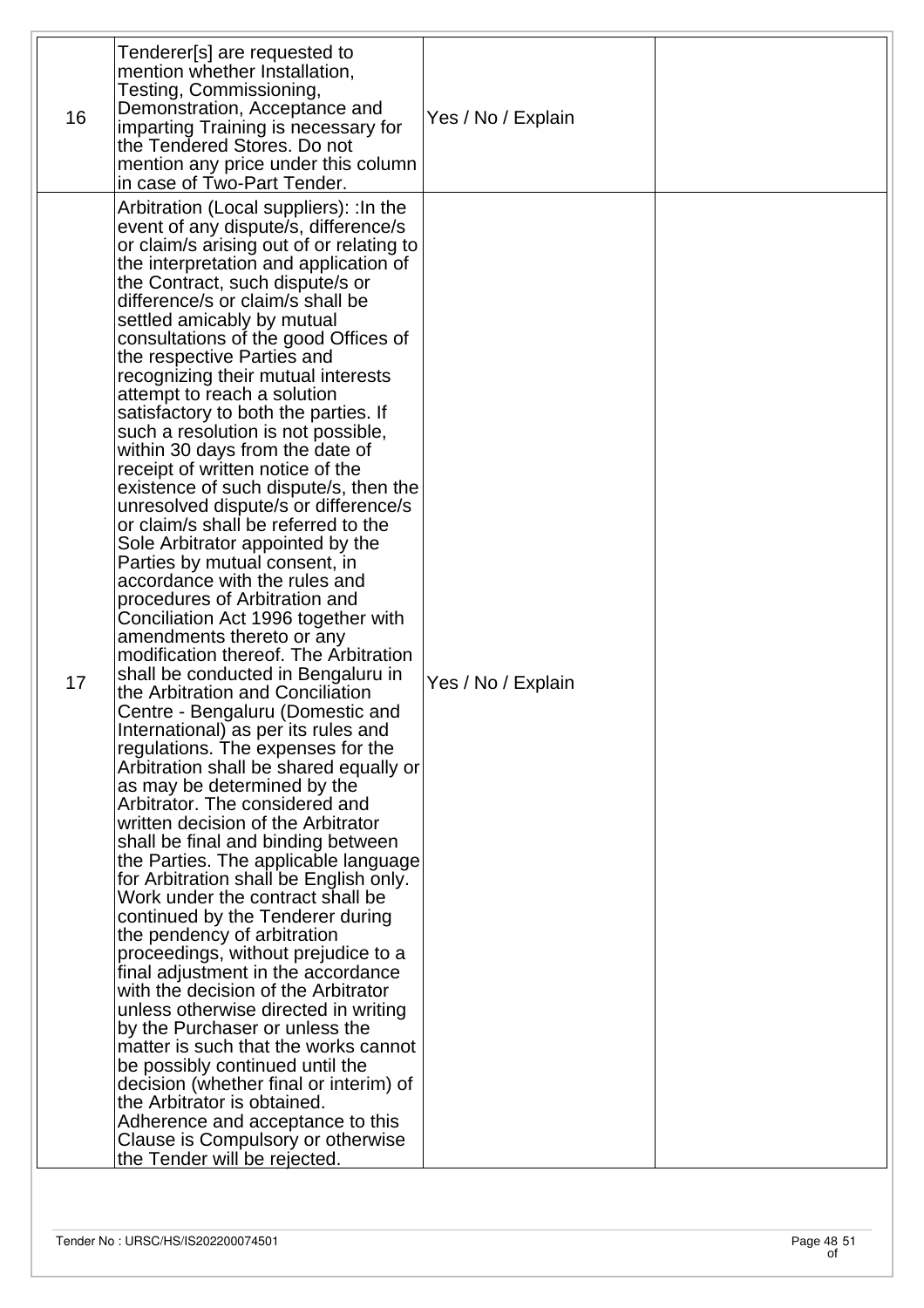| 16 | Tenderer[s] are requested to mention whether Installation, Testing, Commissioning, Demonstration, Acceptance and imparting Training is necessary for the Tendered Stores. Do not mention any price under this column in case of Two-Part Tender. | Yes / No / Explain | |
|---|---|---|---|
| 17 | Arbitration (Local suppliers): :In the event of any dispute/s, difference/s or claim/s arising out of or relating to the interpretation and application of the Contract, such dispute/s or difference/s or claim/s shall be settled amicably by mutual consultations of the good Offices of the respective Parties and recognizing their mutual interests attempt to reach a solution satisfactory to both the parties. If such a resolution is not possible, within 30 days from the date of receipt of written notice of the existence of such dispute/s, then the unresolved dispute/s or difference/s or claim/s shall be referred to the Sole Arbitrator appointed by the Parties by mutual consent, in accordance with the rules and procedures of Arbitration and Conciliation Act 1996 together with amendments thereto or any modification thereof. The Arbitration shall be conducted in Bengaluru in the Arbitration and Conciliation Centre - Bengaluru (Domestic and International) as per its rules and regulations. The expenses for the Arbitration shall be shared equally or as may be determined by the Arbitrator. The considered and written decision of the Arbitrator shall be final and binding between the Parties. The applicable language for Arbitration shall be English only. Work under the contract shall be continued by the Tenderer during the pendency of arbitration proceedings, without prejudice to a final adjustment in the accordance with the decision of the Arbitrator unless otherwise directed in writing by the Purchaser or unless the matter is such that the works cannot be possibly continued until the decision (whether final or interim) of the Arbitrator is obtained. Adherence and acceptance to this Clause is Compulsory or otherwise the Tender will be rejected. | Yes / No / Explain | |

Tender No : URSC/HS/IS202200074501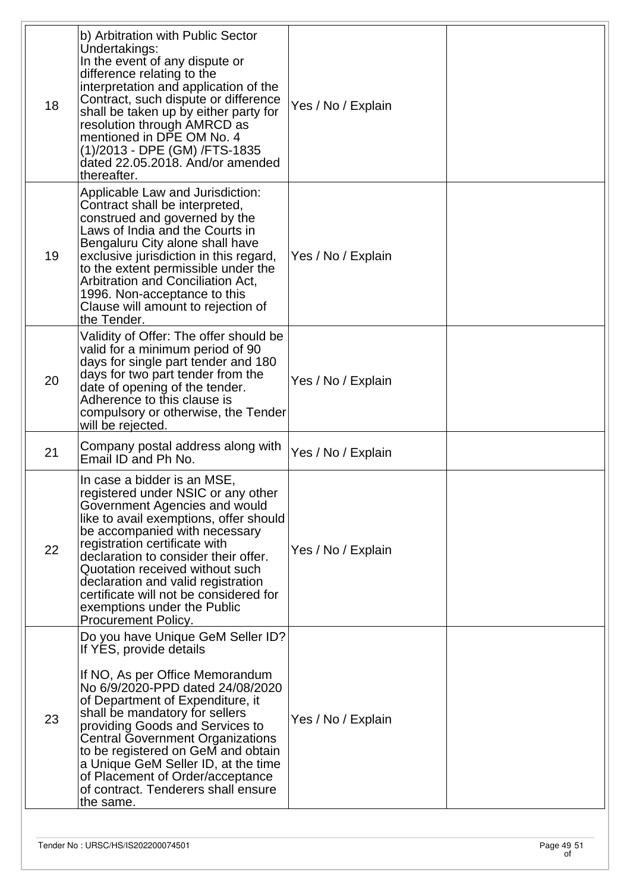| | | | |
|---|---|---|---|
| 18 | b) Arbitration with Public Sector Undertakings:<br>In the event of any dispute or difference relating to the interpretation and application of the Contract, such dispute or difference shall be taken up by either party for resolution through AMRCD as mentioned in DPE OM No. 4 (1)/2013 - DPE (GM) /FTS-1835 dated 22.05.2018. And/or amended thereafter. | Yes / No / Explain | |
| 19 | Applicable Law and Jurisdiction: Contract shall be interpreted, construed and governed by the Laws of India and the Courts in Bengaluru City alone shall have exclusive jurisdiction in this regard, to the extent permissible under the Arbitration and Conciliation Act, 1996. Non-acceptance to this Clause will amount to rejection of the Tender. | Yes / No / Explain | |
| 20 | Validity of Offer: The offer should be valid for a minimum period of 90 days for single part tender and 180 days for two part tender from the date of opening of the tender. Adherence to this clause is compulsory or otherwise, the Tender will be rejected. | Yes / No / Explain | |
| 21 | Company postal address along with Email ID and Ph No. | Yes / No / Explain | |
| 22 | In case a bidder is an MSE, registered under NSIC or any other Government Agencies and would like to avail exemptions, offer should be accompanied with necessary registration certificate with declaration to consider their offer. Quotation received without such declaration and valid registration certificate will not be considered for exemptions under the Public Procurement Policy. | Yes / No / Explain | |
| 23 | Do you have Unique GeM Seller ID? If YES, provide details<br><br>If NO, As per Office Memorandum No 6/9/2020-PPD dated 24/08/2020 of Department of Expenditure, it shall be mandatory for sellers providing Goods and Services to Central Government Organizations to be registered on GeM and obtain a Unique GeM Seller ID, at the time of Placement of Order/acceptance of contract. Tenderers shall ensure the same. | Yes / No / Explain | |

Tender No : URSC/HS/IS202200074501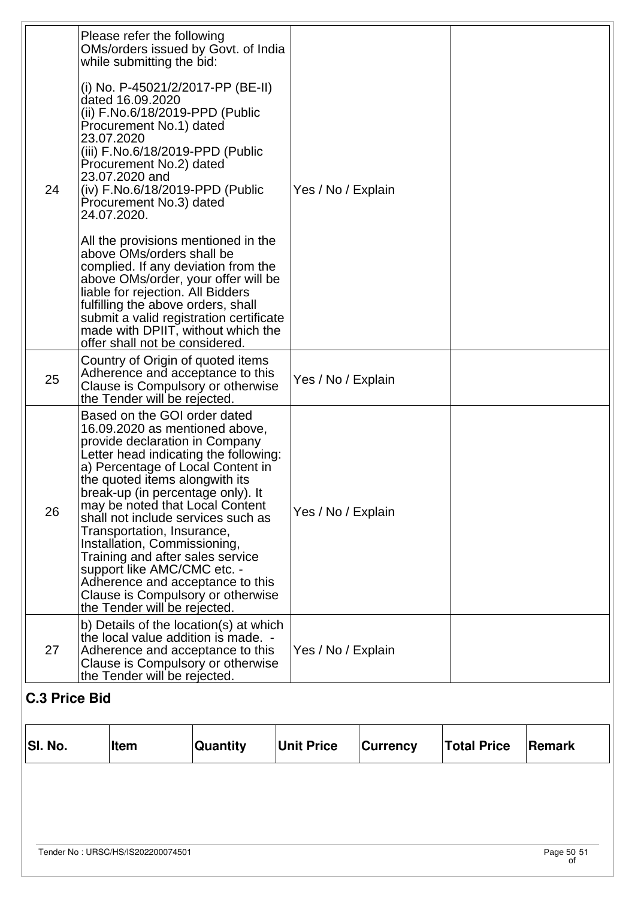| 24 | Please refer the following OMs/orders issued by Govt. of India while submitting the bid:<br><br>(i) No. P-45021/2/2017-PP (BE-II) dated 16.09.2020<br>(ii) F.No.6/18/2019-PPD (Public Procurement No.1) dated 23.07.2020<br>(iii) F.No.6/18/2019-PPD (Public Procurement No.2) dated 23.07.2020 and<br>(iv) F.No.6/18/2019-PPD (Public Procurement No.3) dated 24.07.2020.<br><br>All the provisions mentioned in the above OMs/orders shall be complied. If any deviation from the above OMs/order, your offer will be liable for rejection. All Bidders fulfilling the above orders, shall submit a valid registration certificate made with DPIIT, without which the offer shall not be considered. | Yes / No / Explain | |
|---|---|---|---|
| 25 | Country of Origin of quoted items Adherence and acceptance to this Clause is Compulsory or otherwise the Tender will be rejected. | Yes / No / Explain | |
| 26 | Based on the GOI order dated 16.09.2020 as mentioned above, provide declaration in Company Letter head indicating the following:<br>a) Percentage of Local Content in the quoted items alongwith its break-up (in percentage only). It may be noted that Local Content shall not include services such as Transportation, Insurance, Installation, Commissioning, Training and after sales service support like AMC/CMC etc. - Adherence and acceptance to this Clause is Compulsory or otherwise the Tender will be rejected. | Yes / No / Explain | |
| 27 | b) Details of the location(s) at which the local value addition is made. - Adherence and acceptance to this Clause is Compulsory or otherwise the Tender will be rejected. | Yes / No / Explain | |

### C.3 Price Bid

| Sl. No. | Item | Quantity | Unit Price | Currency | Total Price | Remark |
|---|---|---|---|---|---|---|

Tender No : URSC/HS/IS202200074501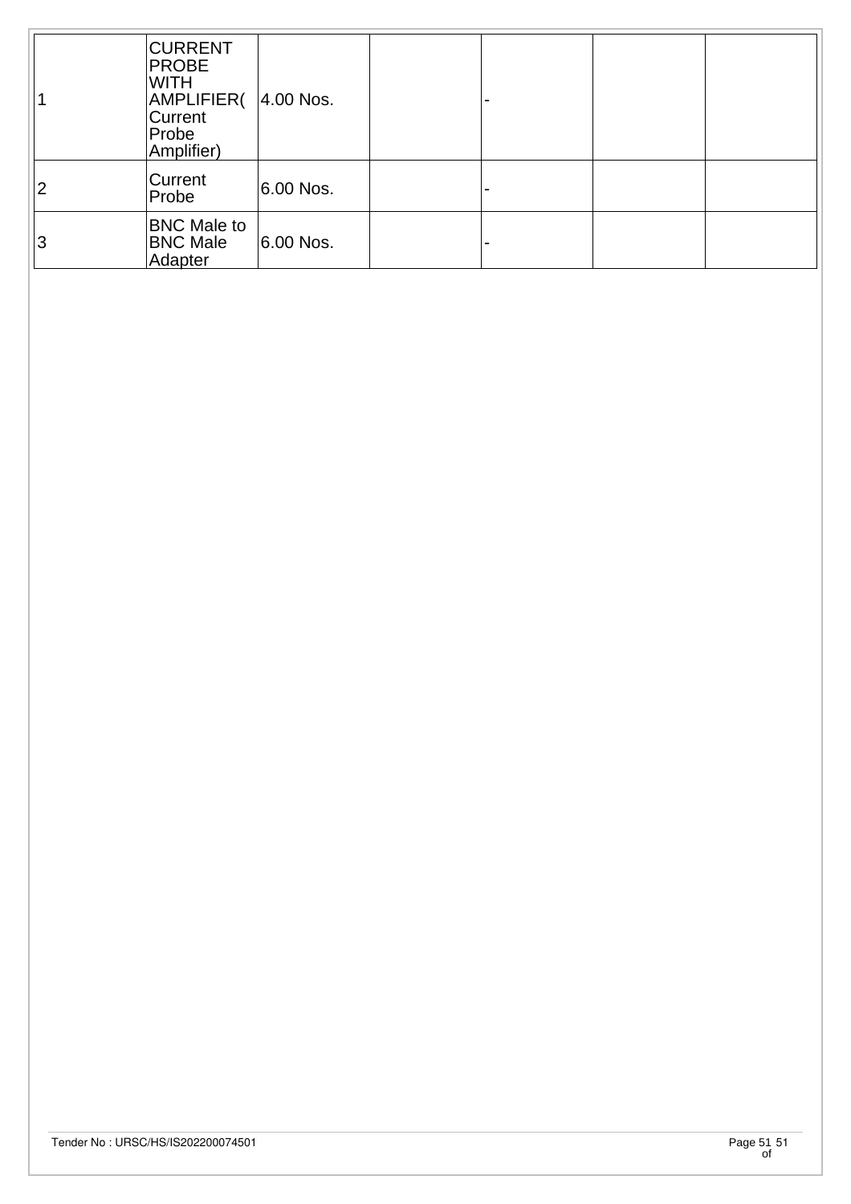| | | | | | | |
|---|---|---|---|---|---|---|
| 1 | CURRENT PROBE WITH AMPLIFIER( Current Probe Amplifier) | 4.00 Nos. | | - | | |
| 2 | Current Probe | 6.00 Nos. | | - | | |
| 3 | BNC Male to BNC Male Adapter | 6.00 Nos. | | - | | |